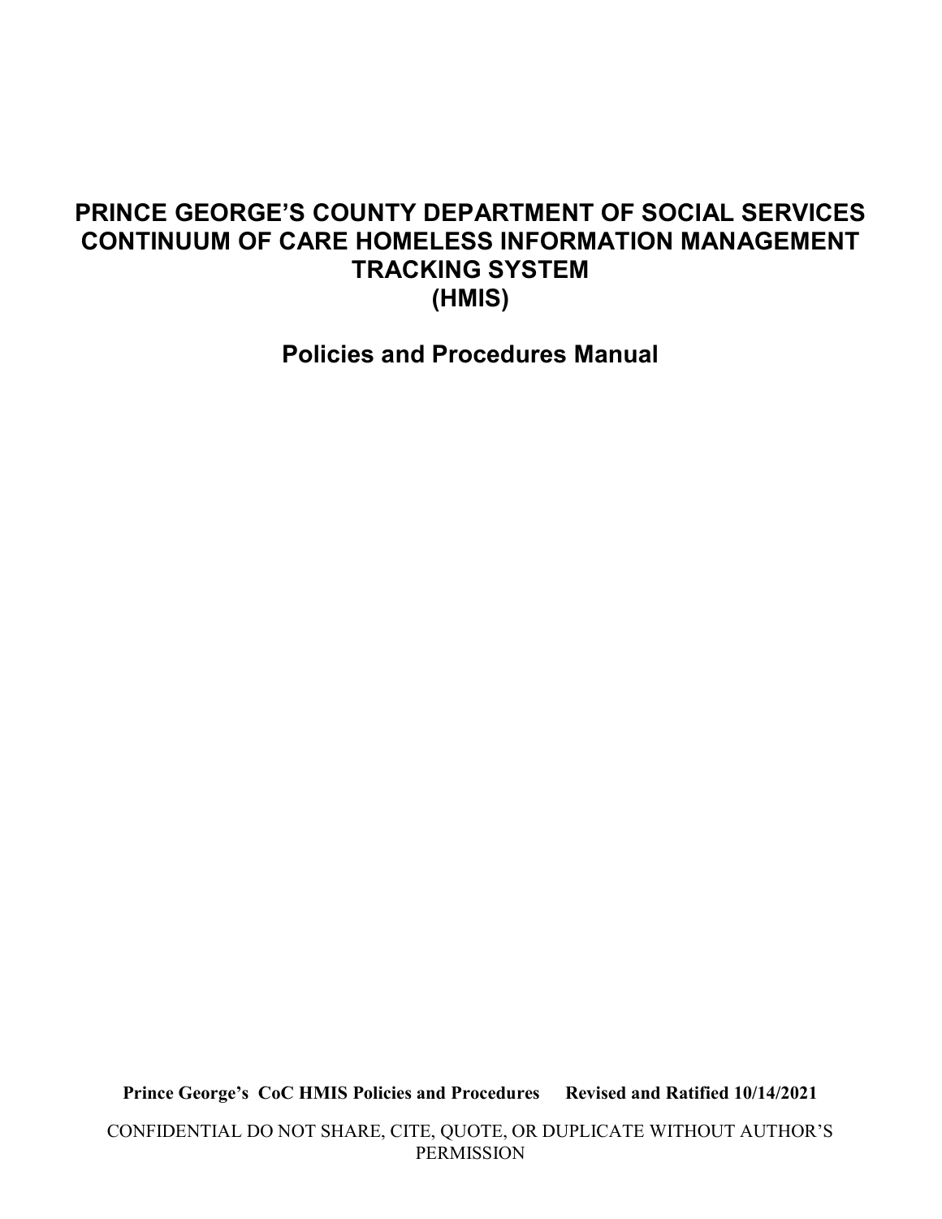# PRINCE GEORGE'S COUNTY DEPARTMENT OF SOCIAL SERVICES CONTINUUM OF CARE HOMELESS INFORMATION MANAGEMENT TRACKING SYSTEM (HMIS)

## Policies and Procedures Manual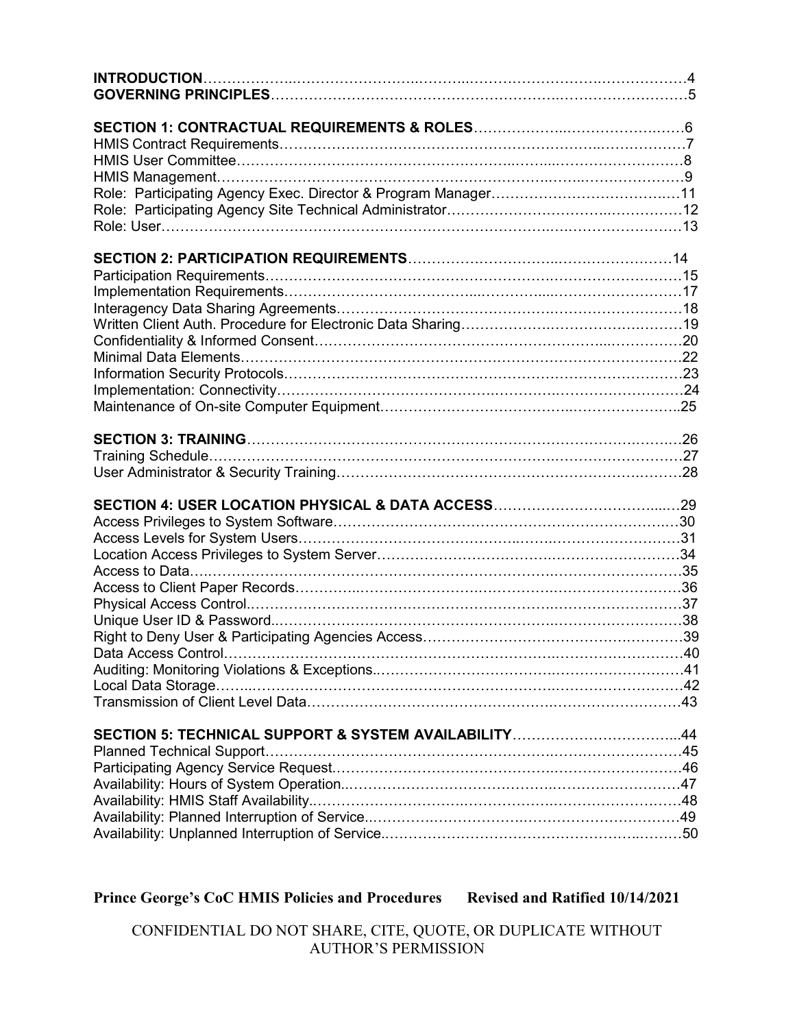**INTRODUCTION**……………………………………………………………………………………4
**GOVERNING PRINCIPLES**…………………………………………………………………………5

**SECTION 1: CONTRACTUAL REQUIREMENTS & ROLES**………………………………………6
HMIS Contract Requirements…………………………………………………………………………7
HMIS User Committee…………………………………………………………………………………8
HMIS Management……………………………………………………………………………………9
Role: Participating Agency Exec. Director & Program Manager…………………………………11
Role: Participating Agency Site Technical Administrator……………………………………………12
Role: User………………………………………………………………………………………………13

**SECTION 2: PARTICIPATION REQUIREMENTS**…………………………………………………14
Participation Requirements……………………………………………………………………………15
Implementation Requirements…………………………………………………………………………17
Interagency Data Sharing Agreements………………………………………………………………18
Written Client Auth. Procedure for Electronic Data Sharing…………………………………………19
Confidentiality & Informed Consent……………………………………………………………………20
Minimal Data Elements…………………………………………………………………………………22
Information Security Protocols…………………………………………………………………………23
Implementation: Connectivity……………………………………………………………………………24
Maintenance of On-site Computer Equipment…………………………………………………………25

**SECTION 3: TRAINING**…………………………………………………………………………………26
Training Schedule…………………………………………………………………………………………27
User Administrator & Security Training…………………………………………………………………28

**SECTION 4: USER LOCATION PHYSICAL & DATA ACCESS**………………………………………29
Access Privileges to System Software…………………………………………………………………30
Access Levels for System Users…………………………………………………………………………31
Location Access Privileges to System Server……………………………………………………………34
Access to Data………………………………………………………………………………………………35
Access to Client Paper Records……………………………………………………………………………36
Physical Access Control……………………………………………………………………………………37
Unique User ID & Password………………………………………………………………………………38
Right to Deny User & Participating Agencies Access……………………………………………………39
Data Access Control…………………………………………………………………………………………40
Auditing: Monitoring Violations & Exceptions……………………………………………………………41
Local Data Storage…………………………………………………………………………………………42
Transmission of Client Level Data…………………………………………………………………………43

**SECTION 5: TECHNICAL SUPPORT & SYSTEM AVAILABILITY**……………………………………44
Planned Technical Support…………………………………………………………………………………45
Participating Agency Service Request………………………………………………………………………46
Availability: Hours of System Operation……………………………………………………………………47
Availability: HMIS Staff Availability…………………………………………………………………………48
Availability: Planned Interruption of Service…………………………………………………………………49
Availability: Unplanned Interruption of Service………………………………………………………………50

**Prince George's CoC HMIS Policies and Procedures Revised and Ratified 10/14/2021**

CONFIDENTIAL DO NOT SHARE, CITE, QUOTE, OR DUPLICATE WITHOUT AUTHOR'S PERMISSION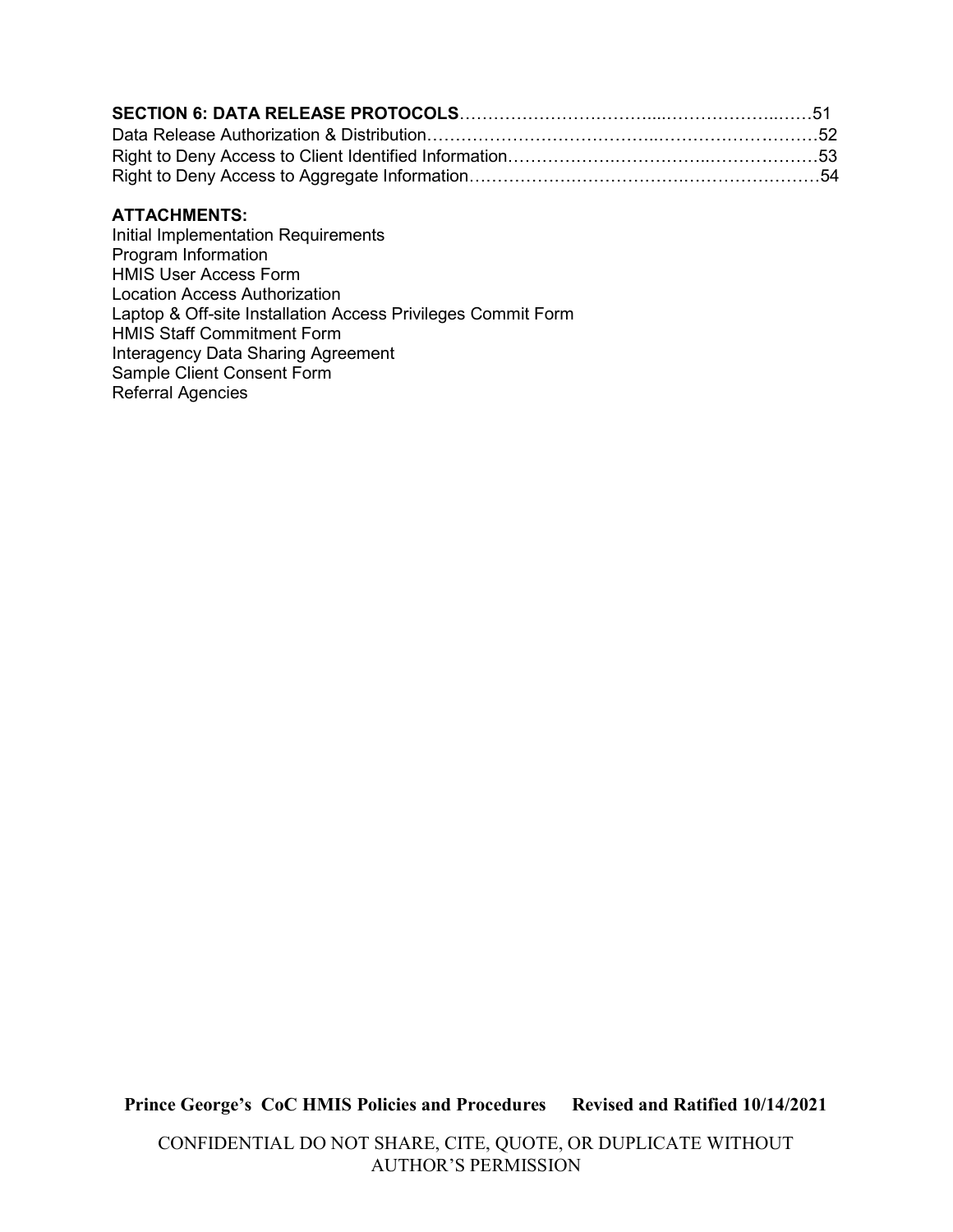**SECTION 6: DATA RELEASE PROTOCOLS**……………………………...…………………..……51
Data Release Authorization & Distribution………………………………..……………………….52
Right to Deny Access to Client Identified Information……………….……………..……………….53
Right to Deny Access to Aggregate Information……………………………….…………………….54

**ATTACHMENTS:**

Initial Implementation Requirements
Program Information
HMIS User Access Form
Location Access Authorization
Laptop & Off-site Installation Access Privileges Commit Form
HMIS Staff Commitment Form
Interagency Data Sharing Agreement
Sample Client Consent Form
Referral Agencies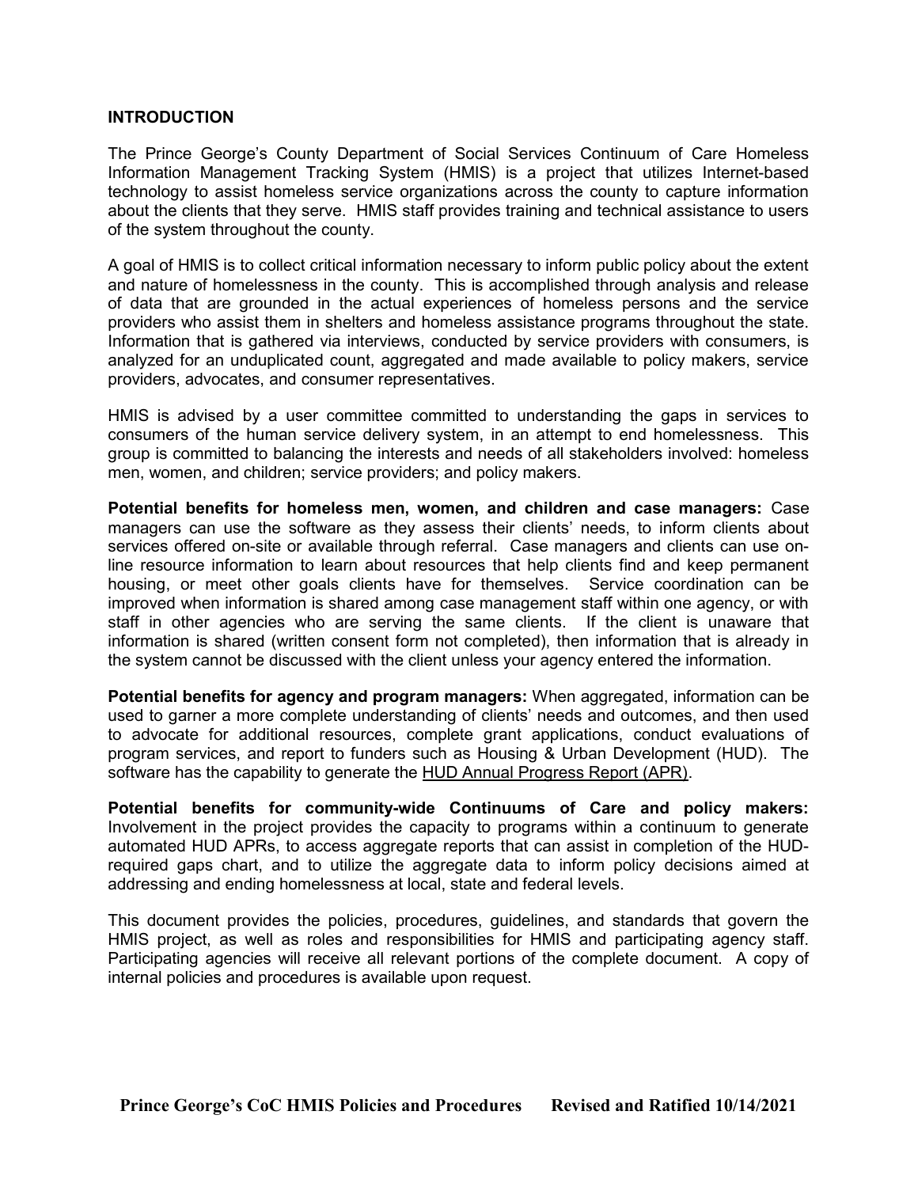## INTRODUCTION

The Prince George's County Department of Social Services Continuum of Care Homeless Information Management Tracking System (HMIS) is a project that utilizes Internet-based technology to assist homeless service organizations across the county to capture information about the clients that they serve. HMIS staff provides training and technical assistance to users of the system throughout the county.

A goal of HMIS is to collect critical information necessary to inform public policy about the extent and nature of homelessness in the county. This is accomplished through analysis and release of data that are grounded in the actual experiences of homeless persons and the service providers who assist them in shelters and homeless assistance programs throughout the state. Information that is gathered via interviews, conducted by service providers with consumers, is analyzed for an unduplicated count, aggregated and made available to policy makers, service providers, advocates, and consumer representatives.

HMIS is advised by a user committee committed to understanding the gaps in services to consumers of the human service delivery system, in an attempt to end homelessness. This group is committed to balancing the interests and needs of all stakeholders involved: homeless men, women, and children; service providers; and policy makers.

**Potential benefits for homeless men, women, and children and case managers:** Case managers can use the software as they assess their clients' needs, to inform clients about services offered on-site or available through referral. Case managers and clients can use on-line resource information to learn about resources that help clients find and keep permanent housing, or meet other goals clients have for themselves. Service coordination can be improved when information is shared among case management staff within one agency, or with staff in other agencies who are serving the same clients. If the client is unaware that information is shared (written consent form not completed), then information that is already in the system cannot be discussed with the client unless your agency entered the information.

**Potential benefits for agency and program managers:** When aggregated, information can be used to garner a more complete understanding of clients' needs and outcomes, and then used to advocate for additional resources, complete grant applications, conduct evaluations of program services, and report to funders such as Housing & Urban Development (HUD). The software has the capability to generate the HUD Annual Progress Report (APR).

**Potential benefits for community-wide Continuums of Care and policy makers:** Involvement in the project provides the capacity to programs within a continuum to generate automated HUD APRs, to access aggregate reports that can assist in completion of the HUD-required gaps chart, and to utilize the aggregate data to inform policy decisions aimed at addressing and ending homelessness at local, state and federal levels.

This document provides the policies, procedures, guidelines, and standards that govern the HMIS project, as well as roles and responsibilities for HMIS and participating agency staff. Participating agencies will receive all relevant portions of the complete document. A copy of internal policies and procedures is available upon request.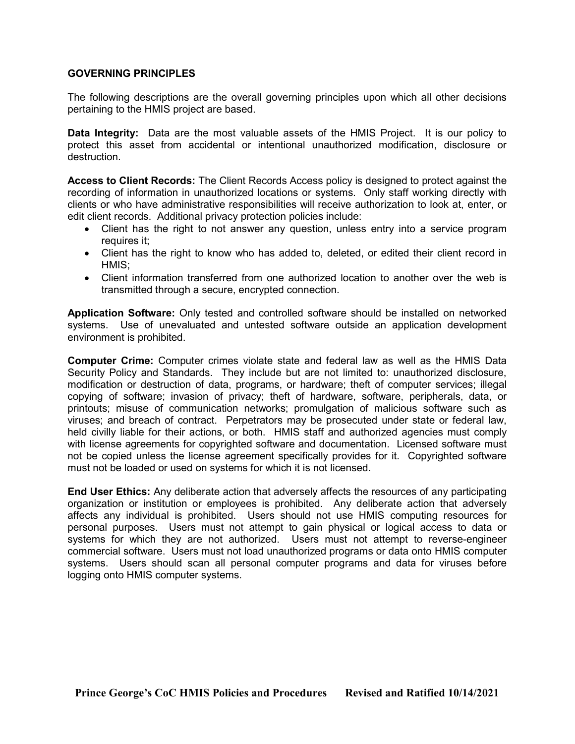## GOVERNING PRINCIPLES

The following descriptions are the overall governing principles upon which all other decisions pertaining to the HMIS project are based.

**Data Integrity:** Data are the most valuable assets of the HMIS Project. It is our policy to protect this asset from accidental or intentional unauthorized modification, disclosure or destruction.

**Access to Client Records:** The Client Records Access policy is designed to protect against the recording of information in unauthorized locations or systems. Only staff working directly with clients or who have administrative responsibilities will receive authorization to look at, enter, or edit client records. Additional privacy protection policies include:

- Client has the right to not answer any question, unless entry into a service program requires it;
- Client has the right to know who has added to, deleted, or edited their client record in HMIS;
- Client information transferred from one authorized location to another over the web is transmitted through a secure, encrypted connection.

**Application Software:** Only tested and controlled software should be installed on networked systems. Use of unevaluated and untested software outside an application development environment is prohibited.

**Computer Crime:** Computer crimes violate state and federal law as well as the HMIS Data Security Policy and Standards. They include but are not limited to: unauthorized disclosure, modification or destruction of data, programs, or hardware; theft of computer services; illegal copying of software; invasion of privacy; theft of hardware, software, peripherals, data, or printouts; misuse of communication networks; promulgation of malicious software such as viruses; and breach of contract. Perpetrators may be prosecuted under state or federal law, held civilly liable for their actions, or both. HMIS staff and authorized agencies must comply with license agreements for copyrighted software and documentation. Licensed software must not be copied unless the license agreement specifically provides for it. Copyrighted software must not be loaded or used on systems for which it is not licensed.

**End User Ethics:** Any deliberate action that adversely affects the resources of any participating organization or institution or employees is prohibited. Any deliberate action that adversely affects any individual is prohibited. Users should not use HMIS computing resources for personal purposes. Users must not attempt to gain physical or logical access to data or systems for which they are not authorized. Users must not attempt to reverse-engineer commercial software. Users must not load unauthorized programs or data onto HMIS computer systems. Users should scan all personal computer programs and data for viruses before logging onto HMIS computer systems.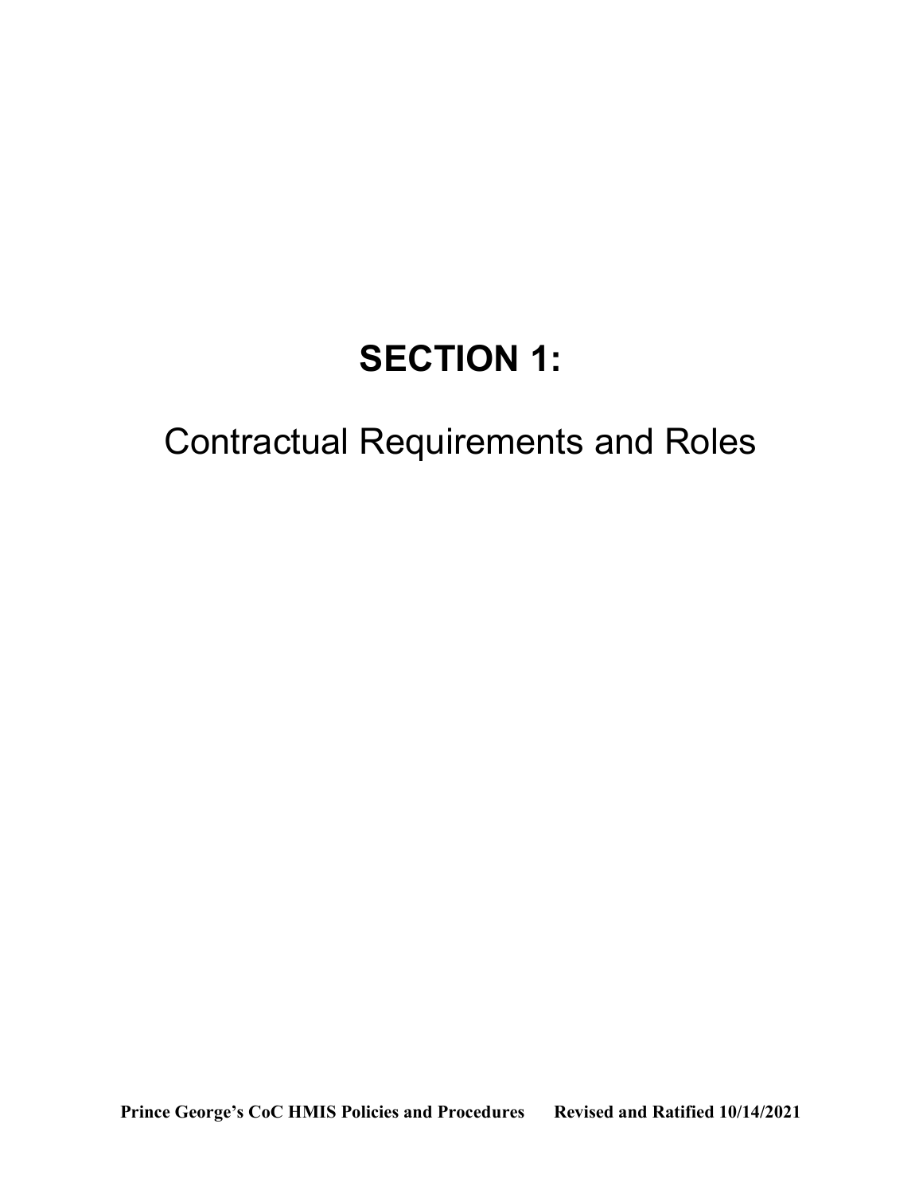# SECTION 1:

Contractual Requirements and Roles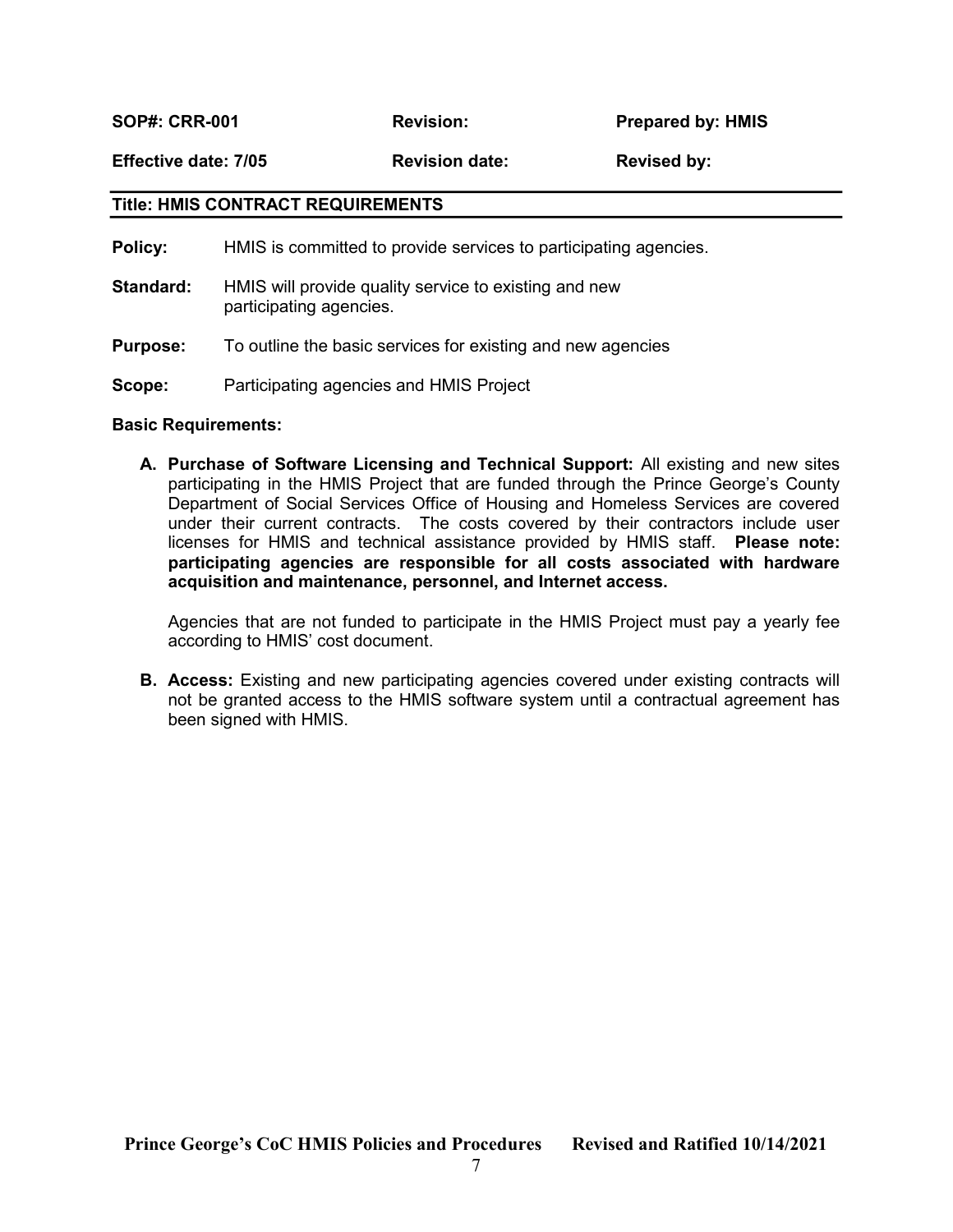| **SOP#: CRR-001** | **Revision:** | **Prepared by: HMIS** |
| --- | --- | --- |
| **Effective date: 7/05** | **Revision date:** | **Revised by:** |

## Title: HMIS CONTRACT REQUIREMENTS

**Policy:** HMIS is committed to provide services to participating agencies.

**Standard:** HMIS will provide quality service to existing and new participating agencies.

**Purpose:** To outline the basic services for existing and new agencies

**Scope:** Participating agencies and HMIS Project

**Basic Requirements:**

**A. Purchase of Software Licensing and Technical Support:** All existing and new sites participating in the HMIS Project that are funded through the Prince George's County Department of Social Services Office of Housing and Homeless Services are covered under their current contracts. The costs covered by their contractors include user licenses for HMIS and technical assistance provided by HMIS staff. **Please note: participating agencies are responsible for all costs associated with hardware acquisition and maintenance, personnel, and Internet access.**

Agencies that are not funded to participate in the HMIS Project must pay a yearly fee according to HMIS' cost document.

**B. Access:** Existing and new participating agencies covered under existing contracts will not be granted access to the HMIS software system until a contractual agreement has been signed with HMIS.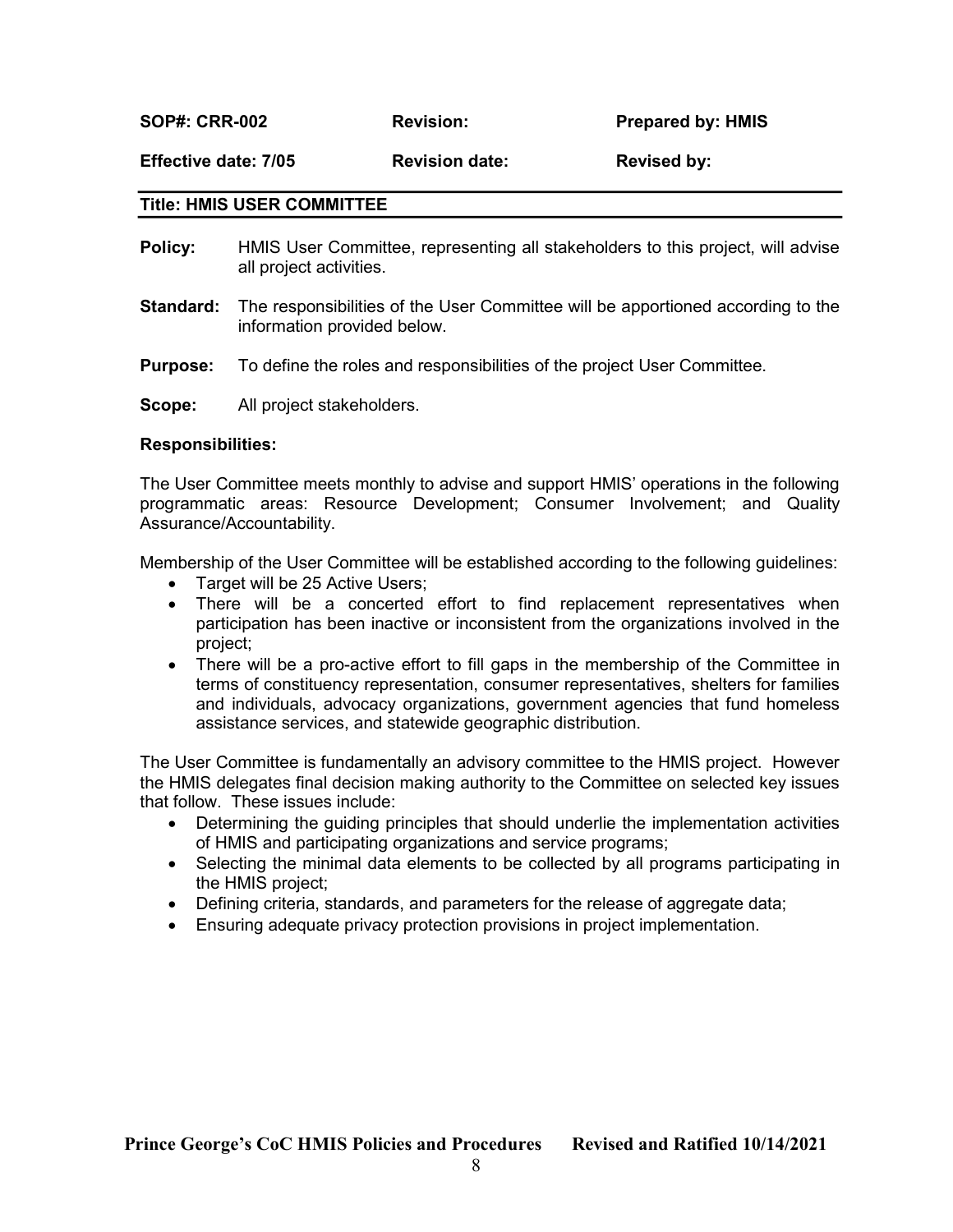| SOP#: CRR-002 | Revision: | Prepared by: HMIS |
|---|---|---|
| Effective date: 7/05 | Revision date: | Revised by: |

**Title: HMIS USER COMMITTEE**

**Policy:** HMIS User Committee, representing all stakeholders to this project, will advise all project activities.

**Standard:** The responsibilities of the User Committee will be apportioned according to the information provided below.

**Purpose:** To define the roles and responsibilities of the project User Committee.

**Scope:** All project stakeholders.

**Responsibilities:**

The User Committee meets monthly to advise and support HMIS' operations in the following programmatic areas: Resource Development; Consumer Involvement; and Quality Assurance/Accountability.

Membership of the User Committee will be established according to the following guidelines:

- Target will be 25 Active Users;
- There will be a concerted effort to find replacement representatives when participation has been inactive or inconsistent from the organizations involved in the project;
- There will be a pro-active effort to fill gaps in the membership of the Committee in terms of constituency representation, consumer representatives, shelters for families and individuals, advocacy organizations, government agencies that fund homeless assistance services, and statewide geographic distribution.

The User Committee is fundamentally an advisory committee to the HMIS project. However the HMIS delegates final decision making authority to the Committee on selected key issues that follow. These issues include:

- Determining the guiding principles that should underlie the implementation activities of HMIS and participating organizations and service programs;
- Selecting the minimal data elements to be collected by all programs participating in the HMIS project;
- Defining criteria, standards, and parameters for the release of aggregate data;
- Ensuring adequate privacy protection provisions in project implementation.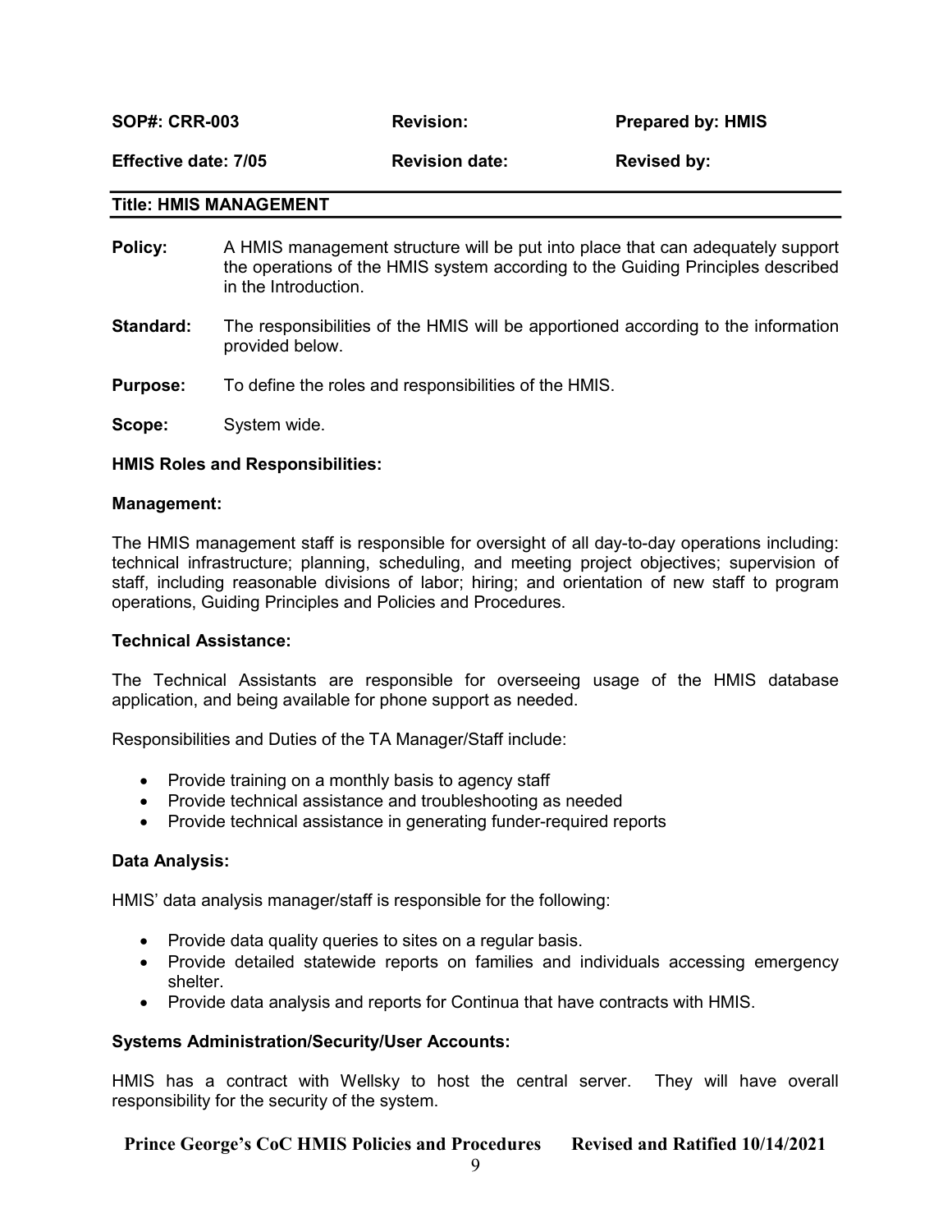| **SOP#: CRR-003** | **Revision:** | **Prepared by: HMIS** |
|---|---|---|
| **Effective date: 7/05** | **Revision date:** | **Revised by:** |

**Title: HMIS MANAGEMENT**

**Policy:** A HMIS management structure will be put into place that can adequately support the operations of the HMIS system according to the Guiding Principles described in the Introduction.

**Standard:** The responsibilities of the HMIS will be apportioned according to the information provided below.

**Purpose:** To define the roles and responsibilities of the HMIS.

**Scope:** System wide.

**HMIS Roles and Responsibilities:**

**Management:**

The HMIS management staff is responsible for oversight of all day-to-day operations including: technical infrastructure; planning, scheduling, and meeting project objectives; supervision of staff, including reasonable divisions of labor; hiring; and orientation of new staff to program operations, Guiding Principles and Policies and Procedures.

**Technical Assistance:**

The Technical Assistants are responsible for overseeing usage of the HMIS database application, and being available for phone support as needed.

Responsibilities and Duties of the TA Manager/Staff include:

- Provide training on a monthly basis to agency staff
- Provide technical assistance and troubleshooting as needed
- Provide technical assistance in generating funder-required reports

**Data Analysis:**

HMIS' data analysis manager/staff is responsible for the following:

- Provide data quality queries to sites on a regular basis.
- Provide detailed statewide reports on families and individuals accessing emergency shelter.
- Provide data analysis and reports for Continua that have contracts with HMIS.

**Systems Administration/Security/User Accounts:**

HMIS has a contract with Wellsky to host the central server. They will have overall responsibility for the security of the system.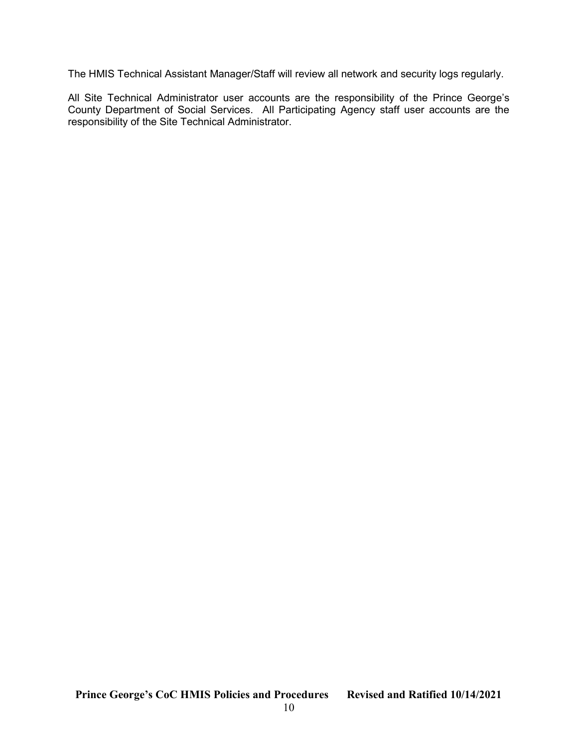The HMIS Technical Assistant Manager/Staff will review all network and security logs regularly.

All Site Technical Administrator user accounts are the responsibility of the Prince George's County Department of Social Services. All Participating Agency staff user accounts are the responsibility of the Site Technical Administrator.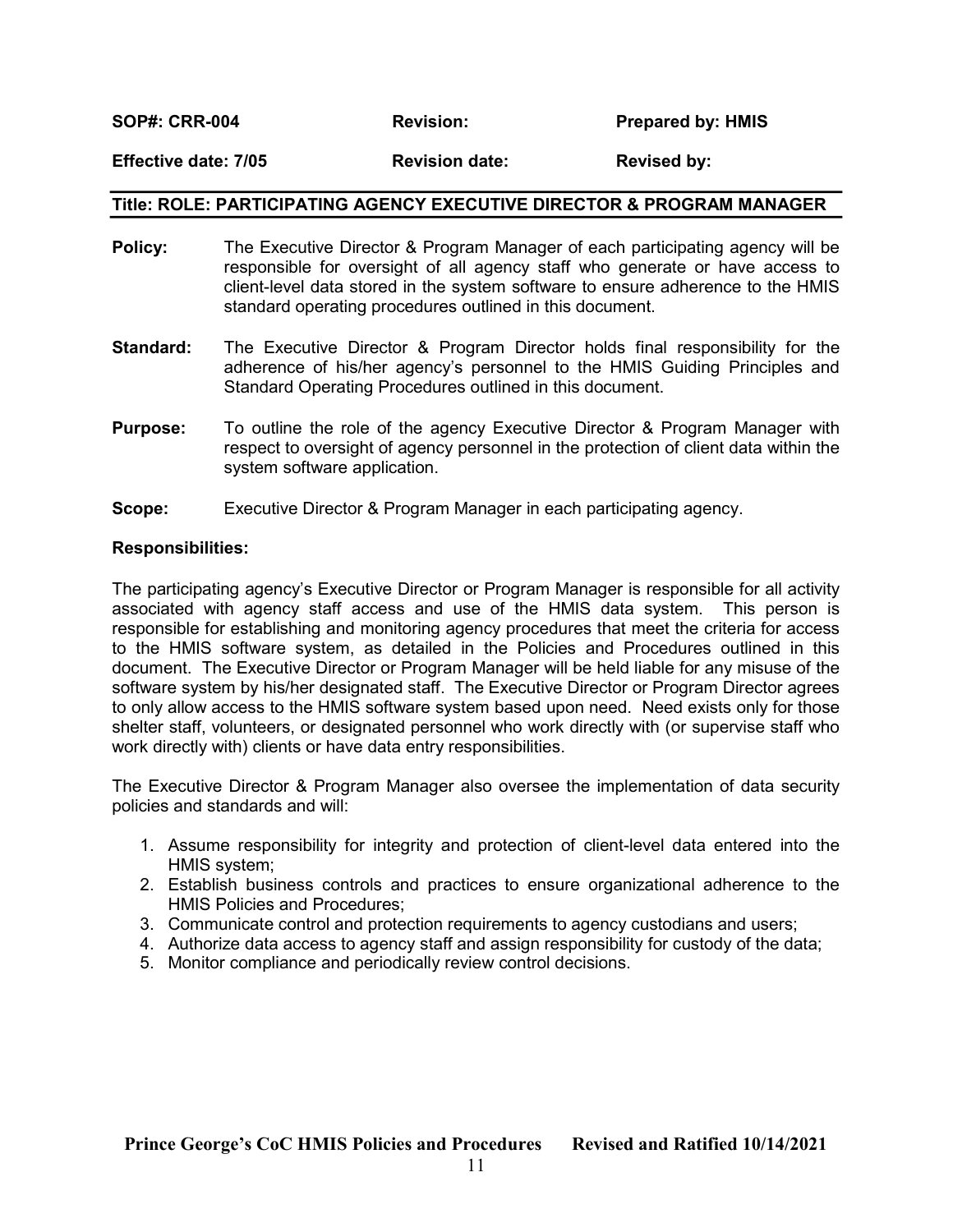| **SOP#: CRR-004** | **Revision:** | **Prepared by: HMIS** |
| --- | --- | --- |
| **Effective date: 7/05** | **Revision date:** | **Revised by:** |

## Title: ROLE: PARTICIPATING AGENCY EXECUTIVE DIRECTOR & PROGRAM MANAGER

**Policy:** The Executive Director & Program Manager of each participating agency will be responsible for oversight of all agency staff who generate or have access to client-level data stored in the system software to ensure adherence to the HMIS standard operating procedures outlined in this document.

**Standard:** The Executive Director & Program Director holds final responsibility for the adherence of his/her agency's personnel to the HMIS Guiding Principles and Standard Operating Procedures outlined in this document.

**Purpose:** To outline the role of the agency Executive Director & Program Manager with respect to oversight of agency personnel in the protection of client data within the system software application.

**Scope:** Executive Director & Program Manager in each participating agency.

**Responsibilities:**

The participating agency's Executive Director or Program Manager is responsible for all activity associated with agency staff access and use of the HMIS data system. This person is responsible for establishing and monitoring agency procedures that meet the criteria for access to the HMIS software system, as detailed in the Policies and Procedures outlined in this document. The Executive Director or Program Manager will be held liable for any misuse of the software system by his/her designated staff. The Executive Director or Program Director agrees to only allow access to the HMIS software system based upon need. Need exists only for those shelter staff, volunteers, or designated personnel who work directly with (or supervise staff who work directly with) clients or have data entry responsibilities.

The Executive Director & Program Manager also oversee the implementation of data security policies and standards and will:

1. Assume responsibility for integrity and protection of client-level data entered into the HMIS system;
2. Establish business controls and practices to ensure organizational adherence to the HMIS Policies and Procedures;
3. Communicate control and protection requirements to agency custodians and users;
4. Authorize data access to agency staff and assign responsibility for custody of the data;
5. Monitor compliance and periodically review control decisions.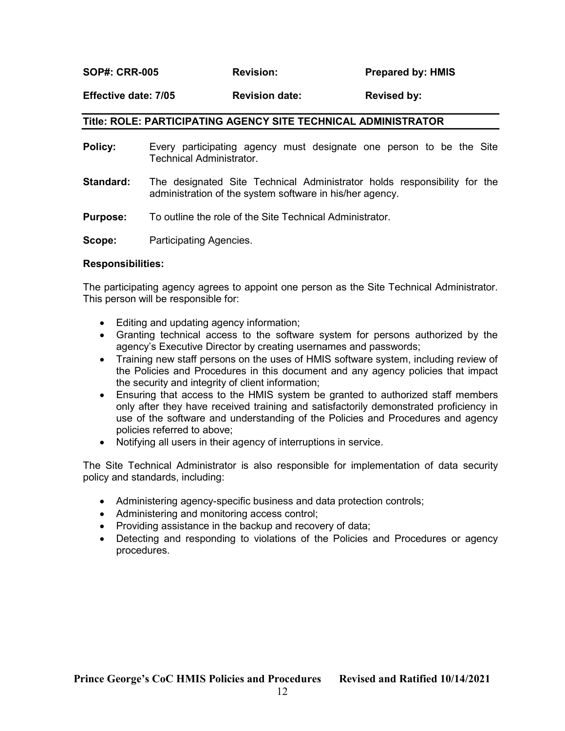| SOP#: CRR-005 | Revision: | Prepared by: HMIS |
|---|---|---|
| Effective date: 7/05 | Revision date: | Revised by: |

## Title: ROLE: PARTICIPATING AGENCY SITE TECHNICAL ADMINISTRATOR

**Policy:** Every participating agency must designate one person to be the Site Technical Administrator.

**Standard:** The designated Site Technical Administrator holds responsibility for the administration of the system software in his/her agency.

**Purpose:** To outline the role of the Site Technical Administrator.

**Scope:** Participating Agencies.

**Responsibilities:**

The participating agency agrees to appoint one person as the Site Technical Administrator. This person will be responsible for:

- Editing and updating agency information;
- Granting technical access to the software system for persons authorized by the agency's Executive Director by creating usernames and passwords;
- Training new staff persons on the uses of HMIS software system, including review of the Policies and Procedures in this document and any agency policies that impact the security and integrity of client information;
- Ensuring that access to the HMIS system be granted to authorized staff members only after they have received training and satisfactorily demonstrated proficiency in use of the software and understanding of the Policies and Procedures and agency policies referred to above;
- Notifying all users in their agency of interruptions in service.

The Site Technical Administrator is also responsible for implementation of data security policy and standards, including:

- Administering agency-specific business and data protection controls;
- Administering and monitoring access control;
- Providing assistance in the backup and recovery of data;
- Detecting and responding to violations of the Policies and Procedures or agency procedures.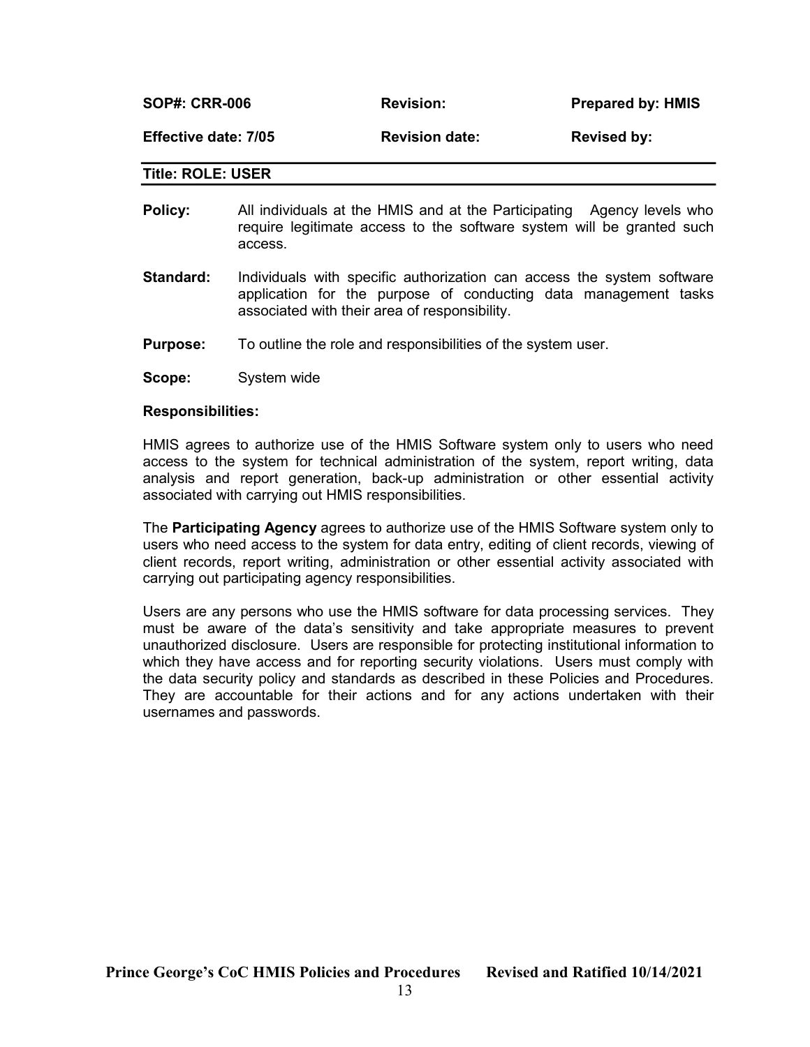| SOP#: CRR-006 | Revision: | Prepared by: HMIS |
|---|---|---|
| Effective date: 7/05 | Revision date: | Revised by: |

**Title: ROLE: USER**

**Policy:** All individuals at the HMIS and at the Participating Agency levels who require legitimate access to the software system will be granted such access.

**Standard:** Individuals with specific authorization can access the system software application for the purpose of conducting data management tasks associated with their area of responsibility.

**Purpose:** To outline the role and responsibilities of the system user.

**Scope:** System wide

**Responsibilities:**

HMIS agrees to authorize use of the HMIS Software system only to users who need access to the system for technical administration of the system, report writing, data analysis and report generation, back-up administration or other essential activity associated with carrying out HMIS responsibilities.

The **Participating Agency** agrees to authorize use of the HMIS Software system only to users who need access to the system for data entry, editing of client records, viewing of client records, report writing, administration or other essential activity associated with carrying out participating agency responsibilities.

Users are any persons who use the HMIS software for data processing services. They must be aware of the data's sensitivity and take appropriate measures to prevent unauthorized disclosure. Users are responsible for protecting institutional information to which they have access and for reporting security violations. Users must comply with the data security policy and standards as described in these Policies and Procedures. They are accountable for their actions and for any actions undertaken with their usernames and passwords.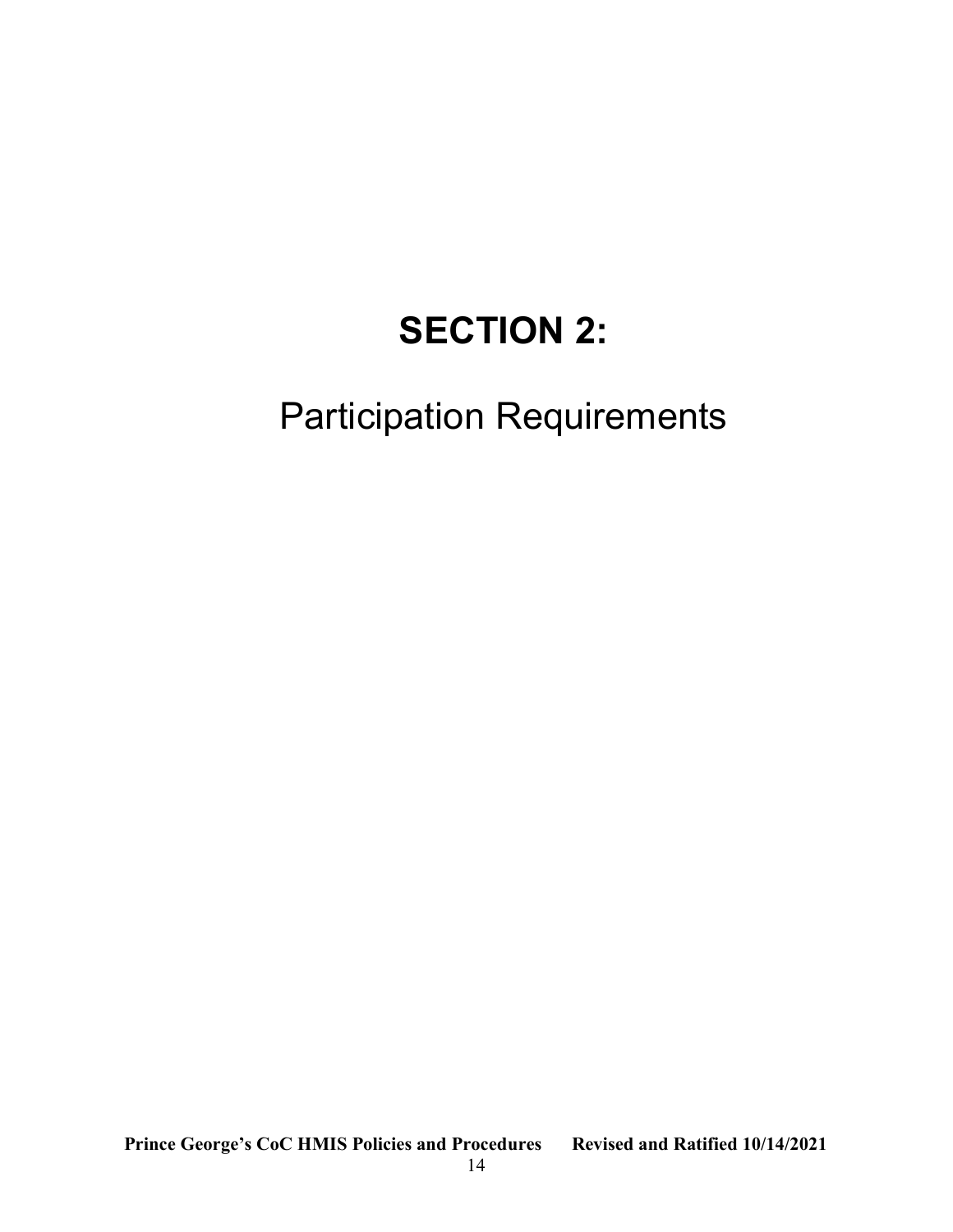# SECTION 2:

Participation Requirements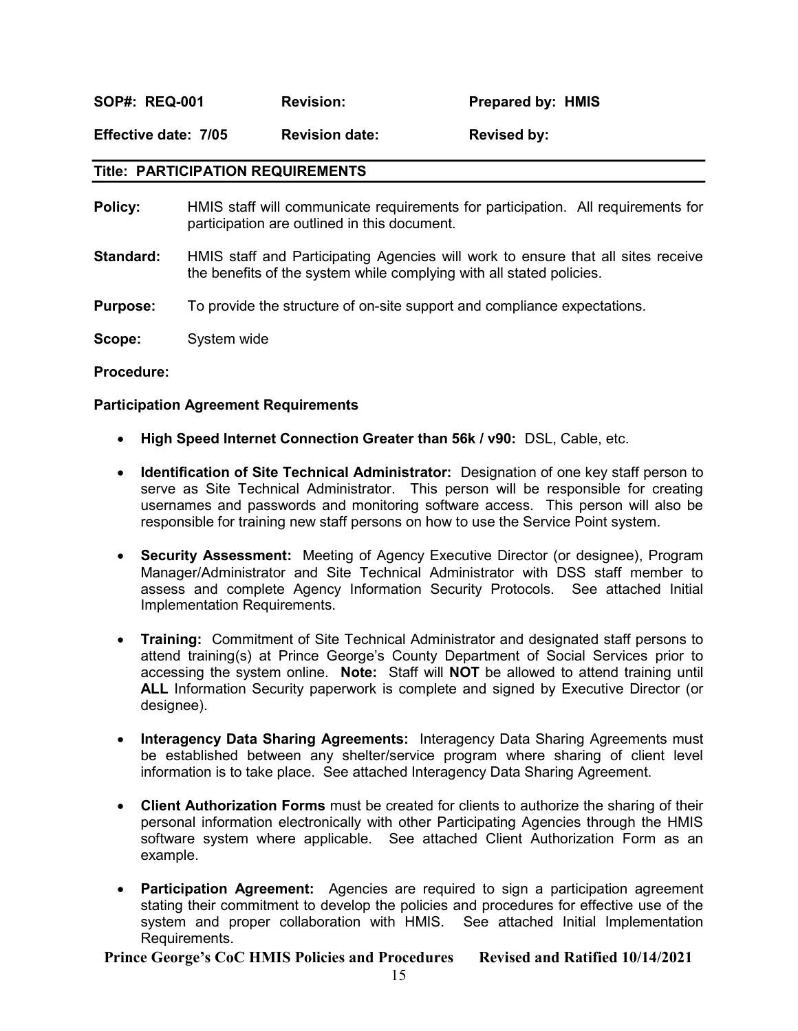| **SOP#: REQ-001** | **Revision:** | **Prepared by: HMIS** |
|---|---|---|
| **Effective date: 7/05** | **Revision date:** | **Revised by:** |

## Title: PARTICIPATION REQUIREMENTS

**Policy:** HMIS staff will communicate requirements for participation. All requirements for participation are outlined in this document.

**Standard:** HMIS staff and Participating Agencies will work to ensure that all sites receive the benefits of the system while complying with all stated policies.

**Purpose:** To provide the structure of on-site support and compliance expectations.

**Scope:** System wide

**Procedure:**

**Participation Agreement Requirements**

- **High Speed Internet Connection Greater than 56k / v90:** DSL, Cable, etc.
- **Identification of Site Technical Administrator:** Designation of one key staff person to serve as Site Technical Administrator. This person will be responsible for creating usernames and passwords and monitoring software access. This person will also be responsible for training new staff persons on how to use the Service Point system.
- **Security Assessment:** Meeting of Agency Executive Director (or designee), Program Manager/Administrator and Site Technical Administrator with DSS staff member to assess and complete Agency Information Security Protocols. See attached Initial Implementation Requirements.
- **Training:** Commitment of Site Technical Administrator and designated staff persons to attend training(s) at Prince George's County Department of Social Services prior to accessing the system online. **Note:** Staff will **NOT** be allowed to attend training until **ALL** Information Security paperwork is complete and signed by Executive Director (or designee).
- **Interagency Data Sharing Agreements:** Interagency Data Sharing Agreements must be established between any shelter/service program where sharing of client level information is to take place. See attached Interagency Data Sharing Agreement.
- **Client Authorization Forms** must be created for clients to authorize the sharing of their personal information electronically with other Participating Agencies through the HMIS software system where applicable. See attached Client Authorization Form as an example.
- **Participation Agreement:** Agencies are required to sign a participation agreement stating their commitment to develop the policies and procedures for effective use of the system and proper collaboration with HMIS. See attached Initial Implementation Requirements.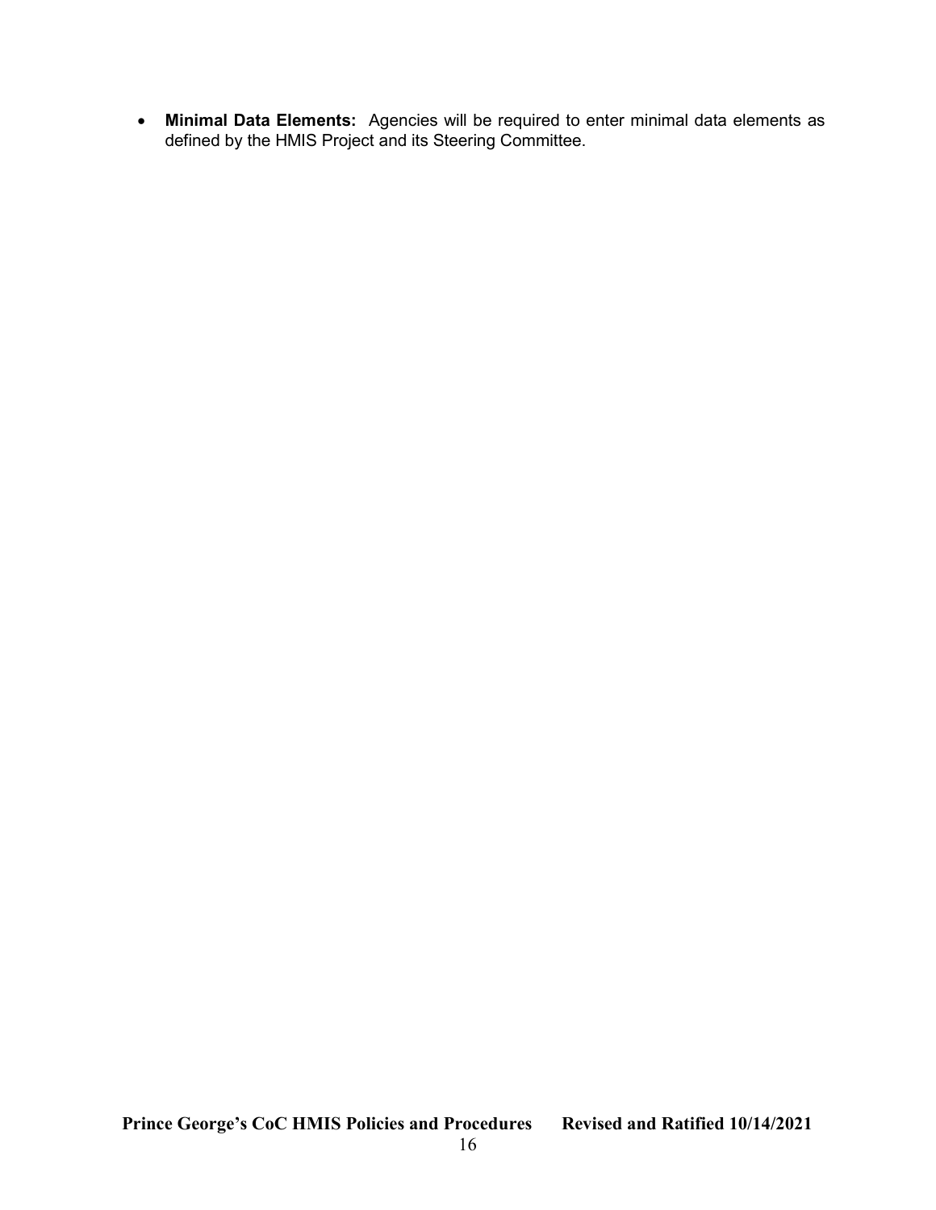- **Minimal Data Elements:** Agencies will be required to enter minimal data elements as defined by the HMIS Project and its Steering Committee.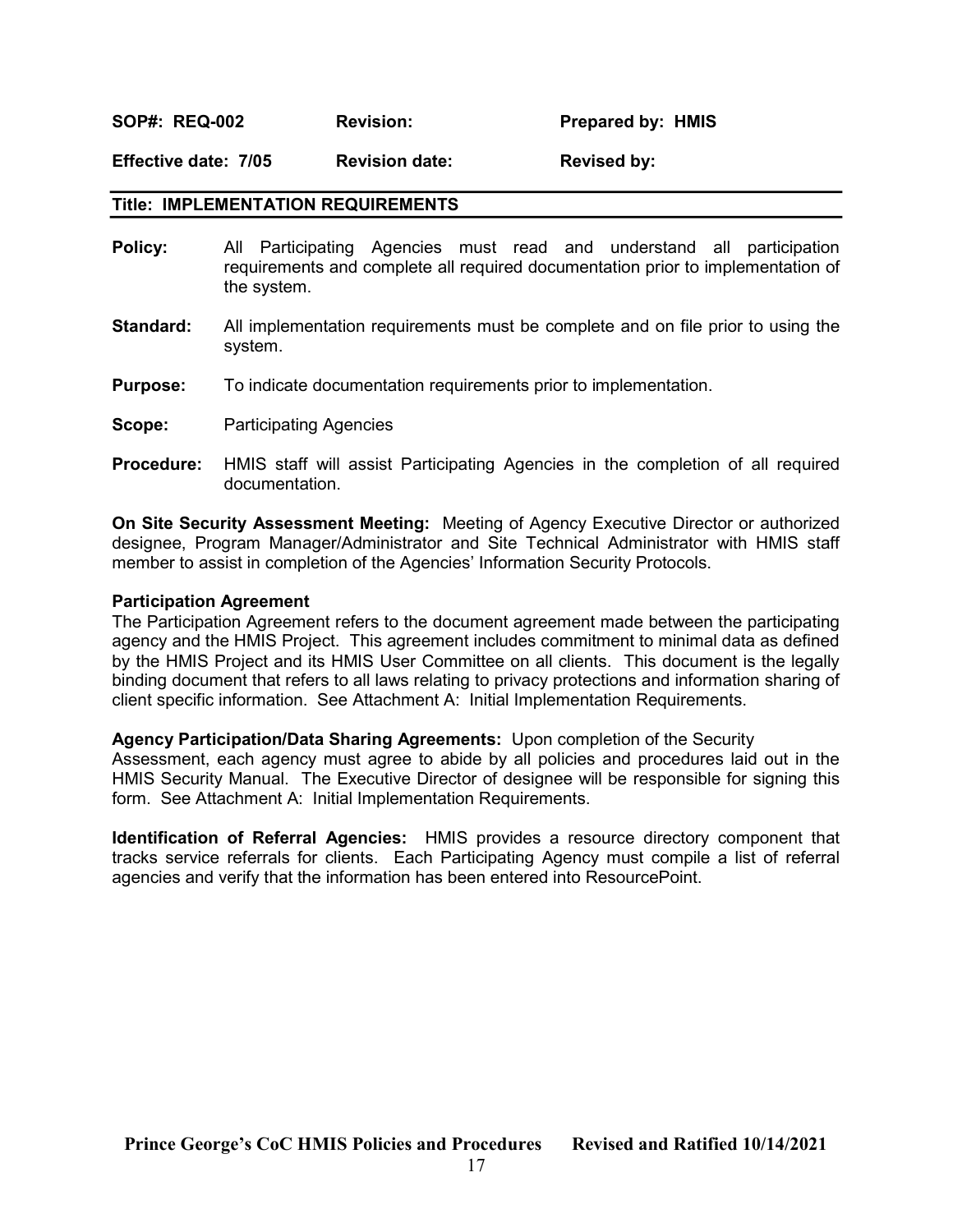| **SOP#: REQ-002** | **Revision:** | **Prepared by: HMIS** |
|---|---|---|
| **Effective date: 7/05** | **Revision date:** | **Revised by:** |

**Title: IMPLEMENTATION REQUIREMENTS**

**Policy:** All Participating Agencies must read and understand all participation requirements and complete all required documentation prior to implementation of the system.

**Standard:** All implementation requirements must be complete and on file prior to using the system.

**Purpose:** To indicate documentation requirements prior to implementation.

**Scope:** Participating Agencies

**Procedure:** HMIS staff will assist Participating Agencies in the completion of all required documentation.

**On Site Security Assessment Meeting:** Meeting of Agency Executive Director or authorized designee, Program Manager/Administrator and Site Technical Administrator with HMIS staff member to assist in completion of the Agencies' Information Security Protocols.

**Participation Agreement**
The Participation Agreement refers to the document agreement made between the participating agency and the HMIS Project. This agreement includes commitment to minimal data as defined by the HMIS Project and its HMIS User Committee on all clients. This document is the legally binding document that refers to all laws relating to privacy protections and information sharing of client specific information. See Attachment A: Initial Implementation Requirements.

**Agency Participation/Data Sharing Agreements:** Upon completion of the Security Assessment, each agency must agree to abide by all policies and procedures laid out in the HMIS Security Manual. The Executive Director of designee will be responsible for signing this form. See Attachment A: Initial Implementation Requirements.

**Identification of Referral Agencies:** HMIS provides a resource directory component that tracks service referrals for clients. Each Participating Agency must compile a list of referral agencies and verify that the information has been entered into ResourcePoint.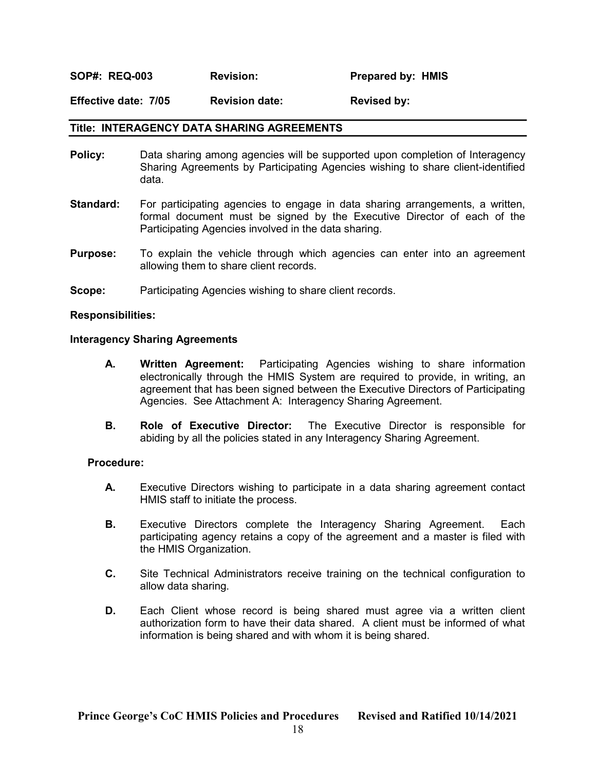| **SOP#: REQ-003** | **Revision:** | **Prepared by: HMIS** |
| --- | --- | --- |
| **Effective date: 7/05** | **Revision date:** | **Revised by:** |

## Title: INTERAGENCY DATA SHARING AGREEMENTS

**Policy:** Data sharing among agencies will be supported upon completion of Interagency Sharing Agreements by Participating Agencies wishing to share client-identified data.

**Standard:** For participating agencies to engage in data sharing arrangements, a written, formal document must be signed by the Executive Director of each of the Participating Agencies involved in the data sharing.

**Purpose:** To explain the vehicle through which agencies can enter into an agreement allowing them to share client records.

**Scope:** Participating Agencies wishing to share client records.

**Responsibilities:**

**Interagency Sharing Agreements**

**A. Written Agreement:** Participating Agencies wishing to share information electronically through the HMIS System are required to provide, in writing, an agreement that has been signed between the Executive Directors of Participating Agencies. See Attachment A: Interagency Sharing Agreement.

**B. Role of Executive Director:** The Executive Director is responsible for abiding by all the policies stated in any Interagency Sharing Agreement.

**Procedure:**

**A.** Executive Directors wishing to participate in a data sharing agreement contact HMIS staff to initiate the process.

**B.** Executive Directors complete the Interagency Sharing Agreement. Each participating agency retains a copy of the agreement and a master is filed with the HMIS Organization.

**C.** Site Technical Administrators receive training on the technical configuration to allow data sharing.

**D.** Each Client whose record is being shared must agree via a written client authorization form to have their data shared. A client must be informed of what information is being shared and with whom it is being shared.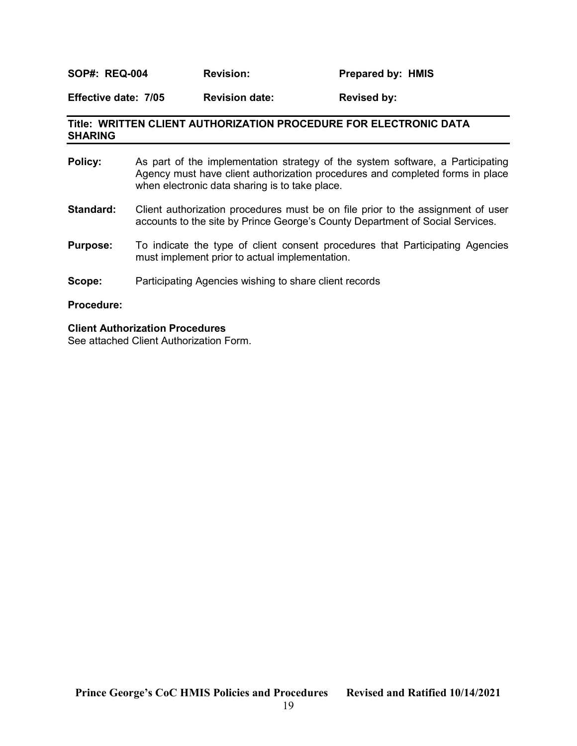| **SOP#: REQ-004** | **Revision:** | **Prepared by: HMIS** |
| --- | --- | --- |
| **Effective date: 7/05** | **Revision date:** | **Revised by:** |

**Title: WRITTEN CLIENT AUTHORIZATION PROCEDURE FOR ELECTRONIC DATA SHARING**

**Policy:** As part of the implementation strategy of the system software, a Participating Agency must have client authorization procedures and completed forms in place when electronic data sharing is to take place.

**Standard:** Client authorization procedures must be on file prior to the assignment of user accounts to the site by Prince George's County Department of Social Services.

**Purpose:** To indicate the type of client consent procedures that Participating Agencies must implement prior to actual implementation.

**Scope:** Participating Agencies wishing to share client records

**Procedure:**

**Client Authorization Procedures**

See attached Client Authorization Form.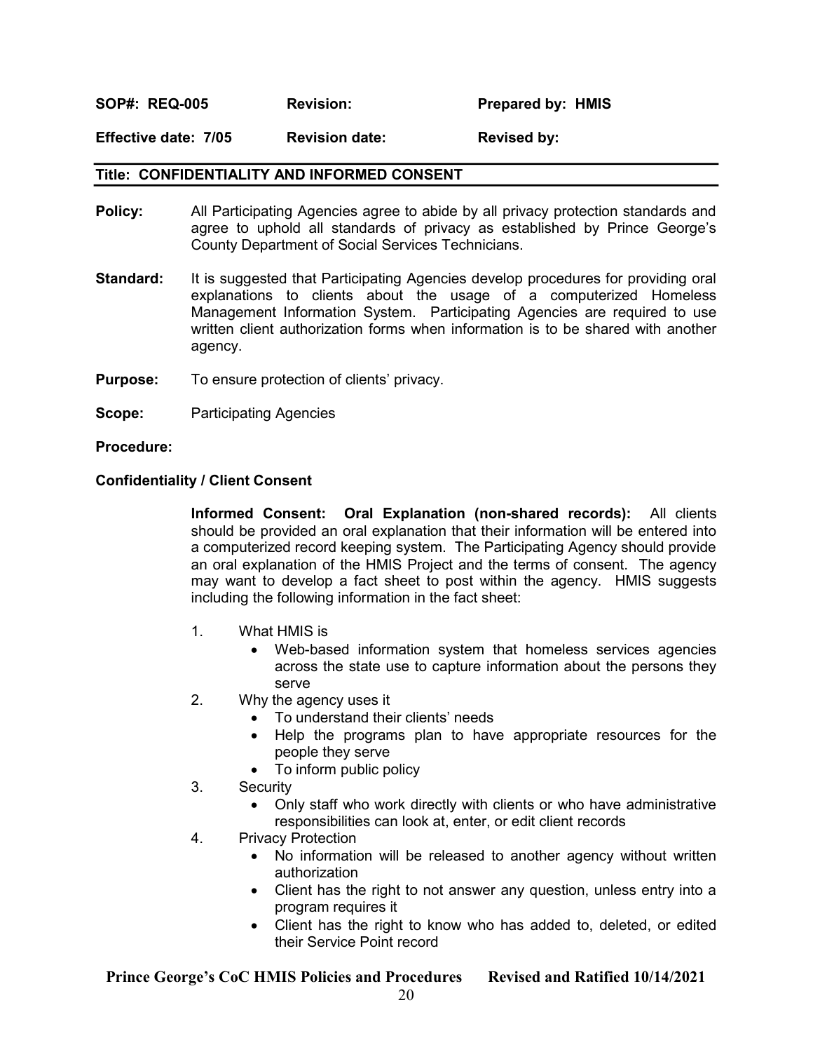| **SOP#: REQ-005** | **Revision:** | **Prepared by: HMIS** |
| --- | --- | --- |
| **Effective date: 7/05** | **Revision date:** | **Revised by:** |

## Title: CONFIDENTIALITY AND INFORMED CONSENT

**Policy:** All Participating Agencies agree to abide by all privacy protection standards and agree to uphold all standards of privacy as established by Prince George's County Department of Social Services Technicians.

**Standard:** It is suggested that Participating Agencies develop procedures for providing oral explanations to clients about the usage of a computerized Homeless Management Information System. Participating Agencies are required to use written client authorization forms when information is to be shared with another agency.

**Purpose:** To ensure protection of clients' privacy.

**Scope:** Participating Agencies

**Procedure:**

**Confidentiality / Client Consent**

**Informed Consent: Oral Explanation (non-shared records):** All clients should be provided an oral explanation that their information will be entered into a computerized record keeping system. The Participating Agency should provide an oral explanation of the HMIS Project and the terms of consent. The agency may want to develop a fact sheet to post within the agency. HMIS suggests including the following information in the fact sheet:

1. What HMIS is
   - Web-based information system that homeless services agencies across the state use to capture information about the persons they serve
2. Why the agency uses it
   - To understand their clients' needs
   - Help the programs plan to have appropriate resources for the people they serve
   - To inform public policy
3. Security
   - Only staff who work directly with clients or who have administrative responsibilities can look at, enter, or edit client records
4. Privacy Protection
   - No information will be released to another agency without written authorization
   - Client has the right to not answer any question, unless entry into a program requires it
   - Client has the right to know who has added to, deleted, or edited their Service Point record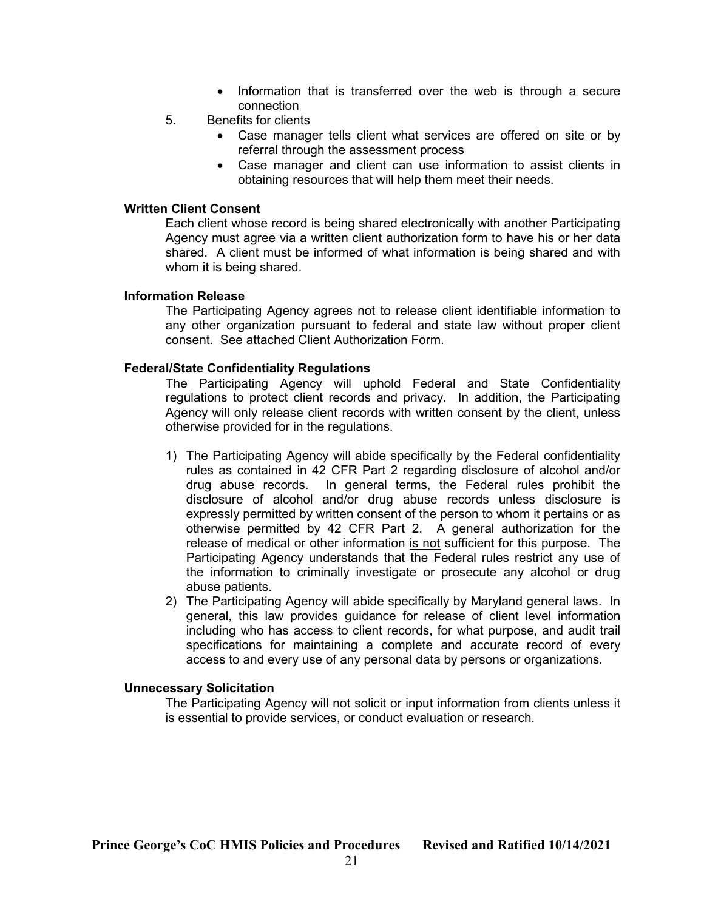- Information that is transferred over the web is through a secure connection

5. Benefits for clients
   - Case manager tells client what services are offered on site or by referral through the assessment process
   - Case manager and client can use information to assist clients in obtaining resources that will help them meet their needs.

**Written Client Consent**

Each client whose record is being shared electronically with another Participating Agency must agree via a written client authorization form to have his or her data shared. A client must be informed of what information is being shared and with whom it is being shared.

**Information Release**

The Participating Agency agrees not to release client identifiable information to any other organization pursuant to federal and state law without proper client consent. See attached Client Authorization Form.

**Federal/State Confidentiality Regulations**

The Participating Agency will uphold Federal and State Confidentiality regulations to protect client records and privacy. In addition, the Participating Agency will only release client records with written consent by the client, unless otherwise provided for in the regulations.

1) The Participating Agency will abide specifically by the Federal confidentiality rules as contained in 42 CFR Part 2 regarding disclosure of alcohol and/or drug abuse records. In general terms, the Federal rules prohibit the disclosure of alcohol and/or drug abuse records unless disclosure is expressly permitted by written consent of the person to whom it pertains or as otherwise permitted by 42 CFR Part 2. A general authorization for the release of medical or other information <u>is not</u> sufficient for this purpose. The Participating Agency understands that the Federal rules restrict any use of the information to criminally investigate or prosecute any alcohol or drug abuse patients.
2) The Participating Agency will abide specifically by Maryland general laws. In general, this law provides guidance for release of client level information including who has access to client records, for what purpose, and audit trail specifications for maintaining a complete and accurate record of every access to and every use of any personal data by persons or organizations.

**Unnecessary Solicitation**

The Participating Agency will not solicit or input information from clients unless it is essential to provide services, or conduct evaluation or research.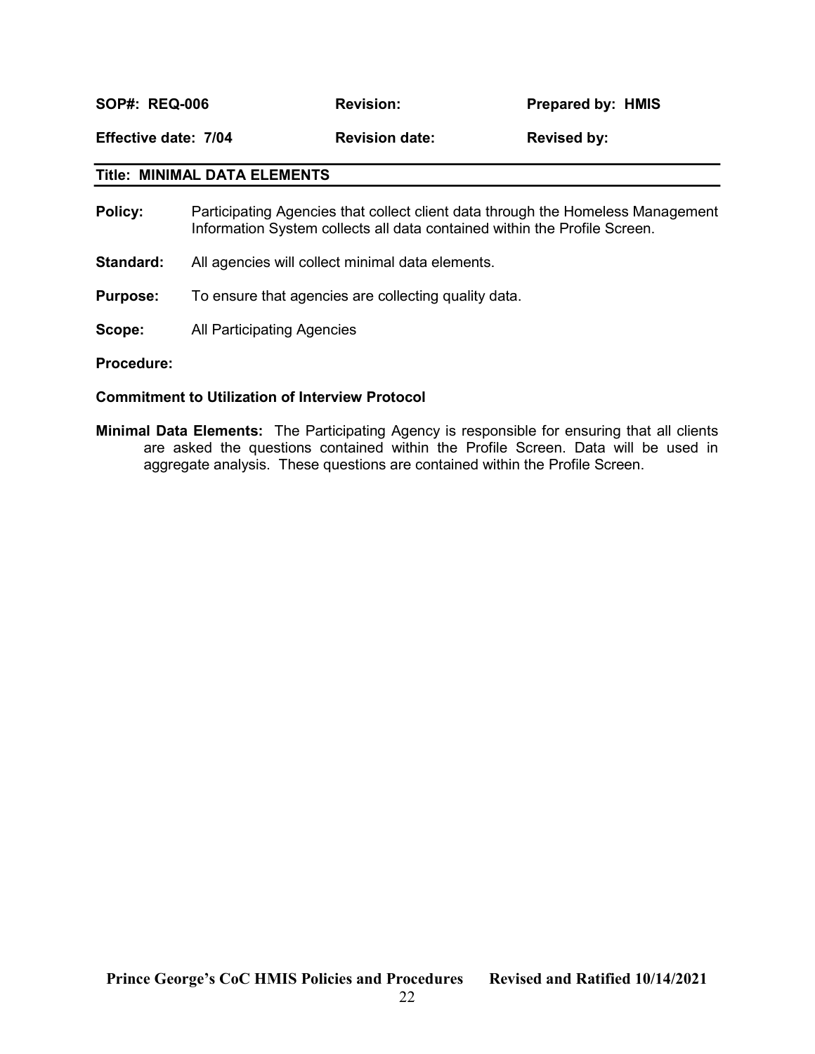| **SOP#: REQ-006** | **Revision:** | **Prepared by: HMIS** |
|---|---|---|
| **Effective date: 7/04** | **Revision date:** | **Revised by:** |

**Title: MINIMAL DATA ELEMENTS**

**Policy:** Participating Agencies that collect client data through the Homeless Management Information System collects all data contained within the Profile Screen.

**Standard:** All agencies will collect minimal data elements.

**Purpose:** To ensure that agencies are collecting quality data.

**Scope:** All Participating Agencies

**Procedure:**

**Commitment to Utilization of Interview Protocol**

**Minimal Data Elements:** The Participating Agency is responsible for ensuring that all clients are asked the questions contained within the Profile Screen. Data will be used in aggregate analysis. These questions are contained within the Profile Screen.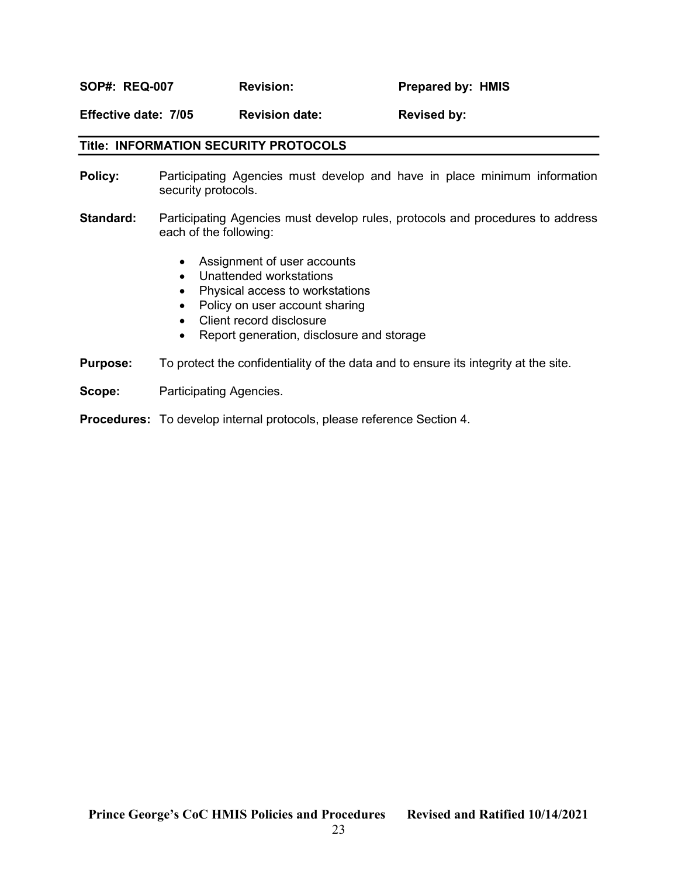| **SOP#: REQ-007** | **Revision:** | **Prepared by: HMIS** |
| --- | --- | --- |
| **Effective date: 7/05** | **Revision date:** | **Revised by:** |

## Title: INFORMATION SECURITY PROTOCOLS

**Policy:** Participating Agencies must develop and have in place minimum information security protocols.

**Standard:** Participating Agencies must develop rules, protocols and procedures to address each of the following:

- Assignment of user accounts
- Unattended workstations
- Physical access to workstations
- Policy on user account sharing
- Client record disclosure
- Report generation, disclosure and storage

**Purpose:** To protect the confidentiality of the data and to ensure its integrity at the site.

**Scope:** Participating Agencies.

**Procedures:** To develop internal protocols, please reference Section 4.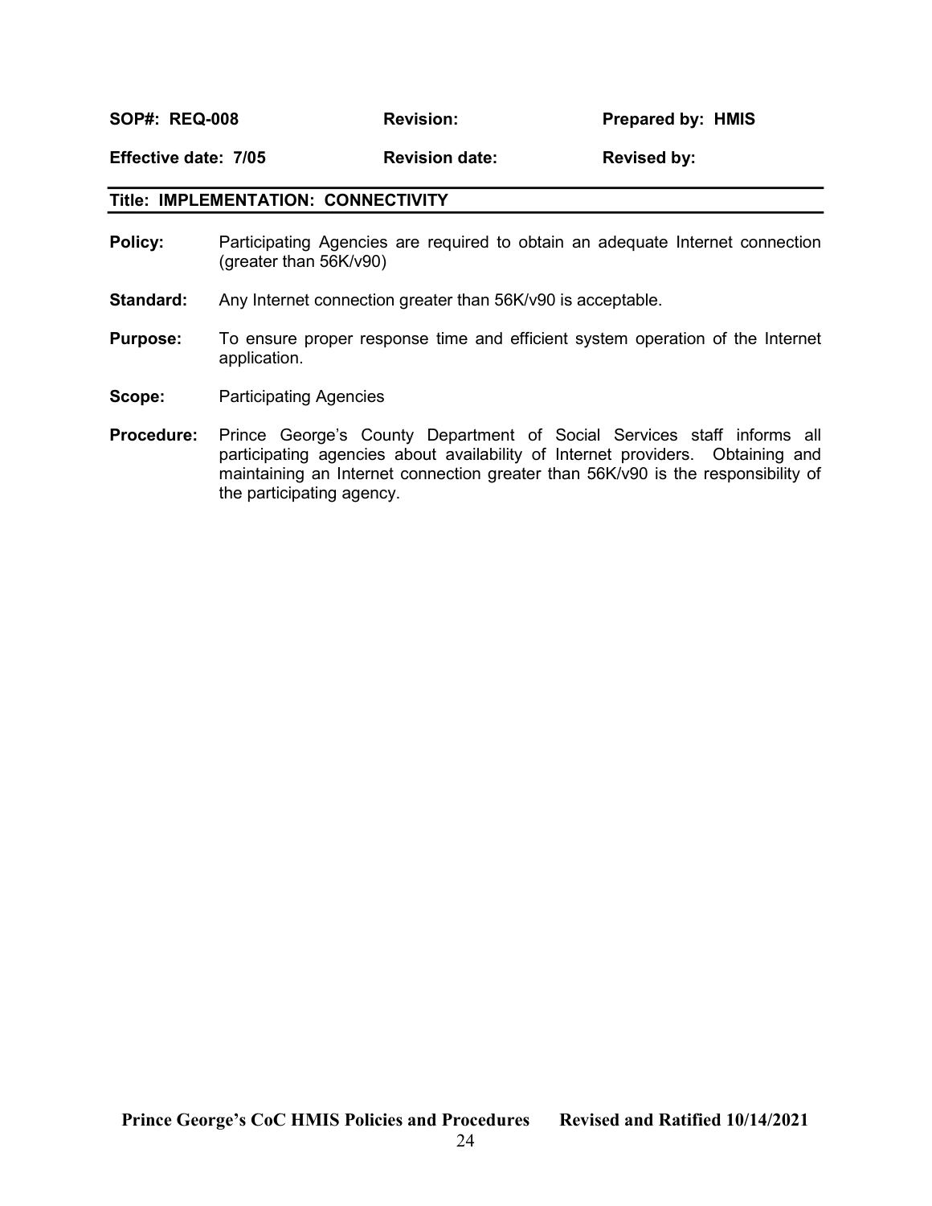| **SOP#: REQ-008** | **Revision:** | **Prepared by: HMIS** |
| --- | --- | --- |
| **Effective date: 7/05** | **Revision date:** | **Revised by:** |

## Title: IMPLEMENTATION: CONNECTIVITY

**Policy:** Participating Agencies are required to obtain an adequate Internet connection (greater than 56K/v90)

**Standard:** Any Internet connection greater than 56K/v90 is acceptable.

**Purpose:** To ensure proper response time and efficient system operation of the Internet application.

**Scope:** Participating Agencies

**Procedure:** Prince George's County Department of Social Services staff informs all participating agencies about availability of Internet providers. Obtaining and maintaining an Internet connection greater than 56K/v90 is the responsibility of the participating agency.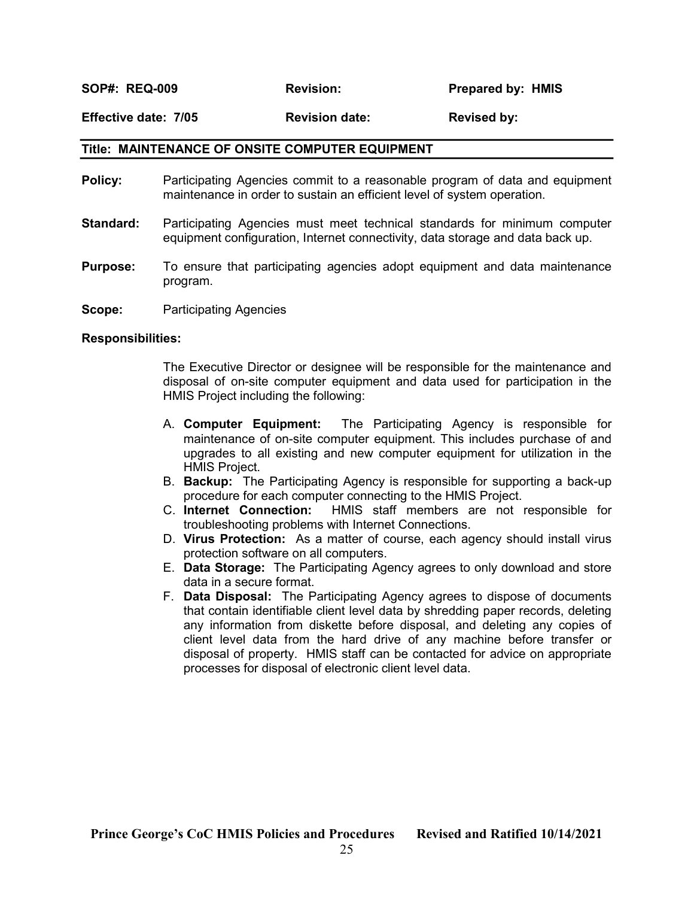| **SOP#: REQ-009** | **Revision:** | **Prepared by: HMIS** |
| --- | --- | --- |
| **Effective date: 7/05** | **Revision date:** | **Revised by:** |

## Title: MAINTENANCE OF ONSITE COMPUTER EQUIPMENT

**Policy:** Participating Agencies commit to a reasonable program of data and equipment maintenance in order to sustain an efficient level of system operation.

**Standard:** Participating Agencies must meet technical standards for minimum computer equipment configuration, Internet connectivity, data storage and data back up.

**Purpose:** To ensure that participating agencies adopt equipment and data maintenance program.

**Scope:** Participating Agencies

**Responsibilities:**

The Executive Director or designee will be responsible for the maintenance and disposal of on-site computer equipment and data used for participation in the HMIS Project including the following:

A. **Computer Equipment:** The Participating Agency is responsible for maintenance of on-site computer equipment. This includes purchase of and upgrades to all existing and new computer equipment for utilization in the HMIS Project.
B. **Backup:** The Participating Agency is responsible for supporting a back-up procedure for each computer connecting to the HMIS Project.
C. **Internet Connection:** HMIS staff members are not responsible for troubleshooting problems with Internet Connections.
D. **Virus Protection:** As a matter of course, each agency should install virus protection software on all computers.
E. **Data Storage:** The Participating Agency agrees to only download and store data in a secure format.
F. **Data Disposal:** The Participating Agency agrees to dispose of documents that contain identifiable client level data by shredding paper records, deleting any information from diskette before disposal, and deleting any copies of client level data from the hard drive of any machine before transfer or disposal of property. HMIS staff can be contacted for advice on appropriate processes for disposal of electronic client level data.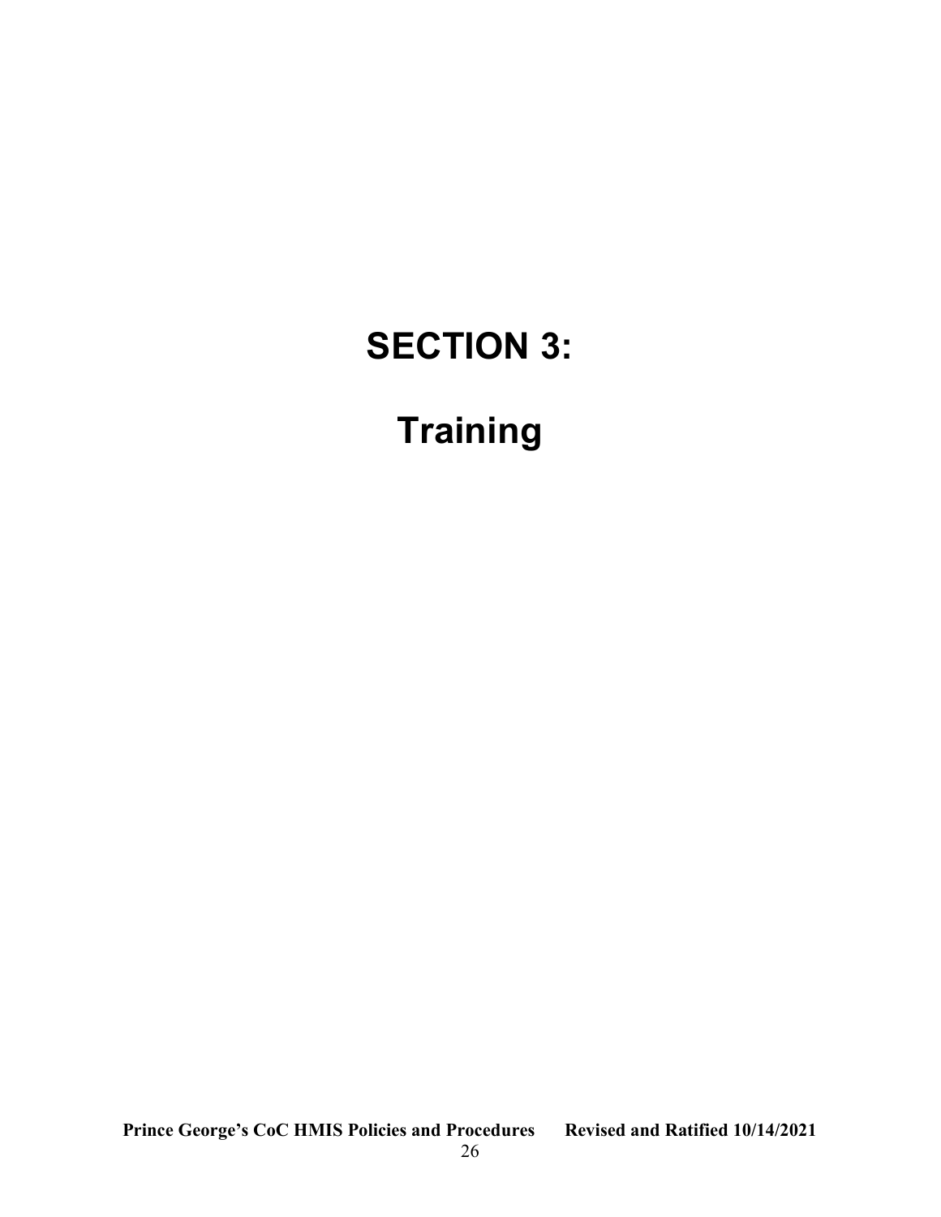# SECTION 3:

# Training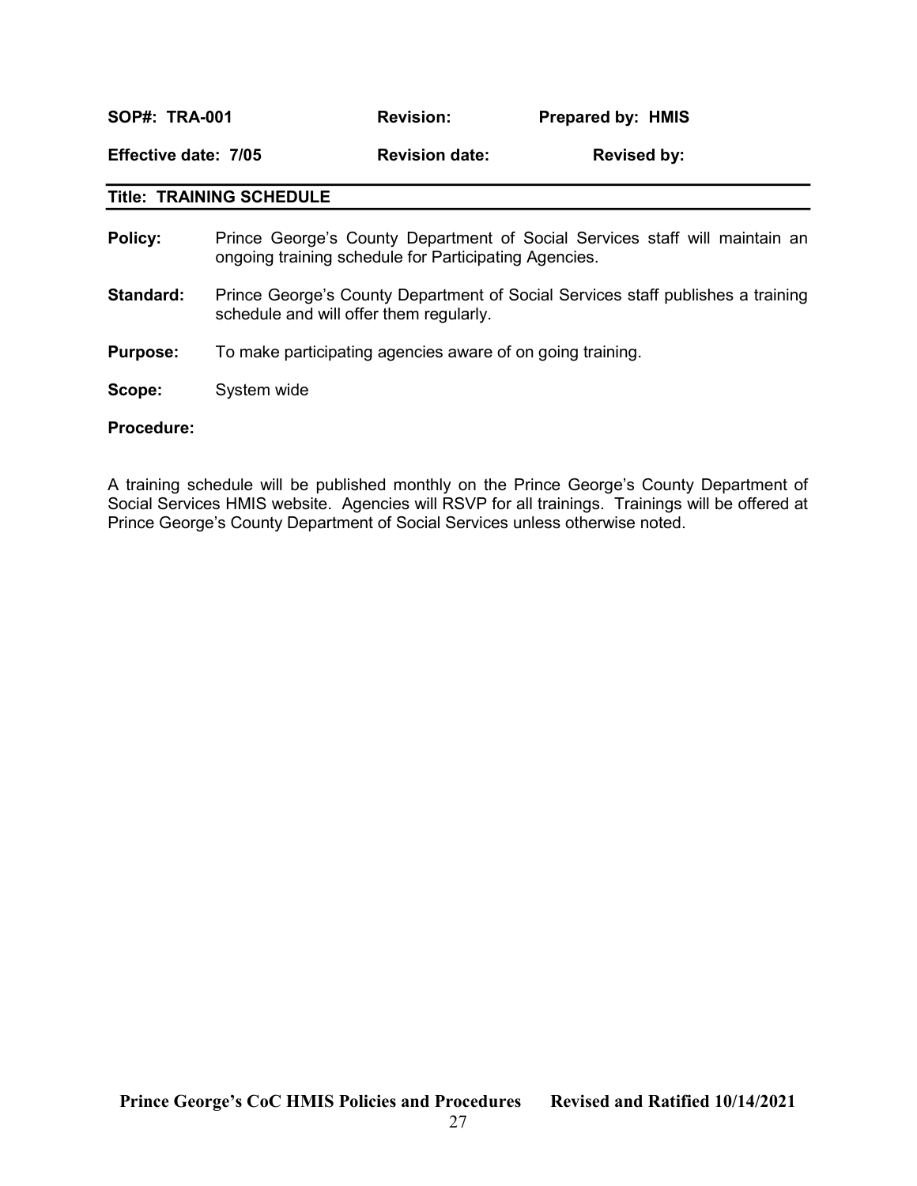| **SOP#: TRA-001** | **Revision:** | **Prepared by: HMIS** |
| --- | --- | --- |
| **Effective date: 7/05** | **Revision date:** | **Revised by:** |

**Title: TRAINING SCHEDULE**

**Policy:** Prince George's County Department of Social Services staff will maintain an ongoing training schedule for Participating Agencies.

**Standard:** Prince George's County Department of Social Services staff publishes a training schedule and will offer them regularly.

**Purpose:** To make participating agencies aware of on going training.

**Scope:** System wide

**Procedure:**

A training schedule will be published monthly on the Prince George's County Department of Social Services HMIS website. Agencies will RSVP for all trainings. Trainings will be offered at Prince George's County Department of Social Services unless otherwise noted.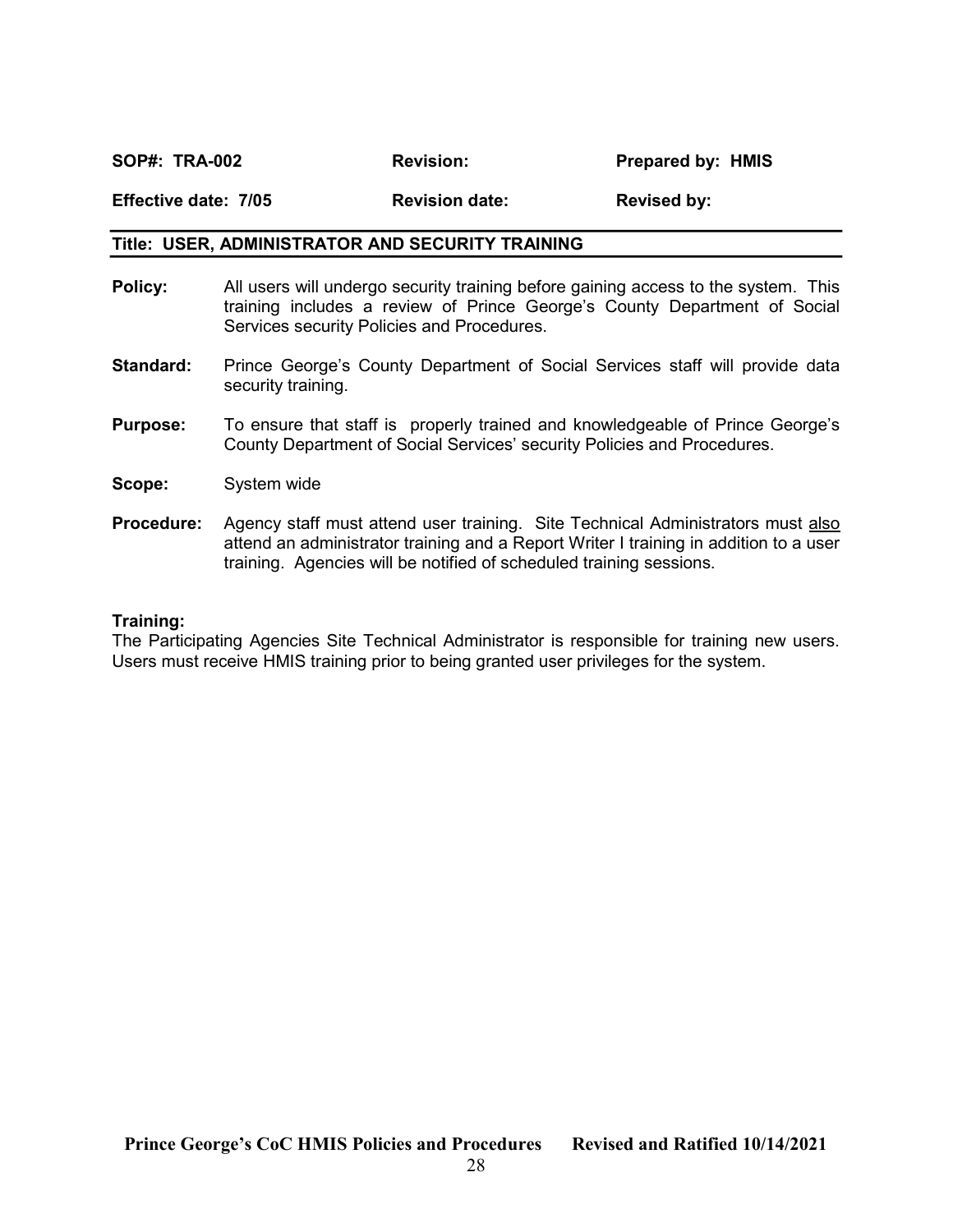| **SOP#: TRA-002** | **Revision:** | **Prepared by: HMIS** |
| --- | --- | --- |
| **Effective date: 7/05** | **Revision date:** | **Revised by:** |

**Title: USER, ADMINISTRATOR AND SECURITY TRAINING**

**Policy:** All users will undergo security training before gaining access to the system. This training includes a review of Prince George's County Department of Social Services security Policies and Procedures.

**Standard:** Prince George's County Department of Social Services staff will provide data security training.

**Purpose:** To ensure that staff is properly trained and knowledgeable of Prince George's County Department of Social Services' security Policies and Procedures.

**Scope:** System wide

**Procedure:** Agency staff must attend user training. Site Technical Administrators must <u>also</u> attend an administrator training and a Report Writer I training in addition to a user training. Agencies will be notified of scheduled training sessions.

**Training:**
The Participating Agencies Site Technical Administrator is responsible for training new users. Users must receive HMIS training prior to being granted user privileges for the system.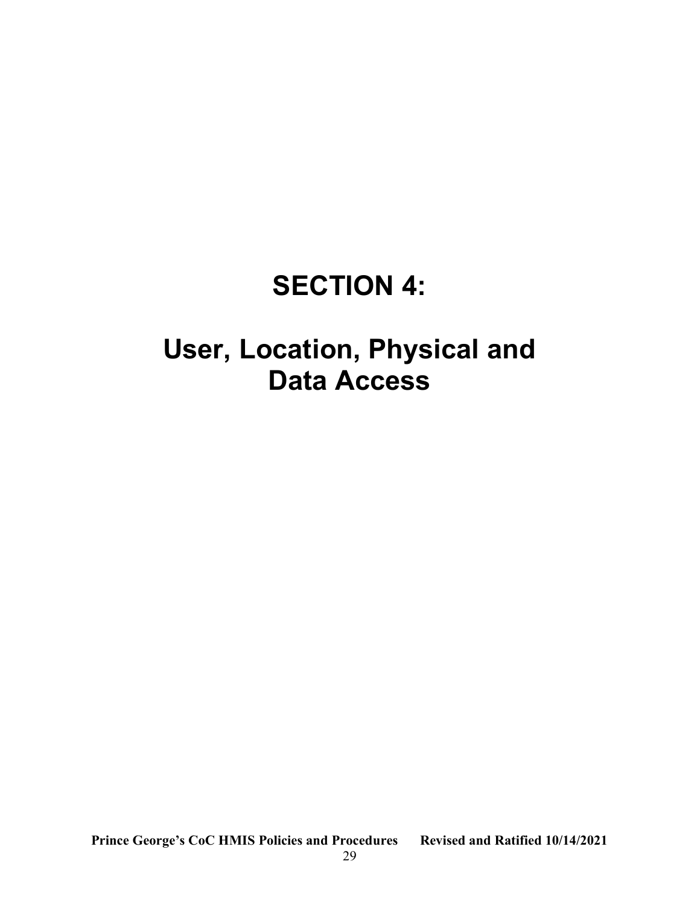# SECTION 4:

# User, Location, Physical and Data Access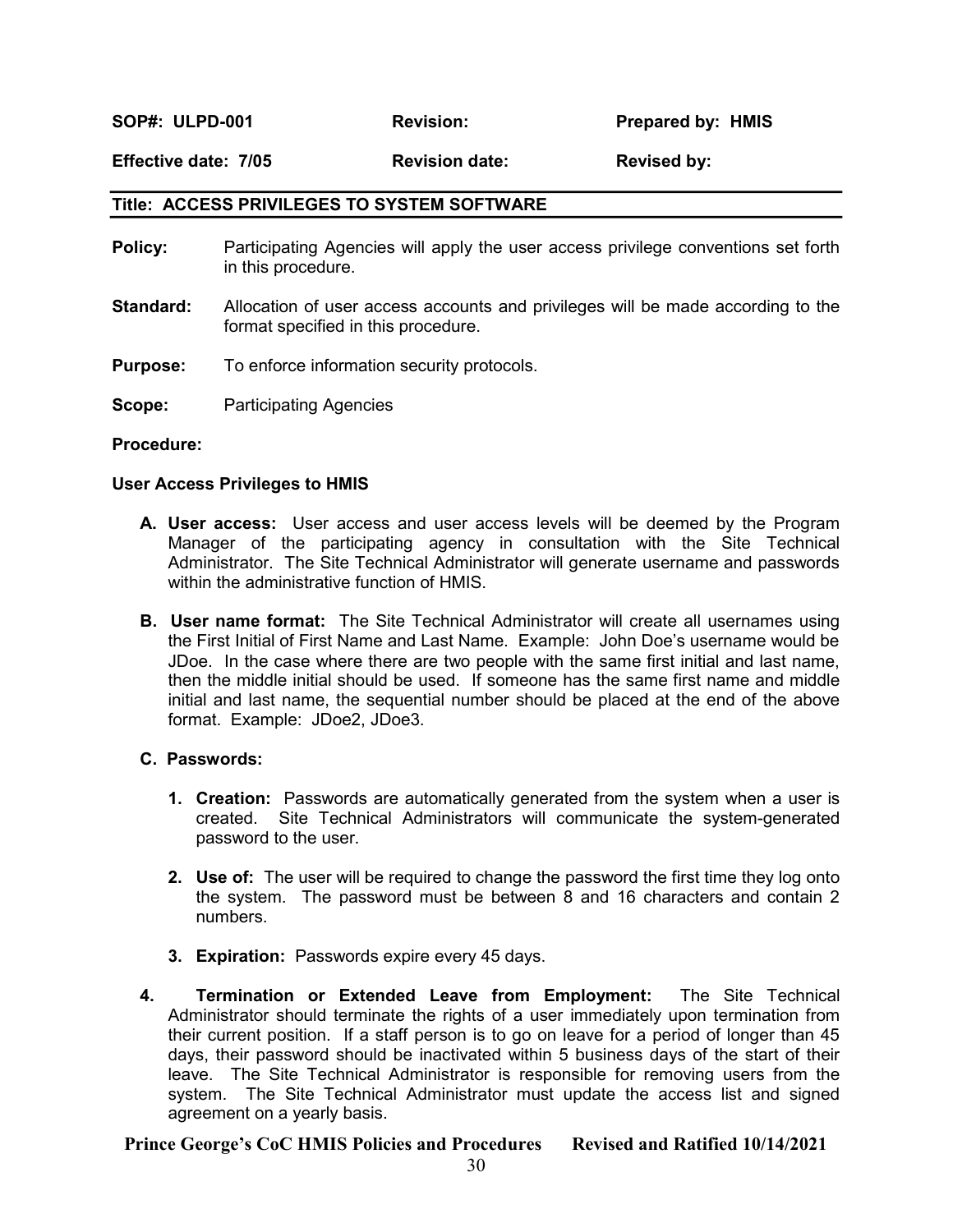| SOP#: ULPD-001 | Revision: | Prepared by: HMIS |
|---|---|---|
| Effective date: 7/05 | Revision date: | Revised by: |

## Title: ACCESS PRIVILEGES TO SYSTEM SOFTWARE

**Policy:** Participating Agencies will apply the user access privilege conventions set forth in this procedure.

**Standard:** Allocation of user access accounts and privileges will be made according to the format specified in this procedure.

**Purpose:** To enforce information security protocols.

**Scope:** Participating Agencies

**Procedure:**

**User Access Privileges to HMIS**

A. **User access:** User access and user access levels will be deemed by the Program Manager of the participating agency in consultation with the Site Technical Administrator. The Site Technical Administrator will generate username and passwords within the administrative function of HMIS.

B. **User name format:** The Site Technical Administrator will create all usernames using the First Initial of First Name and Last Name. Example: John Doe's username would be JDoe. In the case where there are two people with the same first initial and last name, then the middle initial should be used. If someone has the same first name and middle initial and last name, the sequential number should be placed at the end of the above format. Example: JDoe2, JDoe3.

C. **Passwords:**

   1. **Creation:** Passwords are automatically generated from the system when a user is created. Site Technical Administrators will communicate the system-generated password to the user.

   2. **Use of:** The user will be required to change the password the first time they log onto the system. The password must be between 8 and 16 characters and contain 2 numbers.

   3. **Expiration:** Passwords expire every 45 days.

4. **Termination or Extended Leave from Employment:** The Site Technical Administrator should terminate the rights of a user immediately upon termination from their current position. If a staff person is to go on leave for a period of longer than 45 days, their password should be inactivated within 5 business days of the start of their leave. The Site Technical Administrator is responsible for removing users from the system. The Site Technical Administrator must update the access list and signed agreement on a yearly basis.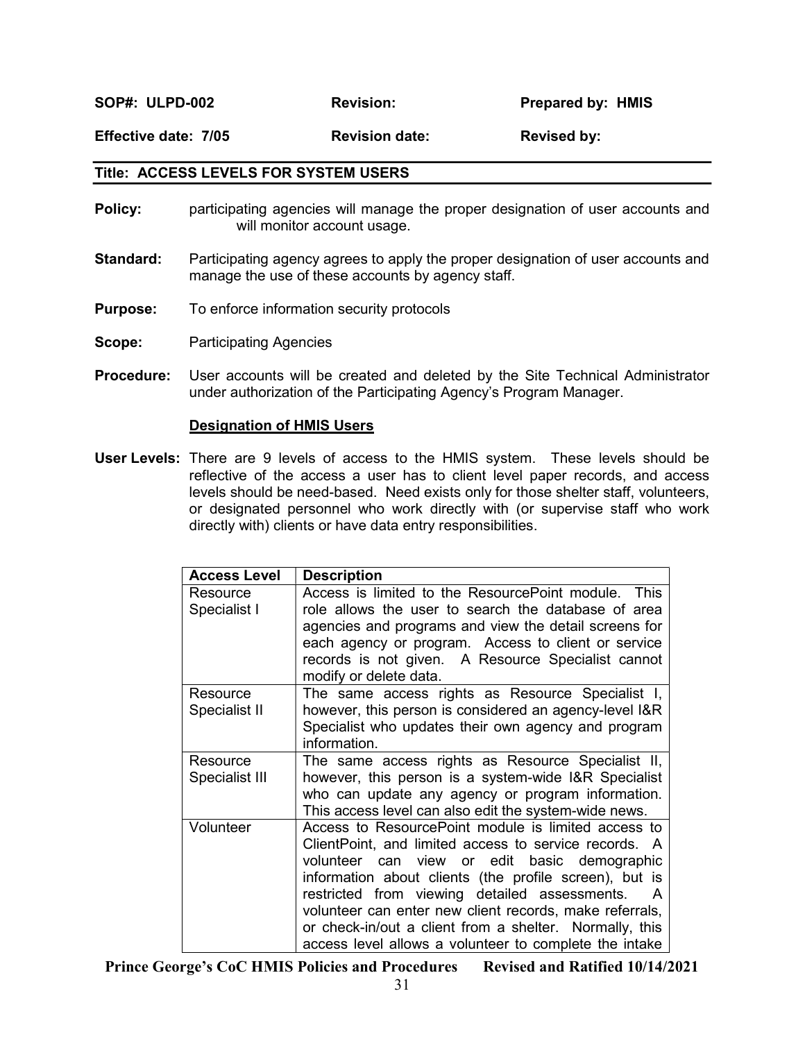| **SOP#: ULPD-002** | **Revision:** | **Prepared by: HMIS** |
|---|---|---|
| **Effective date: 7/05** | **Revision date:** | **Revised by:** |

## Title: ACCESS LEVELS FOR SYSTEM USERS

**Policy:** participating agencies will manage the proper designation of user accounts and will monitor account usage.

**Standard:** Participating agency agrees to apply the proper designation of user accounts and manage the use of these accounts by agency staff.

**Purpose:** To enforce information security protocols

**Scope:** Participating Agencies

**Procedure:** User accounts will be created and deleted by the Site Technical Administrator under authorization of the Participating Agency's Program Manager.

**Designation of HMIS Users**

**User Levels:** There are 9 levels of access to the HMIS system. These levels should be reflective of the access a user has to client level paper records, and access levels should be need-based. Need exists only for those shelter staff, volunteers, or designated personnel who work directly with (or supervise staff who work directly with) clients or have data entry responsibilities.

| Access Level | Description |
|---|---|
| Resource Specialist I | Access is limited to the ResourcePoint module. This role allows the user to search the database of area agencies and programs and view the detail screens for each agency or program. Access to client or service records is not given. A Resource Specialist cannot modify or delete data. |
| Resource Specialist II | The same access rights as Resource Specialist I, however, this person is considered an agency-level I&R Specialist who updates their own agency and program information. |
| Resource Specialist III | The same access rights as Resource Specialist II, however, this person is a system-wide I&R Specialist who can update any agency or program information. This access level can also edit the system-wide news. |
| Volunteer | Access to ResourcePoint module is limited access to ClientPoint, and limited access to service records. A volunteer can view or edit basic demographic information about clients (the profile screen), but is restricted from viewing detailed assessments. A volunteer can enter new client records, make referrals, or check-in/out a client from a shelter. Normally, this access level allows a volunteer to complete the intake |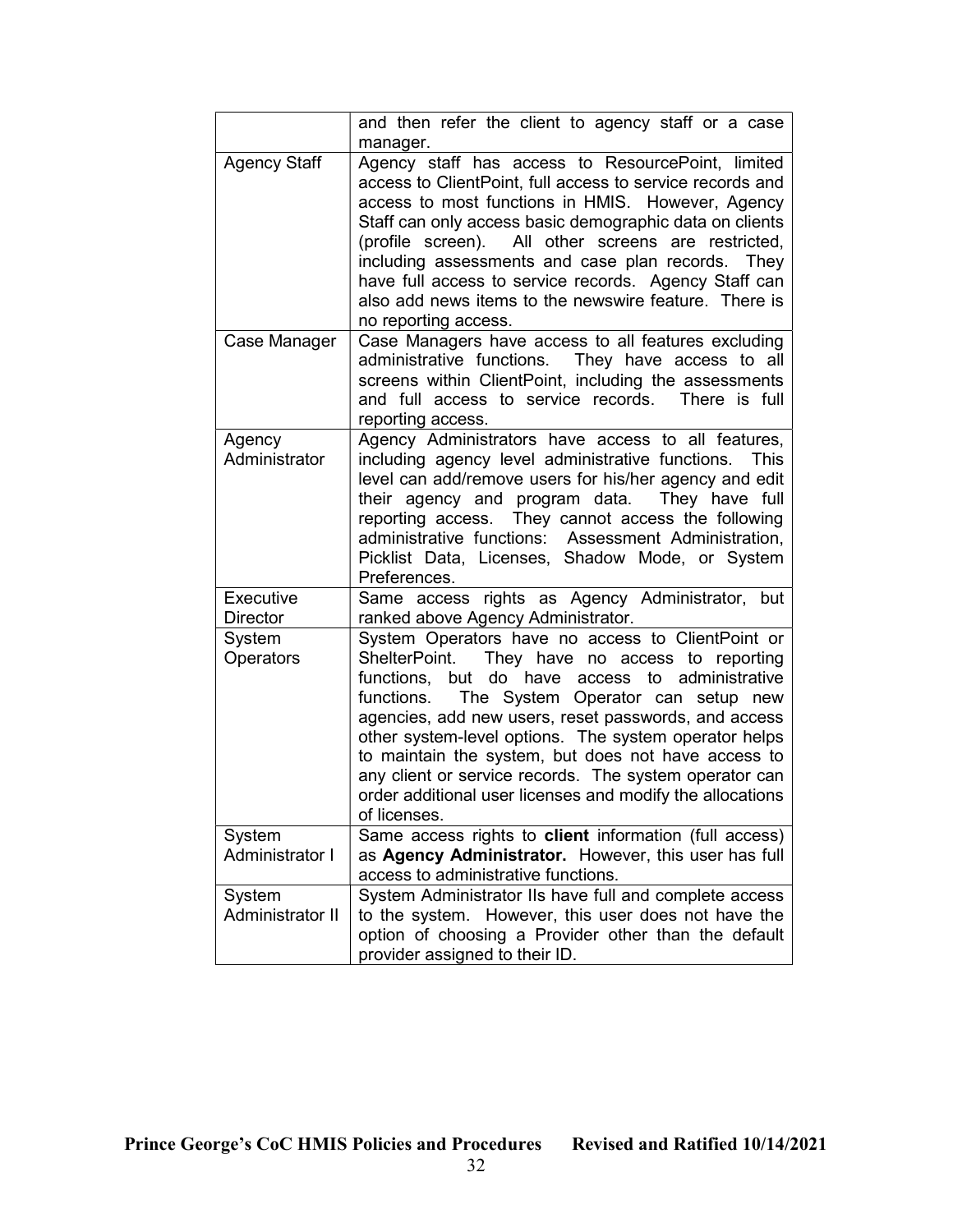| | |
|---|---|
| | and then refer the client to agency staff or a case manager. |
| Agency Staff | Agency staff has access to ResourcePoint, limited access to ClientPoint, full access to service records and access to most functions in HMIS. However, Agency Staff can only access basic demographic data on clients (profile screen). All other screens are restricted, including assessments and case plan records. They have full access to service records. Agency Staff can also add news items to the newswire feature. There is no reporting access. |
| Case Manager | Case Managers have access to all features excluding administrative functions. They have access to all screens within ClientPoint, including the assessments and full access to service records. There is full reporting access. |
| Agency Administrator | Agency Administrators have access to all features, including agency level administrative functions. This level can add/remove users for his/her agency and edit their agency and program data. They have full reporting access. They cannot access the following administrative functions: Assessment Administration, Picklist Data, Licenses, Shadow Mode, or System Preferences. |
| Executive Director | Same access rights as Agency Administrator, but ranked above Agency Administrator. |
| System Operators | System Operators have no access to ClientPoint or ShelterPoint. They have no access to reporting functions, but do have access to administrative functions. The System Operator can setup new agencies, add new users, reset passwords, and access other system-level options. The system operator helps to maintain the system, but does not have access to any client or service records. The system operator can order additional user licenses and modify the allocations of licenses. |
| System Administrator I | Same access rights to **client** information (full access) as **Agency Administrator.** However, this user has full access to administrative functions. |
| System Administrator II | System Administrator IIs have full and complete access to the system. However, this user does not have the option of choosing a Provider other than the default provider assigned to their ID. |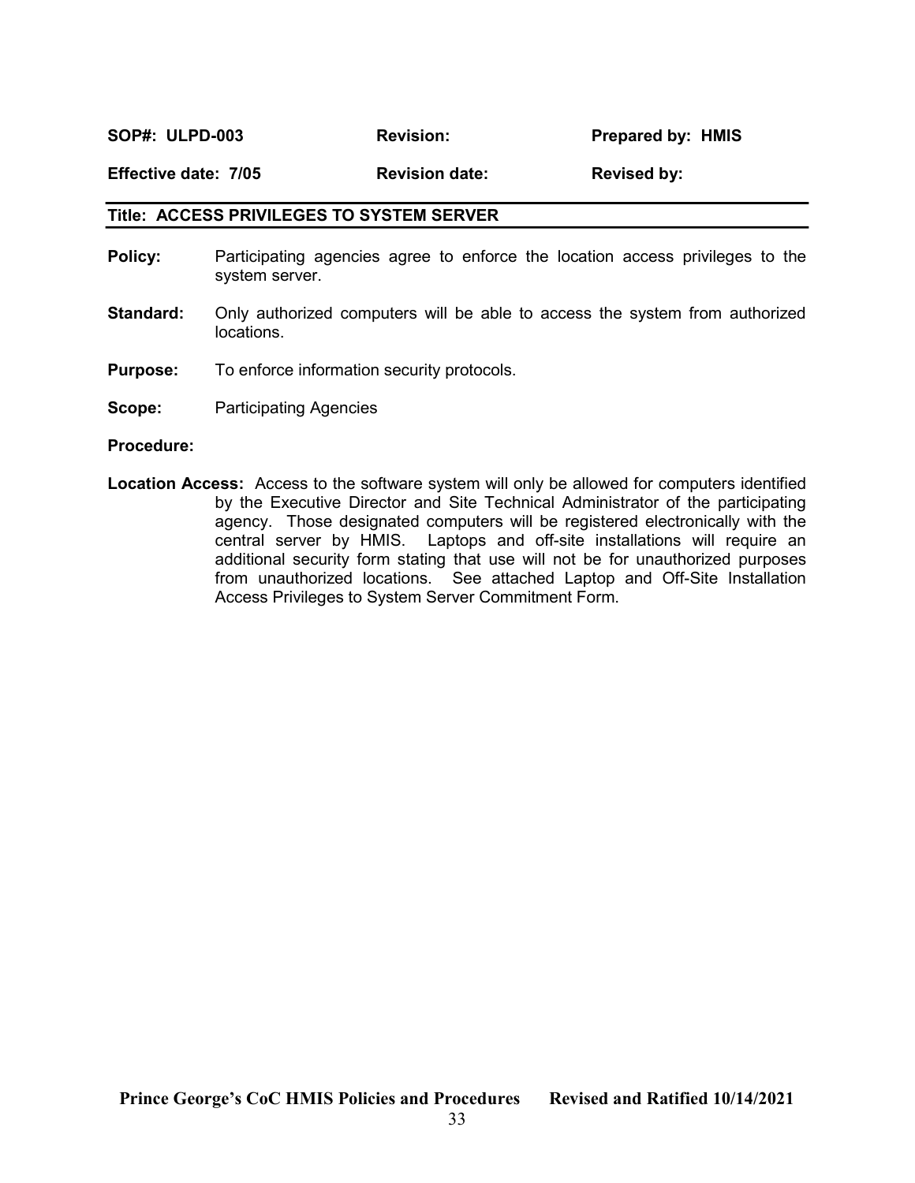| **SOP#: ULPD-003** | **Revision:** | **Prepared by: HMIS** |
| --- | --- | --- |
| **Effective date: 7/05** | **Revision date:** | **Revised by:** |

## Title: ACCESS PRIVILEGES TO SYSTEM SERVER

**Policy:** Participating agencies agree to enforce the location access privileges to the system server.

**Standard:** Only authorized computers will be able to access the system from authorized locations.

**Purpose:** To enforce information security protocols.

**Scope:** Participating Agencies

**Procedure:**

**Location Access:** Access to the software system will only be allowed for computers identified by the Executive Director and Site Technical Administrator of the participating agency. Those designated computers will be registered electronically with the central server by HMIS. Laptops and off-site installations will require an additional security form stating that use will not be for unauthorized purposes from unauthorized locations. See attached Laptop and Off-Site Installation Access Privileges to System Server Commitment Form.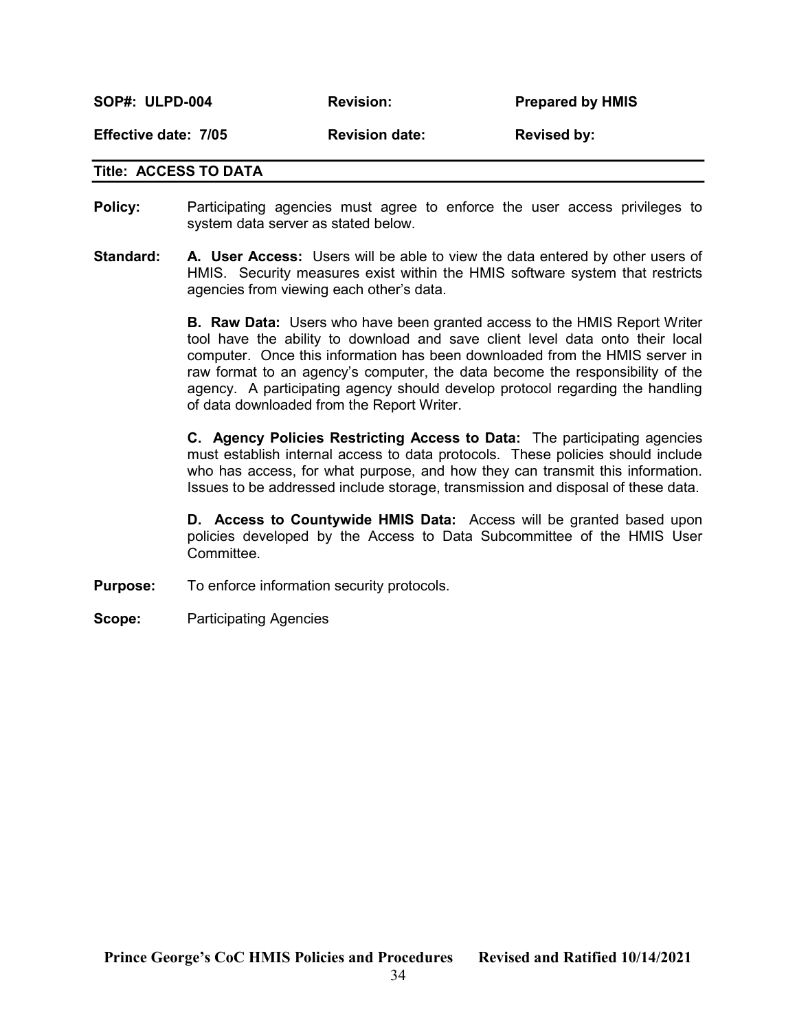| **SOP#: ULPD-004** | **Revision:** | **Prepared by HMIS** |
|---|---|---|
| **Effective date: 7/05** | **Revision date:** | **Revised by:** |

## Title: ACCESS TO DATA

**Policy:** Participating agencies must agree to enforce the user access privileges to system data server as stated below.

**Standard:**

**A. User Access:** Users will be able to view the data entered by other users of HMIS. Security measures exist within the HMIS software system that restricts agencies from viewing each other's data.

**B. Raw Data:** Users who have been granted access to the HMIS Report Writer tool have the ability to download and save client level data onto their local computer. Once this information has been downloaded from the HMIS server in raw format to an agency's computer, the data become the responsibility of the agency. A participating agency should develop protocol regarding the handling of data downloaded from the Report Writer.

**C. Agency Policies Restricting Access to Data:** The participating agencies must establish internal access to data protocols. These policies should include who has access, for what purpose, and how they can transmit this information. Issues to be addressed include storage, transmission and disposal of these data.

**D. Access to Countywide HMIS Data:** Access will be granted based upon policies developed by the Access to Data Subcommittee of the HMIS User Committee.

**Purpose:** To enforce information security protocols.

**Scope:** Participating Agencies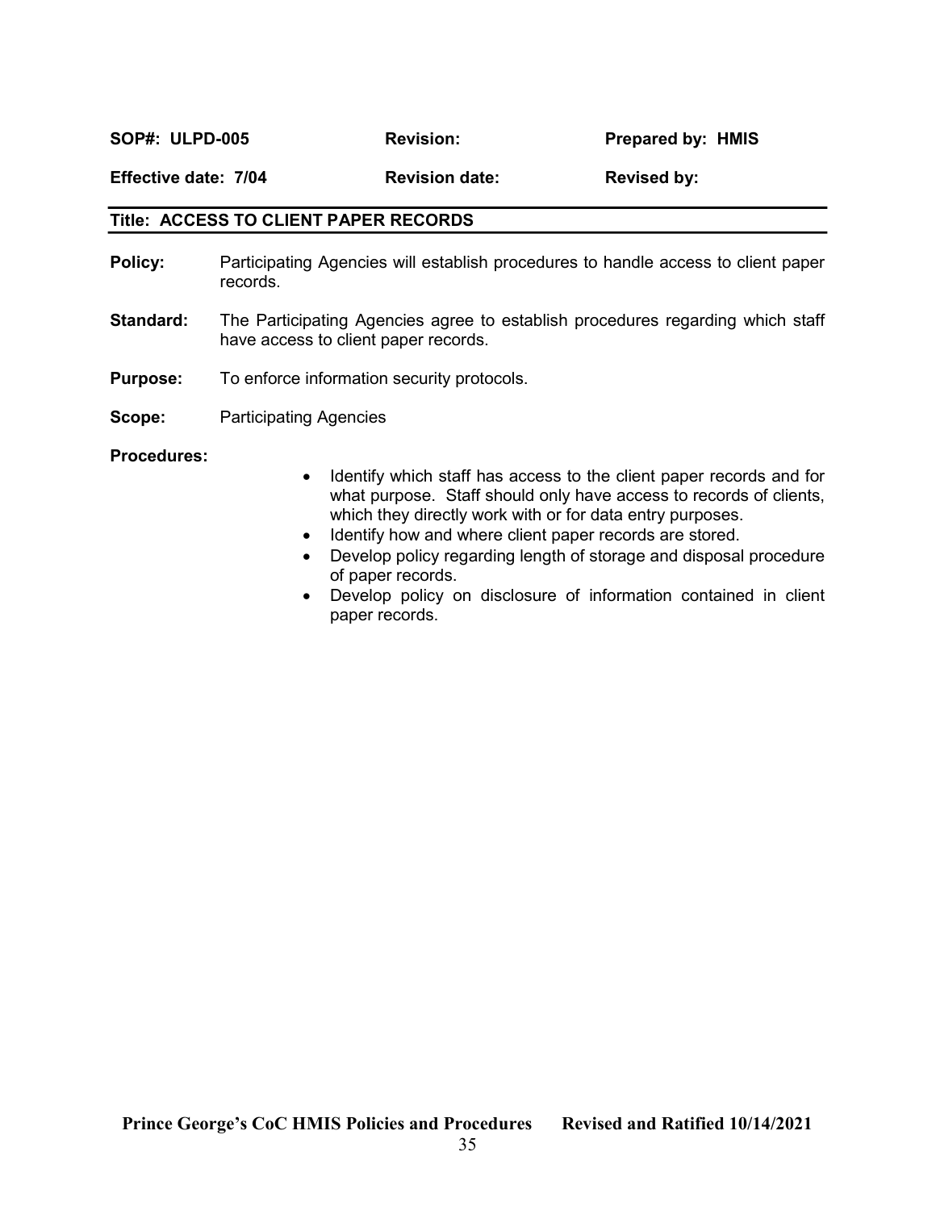| **SOP#: ULPD-005** | **Revision:** | **Prepared by: HMIS** |
|---|---|---|
| **Effective date: 7/04** | **Revision date:** | **Revised by:** |

## Title: ACCESS TO CLIENT PAPER RECORDS

**Policy:** Participating Agencies will establish procedures to handle access to client paper records.

**Standard:** The Participating Agencies agree to establish procedures regarding which staff have access to client paper records.

**Purpose:** To enforce information security protocols.

**Scope:** Participating Agencies

**Procedures:**

- Identify which staff has access to the client paper records and for what purpose. Staff should only have access to records of clients, which they directly work with or for data entry purposes.
- Identify how and where client paper records are stored.
- Develop policy regarding length of storage and disposal procedure of paper records.
- Develop policy on disclosure of information contained in client paper records.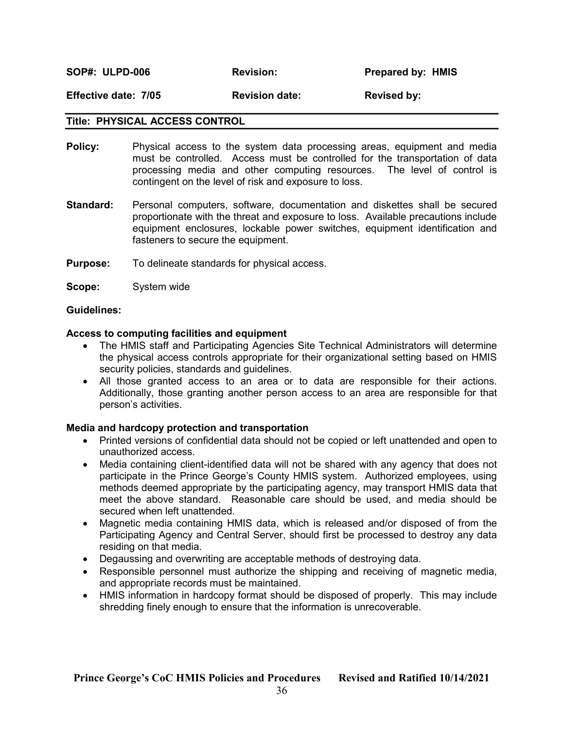| SOP#: ULPD-006 | Revision: | Prepared by: HMIS |
| --- | --- | --- |
| Effective date: 7/05 | Revision date: | Revised by: |

**Title: PHYSICAL ACCESS CONTROL**

**Policy:** Physical access to the system data processing areas, equipment and media must be controlled. Access must be controlled for the transportation of data processing media and other computing resources. The level of control is contingent on the level of risk and exposure to loss.

**Standard:** Personal computers, software, documentation and diskettes shall be secured proportionate with the threat and exposure to loss. Available precautions include equipment enclosures, lockable power switches, equipment identification and fasteners to secure the equipment.

**Purpose:** To delineate standards for physical access.

**Scope:** System wide

**Guidelines:**

**Access to computing facilities and equipment**

- The HMIS staff and Participating Agencies Site Technical Administrators will determine the physical access controls appropriate for their organizational setting based on HMIS security policies, standards and guidelines.
- All those granted access to an area or to data are responsible for their actions. Additionally, those granting another person access to an area are responsible for that person's activities.

**Media and hardcopy protection and transportation**

- Printed versions of confidential data should not be copied or left unattended and open to unauthorized access.
- Media containing client-identified data will not be shared with any agency that does not participate in the Prince George's County HMIS system. Authorized employees, using methods deemed appropriate by the participating agency, may transport HMIS data that meet the above standard. Reasonable care should be used, and media should be secured when left unattended.
- Magnetic media containing HMIS data, which is released and/or disposed of from the Participating Agency and Central Server, should first be processed to destroy any data residing on that media.
- Degaussing and overwriting are acceptable methods of destroying data.
- Responsible personnel must authorize the shipping and receiving of magnetic media, and appropriate records must be maintained.
- HMIS information in hardcopy format should be disposed of properly. This may include shredding finely enough to ensure that the information is unrecoverable.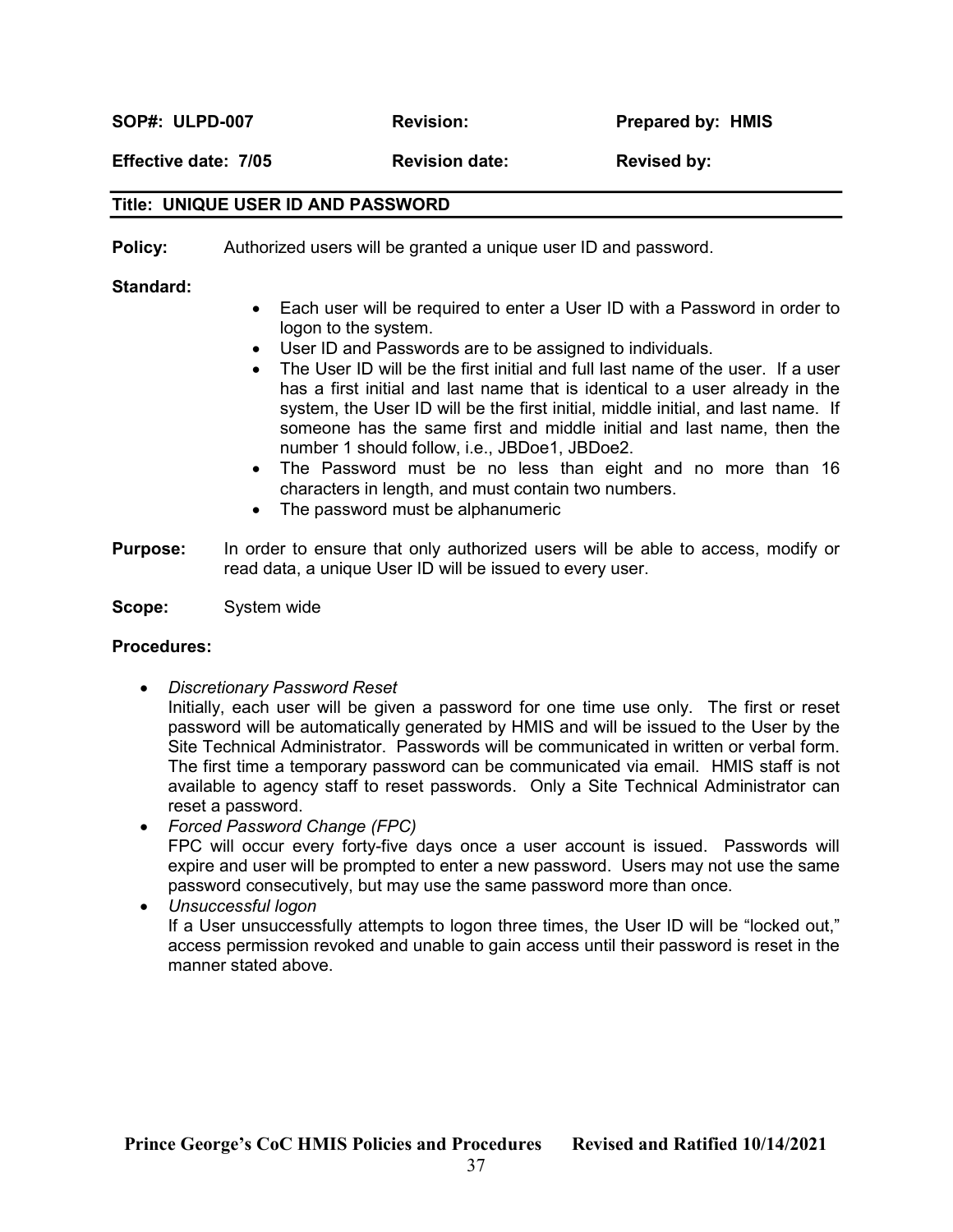| **SOP#: ULPD-007** | **Revision:** | **Prepared by: HMIS** |
| --- | --- | --- |
| **Effective date: 7/05** | **Revision date:** | **Revised by:** |

## Title: UNIQUE USER ID AND PASSWORD

**Policy:** Authorized users will be granted a unique user ID and password.

**Standard:**

- Each user will be required to enter a User ID with a Password in order to logon to the system.
- User ID and Passwords are to be assigned to individuals.
- The User ID will be the first initial and full last name of the user. If a user has a first initial and last name that is identical to a user already in the system, the User ID will be the first initial, middle initial, and last name. If someone has the same first and middle initial and last name, then the number 1 should follow, i.e., JBDoe1, JBDoe2.
- The Password must be no less than eight and no more than 16 characters in length, and must contain two numbers.
- The password must be alphanumeric

**Purpose:** In order to ensure that only authorized users will be able to access, modify or read data, a unique User ID will be issued to every user.

**Scope:** System wide

**Procedures:**

- *Discretionary Password Reset*
  Initially, each user will be given a password for one time use only. The first or reset password will be automatically generated by HMIS and will be issued to the User by the Site Technical Administrator. Passwords will be communicated in written or verbal form. The first time a temporary password can be communicated via email. HMIS staff is not available to agency staff to reset passwords. Only a Site Technical Administrator can reset a password.
- *Forced Password Change (FPC)*
  FPC will occur every forty-five days once a user account is issued. Passwords will expire and user will be prompted to enter a new password. Users may not use the same password consecutively, but may use the same password more than once.
- *Unsuccessful logon*
  If a User unsuccessfully attempts to logon three times, the User ID will be "locked out," access permission revoked and unable to gain access until their password is reset in the manner stated above.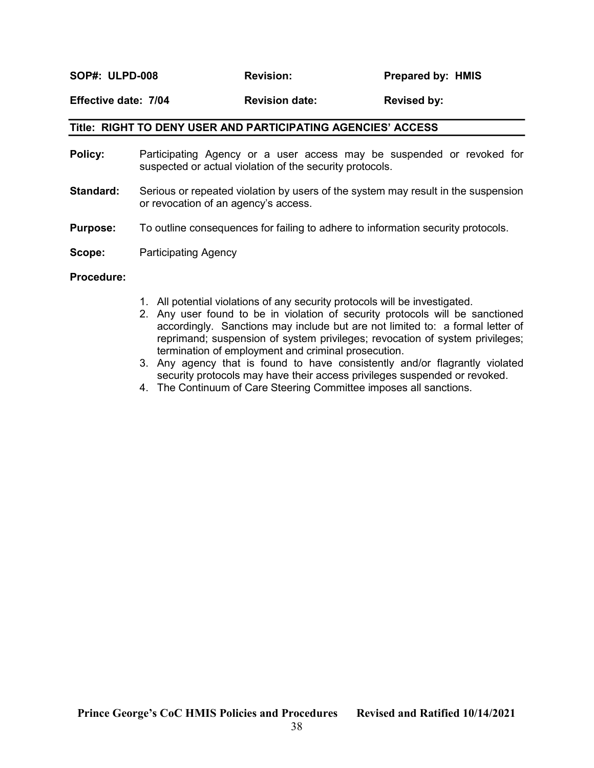| **SOP#: ULPD-008** | **Revision:** | **Prepared by: HMIS** |
|---|---|---|
| **Effective date: 7/04** | **Revision date:** | **Revised by:** |

## Title: RIGHT TO DENY USER AND PARTICIPATING AGENCIES' ACCESS

**Policy:** Participating Agency or a user access may be suspended or revoked for suspected or actual violation of the security protocols.

**Standard:** Serious or repeated violation by users of the system may result in the suspension or revocation of an agency's access.

**Purpose:** To outline consequences for failing to adhere to information security protocols.

**Scope:** Participating Agency

**Procedure:**

1. All potential violations of any security protocols will be investigated.
2. Any user found to be in violation of security protocols will be sanctioned accordingly. Sanctions may include but are not limited to: a formal letter of reprimand; suspension of system privileges; revocation of system privileges; termination of employment and criminal prosecution.
3. Any agency that is found to have consistently and/or flagrantly violated security protocols may have their access privileges suspended or revoked.
4. The Continuum of Care Steering Committee imposes all sanctions.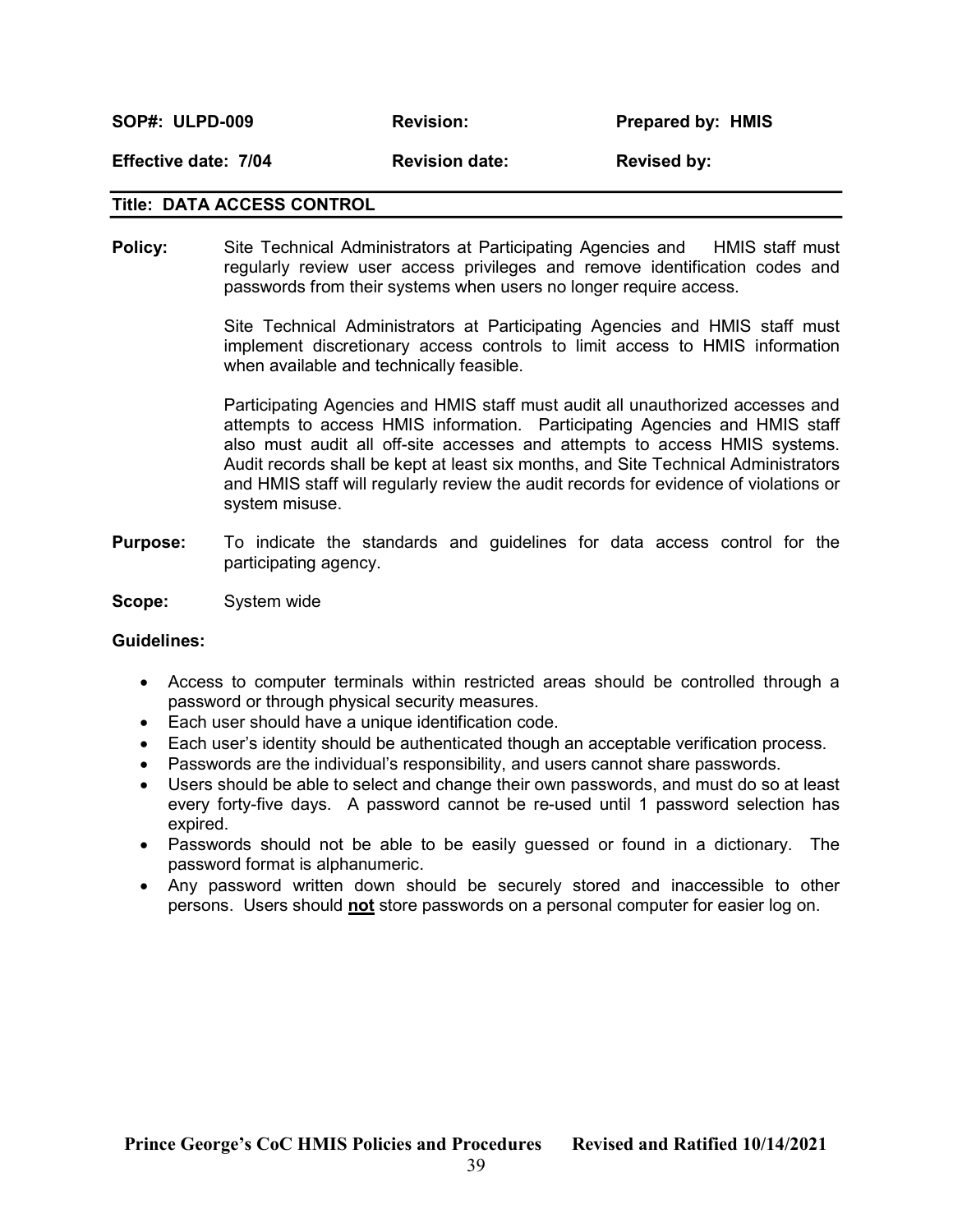| SOP#: ULPD-009 | Revision: | Prepared by: HMIS |
| --- | --- | --- |
| Effective date: 7/04 | Revision date: | Revised by: |

**Title: DATA ACCESS CONTROL**

**Policy:** Site Technical Administrators at Participating Agencies and HMIS staff must regularly review user access privileges and remove identification codes and passwords from their systems when users no longer require access.

Site Technical Administrators at Participating Agencies and HMIS staff must implement discretionary access controls to limit access to HMIS information when available and technically feasible.

Participating Agencies and HMIS staff must audit all unauthorized accesses and attempts to access HMIS information. Participating Agencies and HMIS staff also must audit all off-site accesses and attempts to access HMIS systems. Audit records shall be kept at least six months, and Site Technical Administrators and HMIS staff will regularly review the audit records for evidence of violations or system misuse.

**Purpose:** To indicate the standards and guidelines for data access control for the participating agency.

**Scope:** System wide

**Guidelines:**

- Access to computer terminals within restricted areas should be controlled through a password or through physical security measures.
- Each user should have a unique identification code.
- Each user's identity should be authenticated though an acceptable verification process.
- Passwords are the individual's responsibility, and users cannot share passwords.
- Users should be able to select and change their own passwords, and must do so at least every forty-five days. A password cannot be re-used until 1 password selection has expired.
- Passwords should not be able to be easily guessed or found in a dictionary. The password format is alphanumeric.
- Any password written down should be securely stored and inaccessible to other persons. Users should **not** store passwords on a personal computer for easier log on.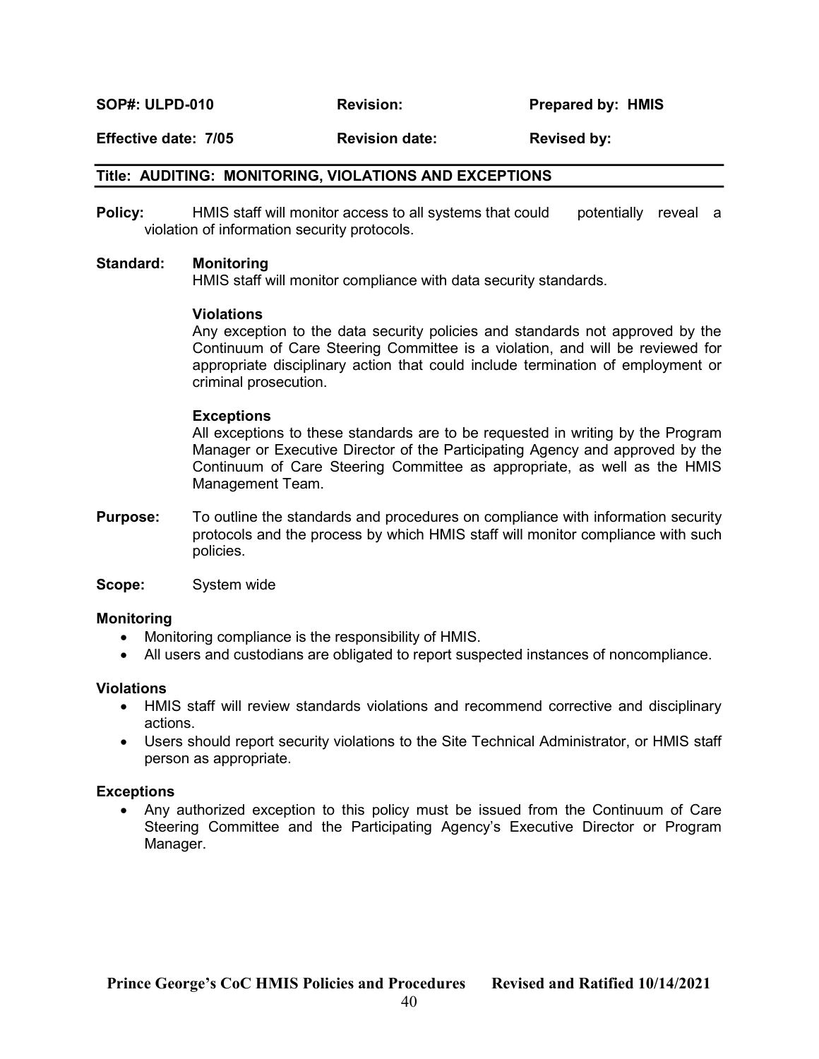| **SOP#: ULPD-010** | **Revision:** | **Prepared by: HMIS** |
| --- | --- | --- |
| **Effective date: 7/05** | **Revision date:** | **Revised by:** |

## Title: AUDITING: MONITORING, VIOLATIONS AND EXCEPTIONS

**Policy:** HMIS staff will monitor access to all systems that could potentially reveal a violation of information security protocols.

**Standard:** **Monitoring**
HMIS staff will monitor compliance with data security standards.

**Violations**
Any exception to the data security policies and standards not approved by the Continuum of Care Steering Committee is a violation, and will be reviewed for appropriate disciplinary action that could include termination of employment or criminal prosecution.

**Exceptions**
All exceptions to these standards are to be requested in writing by the Program Manager or Executive Director of the Participating Agency and approved by the Continuum of Care Steering Committee as appropriate, as well as the HMIS Management Team.

**Purpose:** To outline the standards and procedures on compliance with information security protocols and the process by which HMIS staff will monitor compliance with such policies.

**Scope:** System wide

**Monitoring**

- Monitoring compliance is the responsibility of HMIS.
- All users and custodians are obligated to report suspected instances of noncompliance.

**Violations**

- HMIS staff will review standards violations and recommend corrective and disciplinary actions.
- Users should report security violations to the Site Technical Administrator, or HMIS staff person as appropriate.

**Exceptions**

- Any authorized exception to this policy must be issued from the Continuum of Care Steering Committee and the Participating Agency's Executive Director or Program Manager.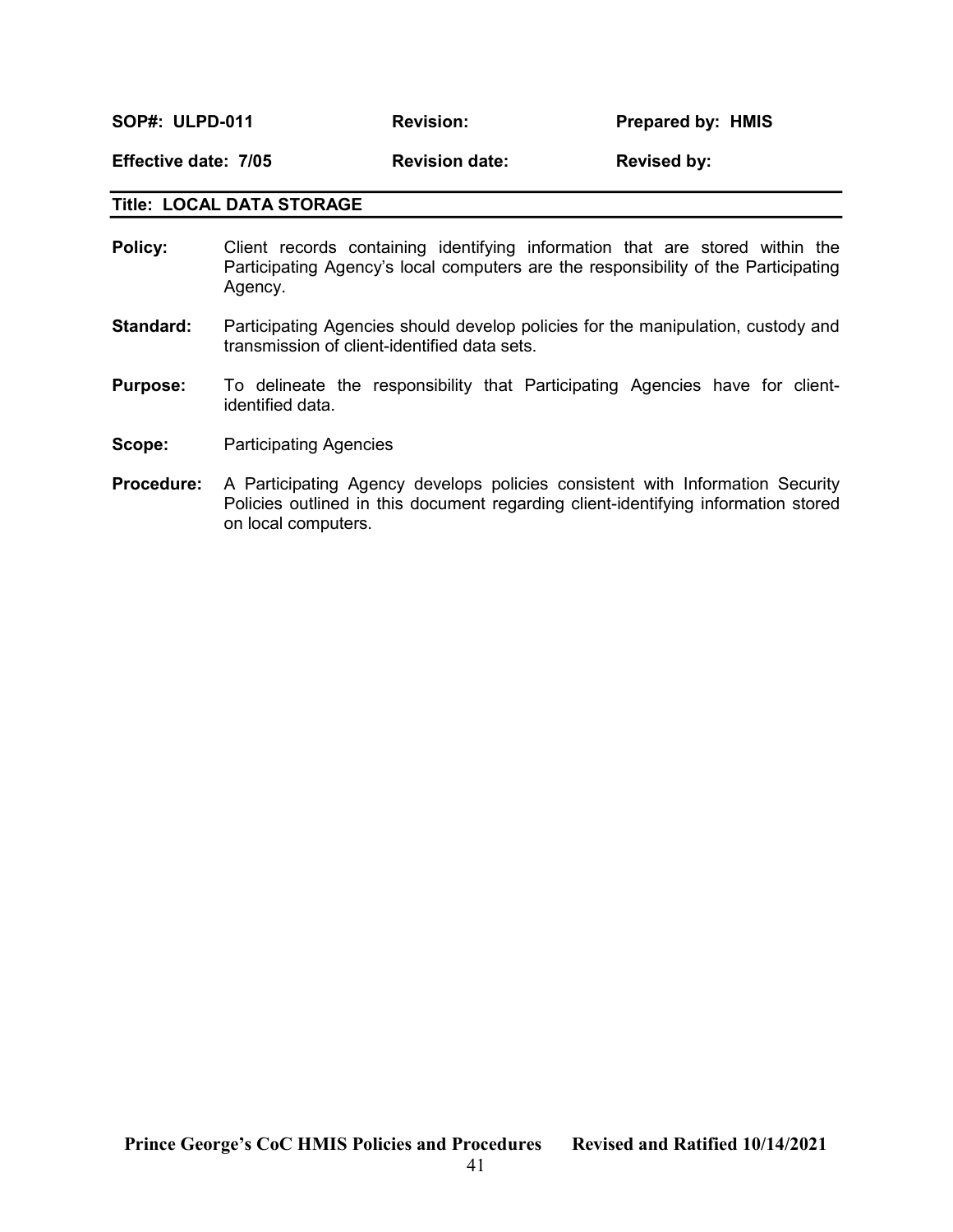| SOP#: ULPD-011 | Revision: | Prepared by: HMIS |
| --- | --- | --- |
| Effective date: 7/05 | Revision date: | Revised by: |

## Title: LOCAL DATA STORAGE

**Policy:** Client records containing identifying information that are stored within the Participating Agency's local computers are the responsibility of the Participating Agency.

**Standard:** Participating Agencies should develop policies for the manipulation, custody and transmission of client-identified data sets.

**Purpose:** To delineate the responsibility that Participating Agencies have for client-identified data.

**Scope:** Participating Agencies

**Procedure:** A Participating Agency develops policies consistent with Information Security Policies outlined in this document regarding client-identifying information stored on local computers.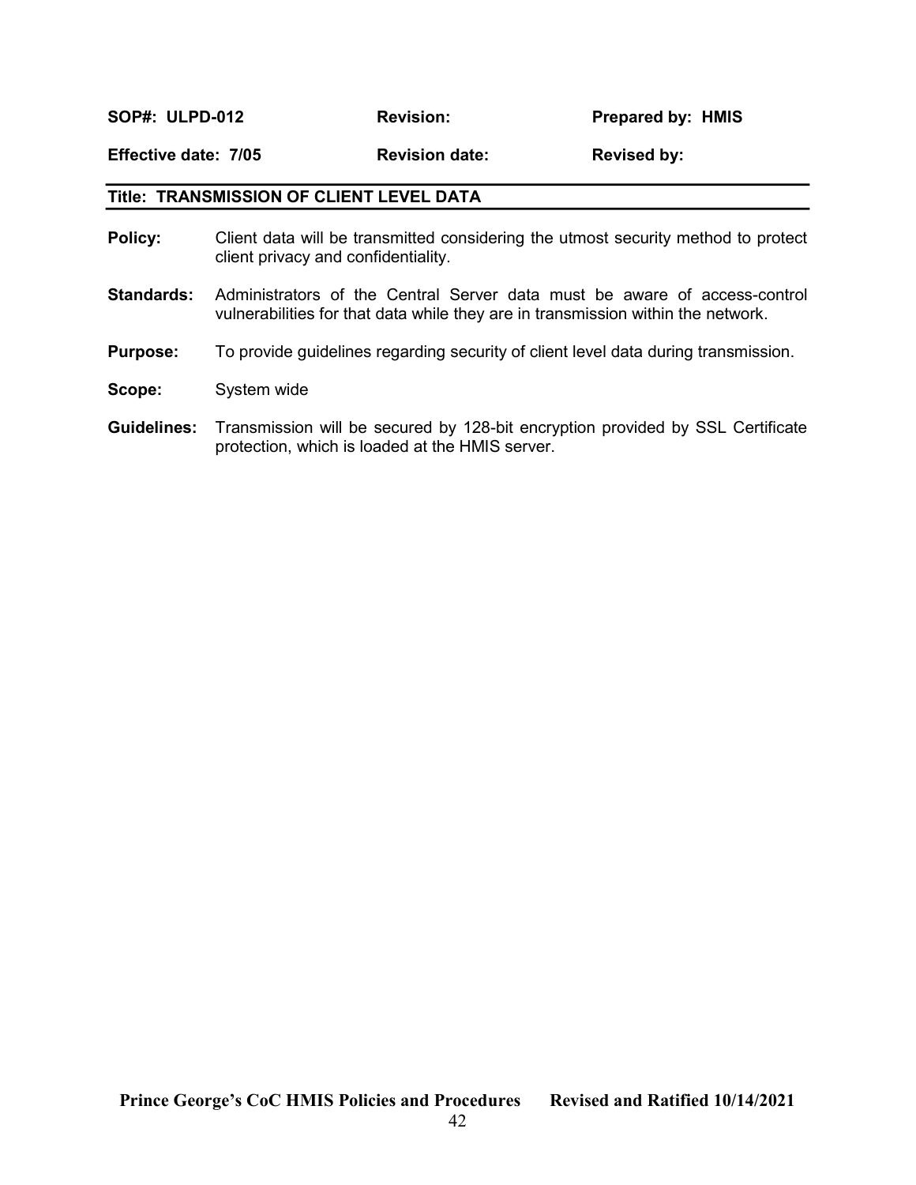| **SOP#: ULPD-012** | **Revision:** | **Prepared by: HMIS** |
| --- | --- | --- |
| **Effective date: 7/05** | **Revision date:** | **Revised by:** |

## Title: TRANSMISSION OF CLIENT LEVEL DATA

**Policy:** Client data will be transmitted considering the utmost security method to protect client privacy and confidentiality.

**Standards:** Administrators of the Central Server data must be aware of access-control vulnerabilities for that data while they are in transmission within the network.

**Purpose:** To provide guidelines regarding security of client level data during transmission.

**Scope:** System wide

**Guidelines:** Transmission will be secured by 128-bit encryption provided by SSL Certificate protection, which is loaded at the HMIS server.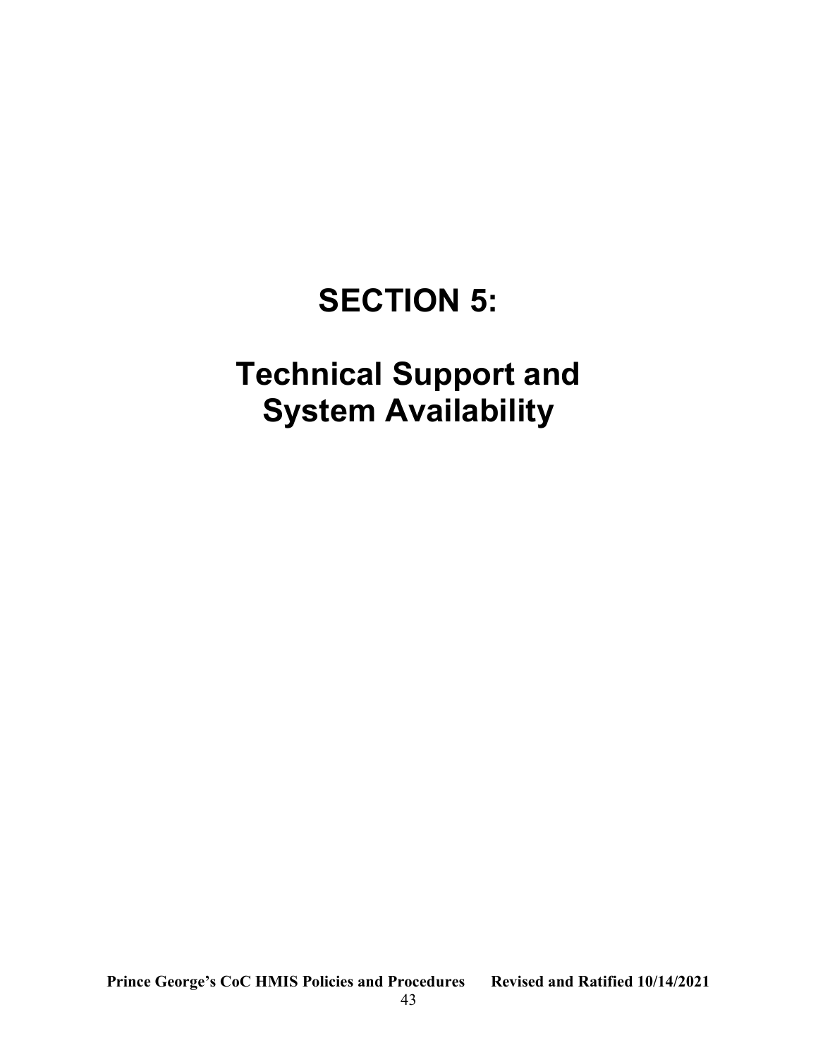# SECTION 5:

# Technical Support and System Availability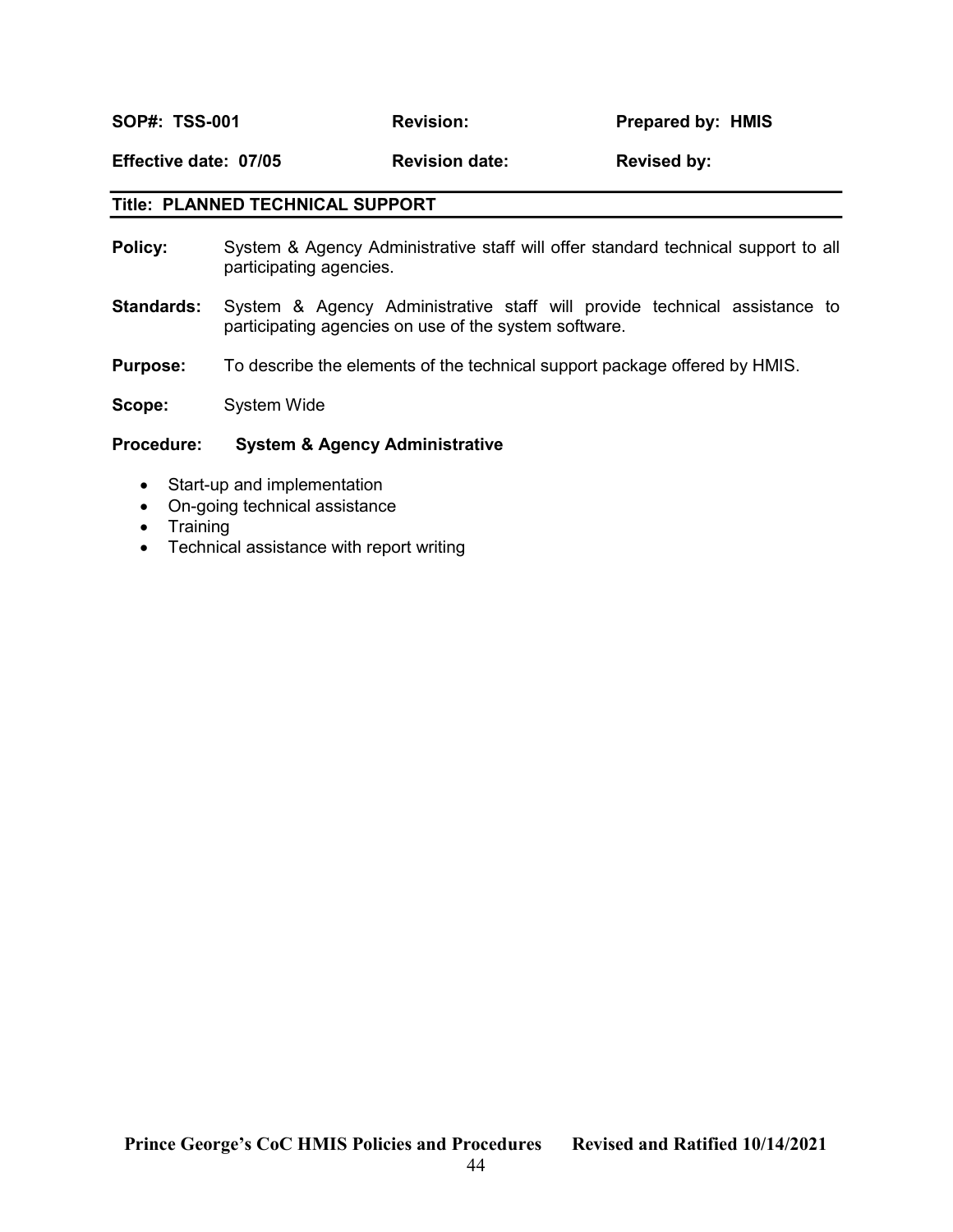| SOP#: TSS-001 | Revision: | Prepared by: HMIS |
| --- | --- | --- |
| Effective date: 07/05 | Revision date: | Revised by: |

**Title: PLANNED TECHNICAL SUPPORT**

**Policy:** System & Agency Administrative staff will offer standard technical support to all participating agencies.

**Standards:** System & Agency Administrative staff will provide technical assistance to participating agencies on use of the system software.

**Purpose:** To describe the elements of the technical support package offered by HMIS.

**Scope:** System Wide

**Procedure:** **System & Agency Administrative**

- Start-up and implementation
- On-going technical assistance
- Training
- Technical assistance with report writing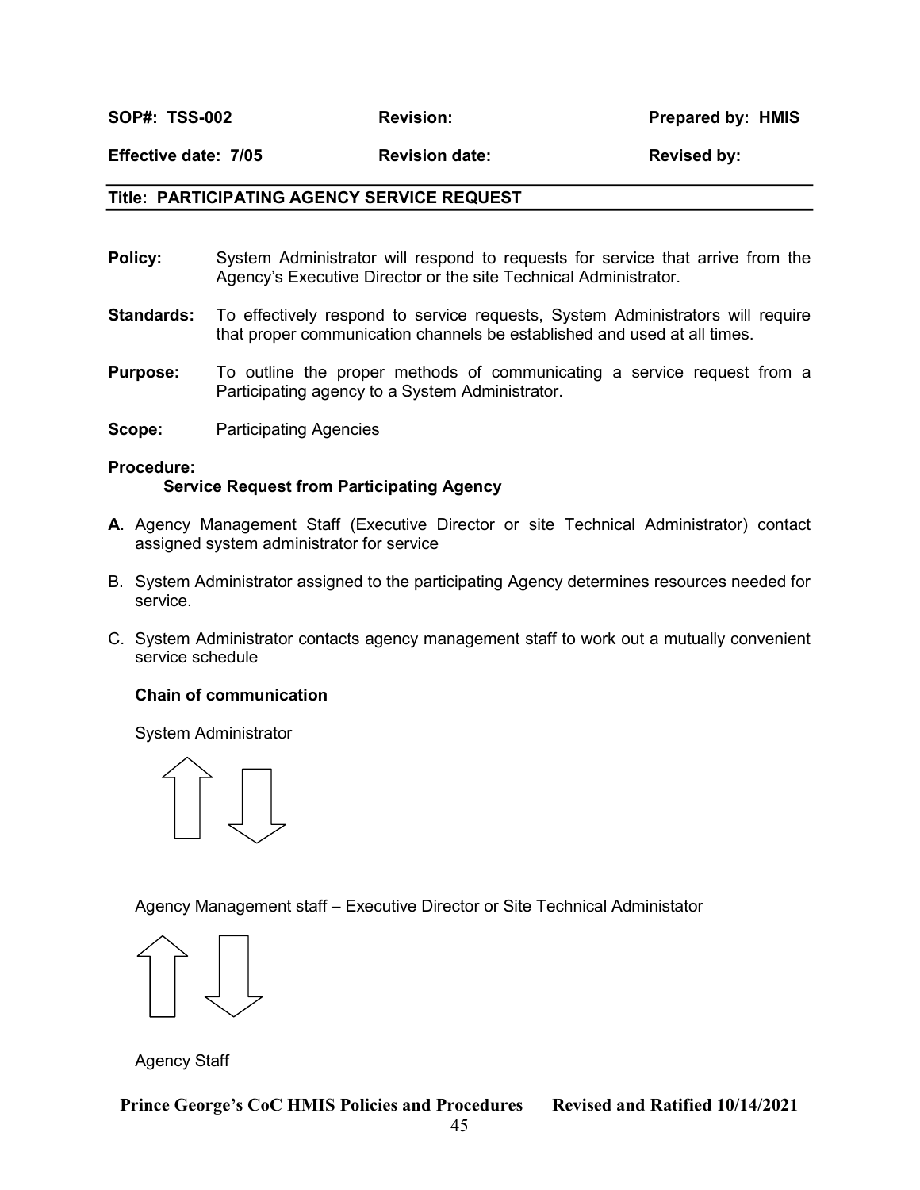| SOP#: TSS-002 | Revision: | Prepared by: HMIS |
|---|---|---|
| Effective date: 7/05 | Revision date: | Revised by: |

## Title: PARTICIPATING AGENCY SERVICE REQUEST

**Policy:** System Administrator will respond to requests for service that arrive from the Agency's Executive Director or the site Technical Administrator.

**Standards:** To effectively respond to service requests, System Administrators will require that proper communication channels be established and used at all times.

**Purpose:** To outline the proper methods of communicating a service request from a Participating agency to a System Administrator.

**Scope:** Participating Agencies

**Procedure:**

**Service Request from Participating Agency**

**A.** Agency Management Staff (Executive Director or site Technical Administrator) contact assigned system administrator for service

B. System Administrator assigned to the participating Agency determines resources needed for service.

C. System Administrator contacts agency management staff to work out a mutually convenient service schedule

**Chain of communication**

System Administrator

⇅

Agency Management staff – Executive Director or Site Technical Administator

⇅

Agency Staff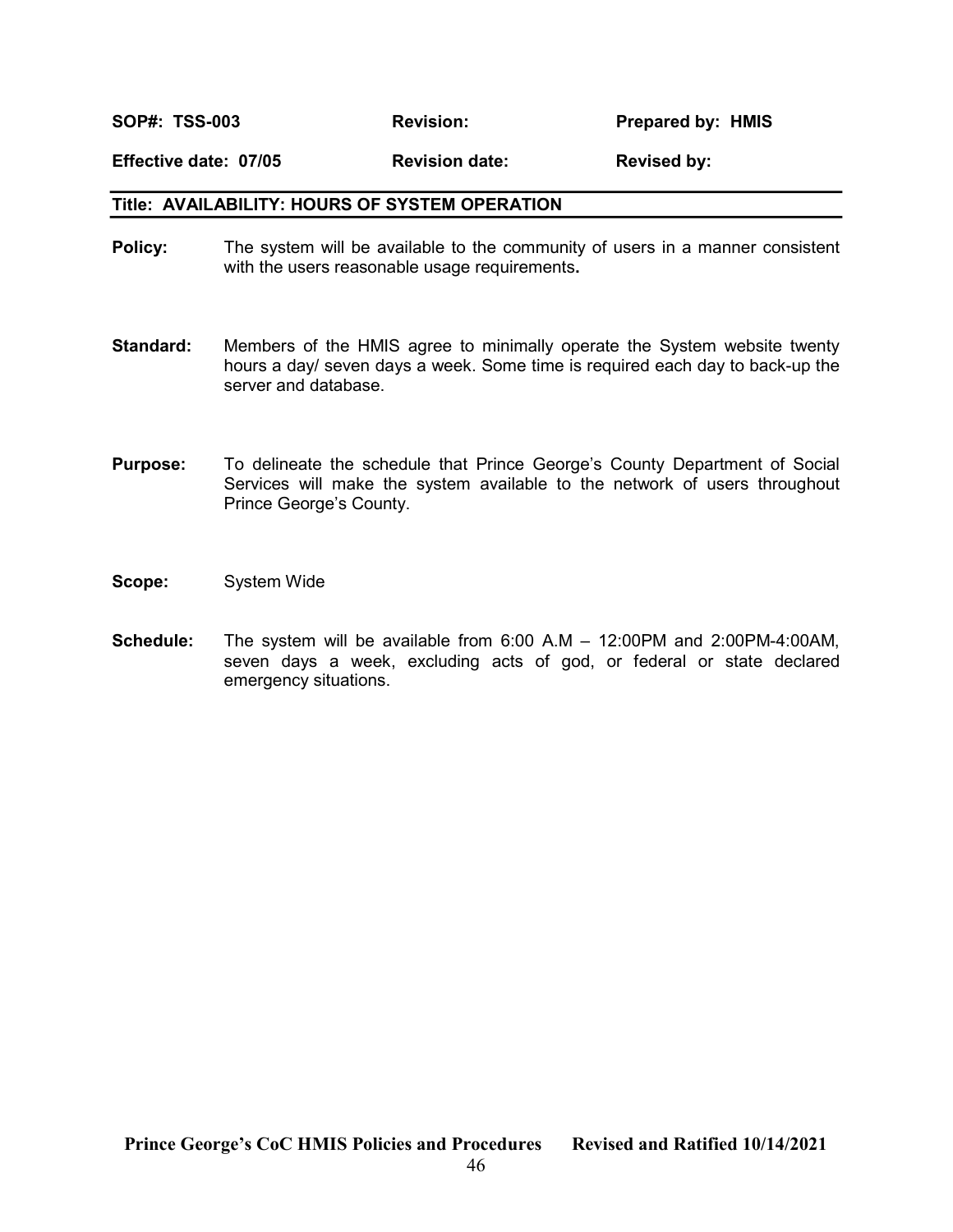| **SOP#: TSS-003** | **Revision:** | **Prepared by: HMIS** |
| --- | --- | --- |
| **Effective date: 07/05** | **Revision date:** | **Revised by:** |

## Title: AVAILABILITY: HOURS OF SYSTEM OPERATION

**Policy:** The system will be available to the community of users in a manner consistent with the users reasonable usage requirements**.**

**Standard:** Members of the HMIS agree to minimally operate the System website twenty hours a day/ seven days a week. Some time is required each day to back-up the server and database.

**Purpose:** To delineate the schedule that Prince George's County Department of Social Services will make the system available to the network of users throughout Prince George's County.

**Scope:** System Wide

**Schedule:** The system will be available from 6:00 A.M – 12:00PM and 2:00PM-4:00AM, seven days a week, excluding acts of god, or federal or state declared emergency situations.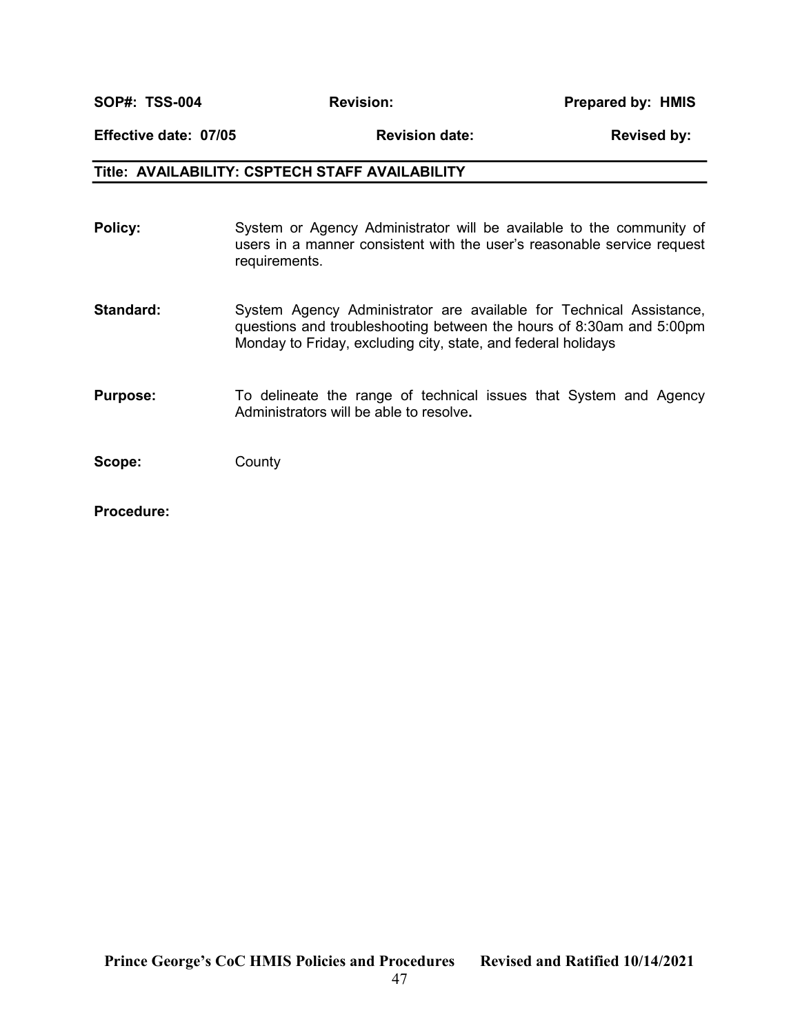| **SOP#: TSS-004** | **Revision:** | **Prepared by: HMIS** |
|---|---|---|
| **Effective date: 07/05** | **Revision date:** | **Revised by:** |

**Title: AVAILABILITY: CSPTECH STAFF AVAILABILITY**

**Policy:** System or Agency Administrator will be available to the community of users in a manner consistent with the user's reasonable service request requirements.

**Standard:** System Agency Administrator are available for Technical Assistance, questions and troubleshooting between the hours of 8:30am and 5:00pm Monday to Friday, excluding city, state, and federal holidays

**Purpose:** To delineate the range of technical issues that System and Agency Administrators will be able to resolve**.**

**Scope:** County

**Procedure:**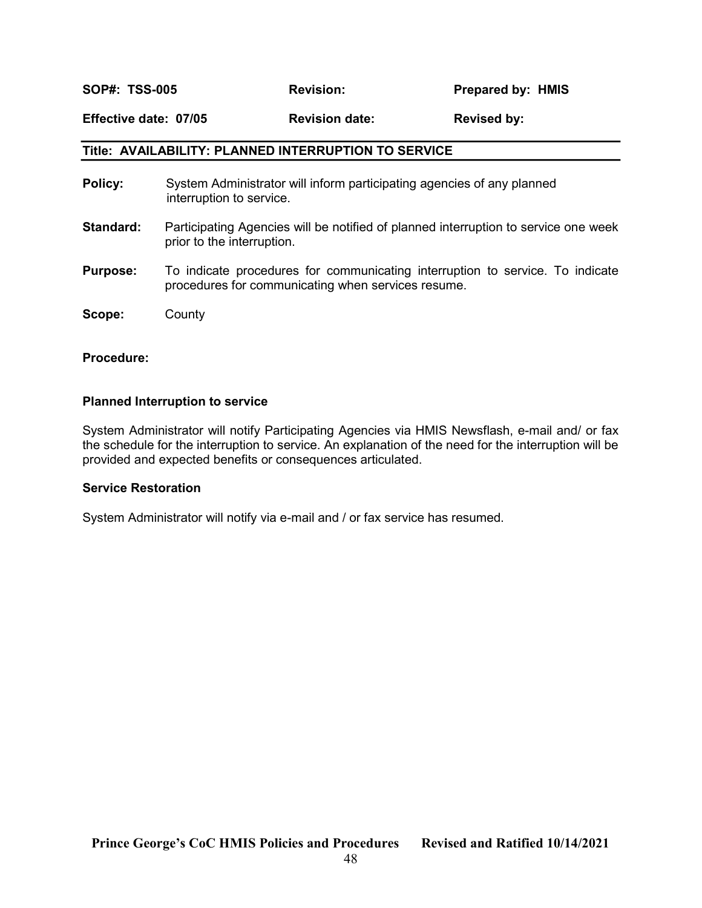| **SOP#: TSS-005** | **Revision:** | **Prepared by: HMIS** |
| --- | --- | --- |
| **Effective date: 07/05** | **Revision date:** | **Revised by:** |

## Title: AVAILABILITY: PLANNED INTERRUPTION TO SERVICE

**Policy:** System Administrator will inform participating agencies of any planned interruption to service.

**Standard:** Participating Agencies will be notified of planned interruption to service one week prior to the interruption.

**Purpose:** To indicate procedures for communicating interruption to service. To indicate procedures for communicating when services resume.

**Scope:** County

**Procedure:**

**Planned Interruption to service**

System Administrator will notify Participating Agencies via HMIS Newsflash, e-mail and/ or fax the schedule for the interruption to service. An explanation of the need for the interruption will be provided and expected benefits or consequences articulated.

**Service Restoration**

System Administrator will notify via e-mail and / or fax service has resumed.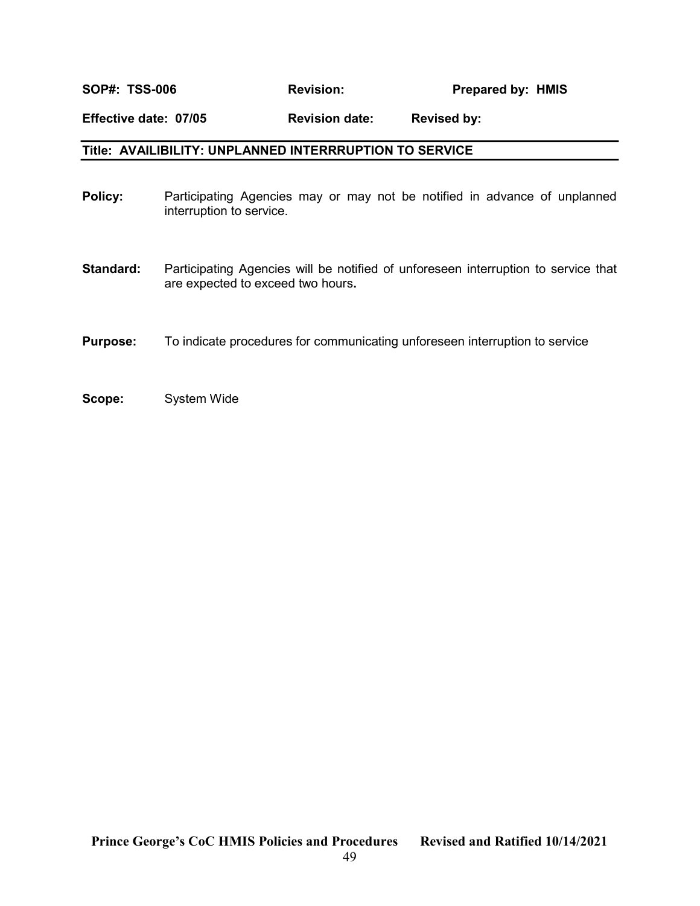| **SOP#: TSS-006** | **Revision:** | **Prepared by: HMIS** |
|---|---|---|
| **Effective date: 07/05** | **Revision date:** | **Revised by:** |

**Title: AVAILIBILITY: UNPLANNED INTERRRUPTION TO SERVICE**

**Policy:** Participating Agencies may or may not be notified in advance of unplanned interruption to service.

**Standard:** Participating Agencies will be notified of unforeseen interruption to service that are expected to exceed two hours**.**

**Purpose:** To indicate procedures for communicating unforeseen interruption to service

**Scope:** System Wide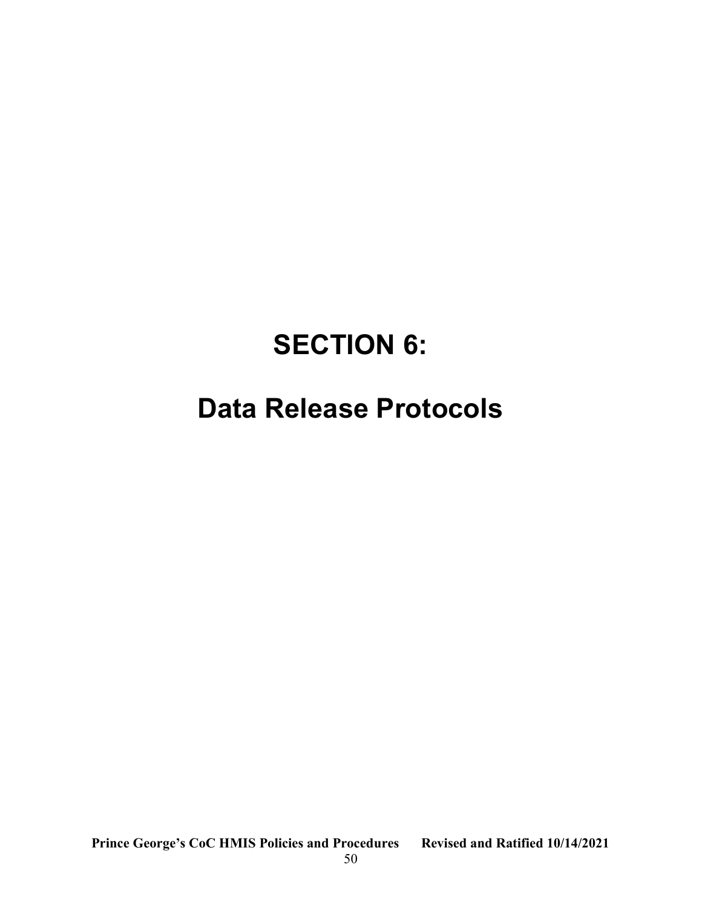# SECTION 6:

# Data Release Protocols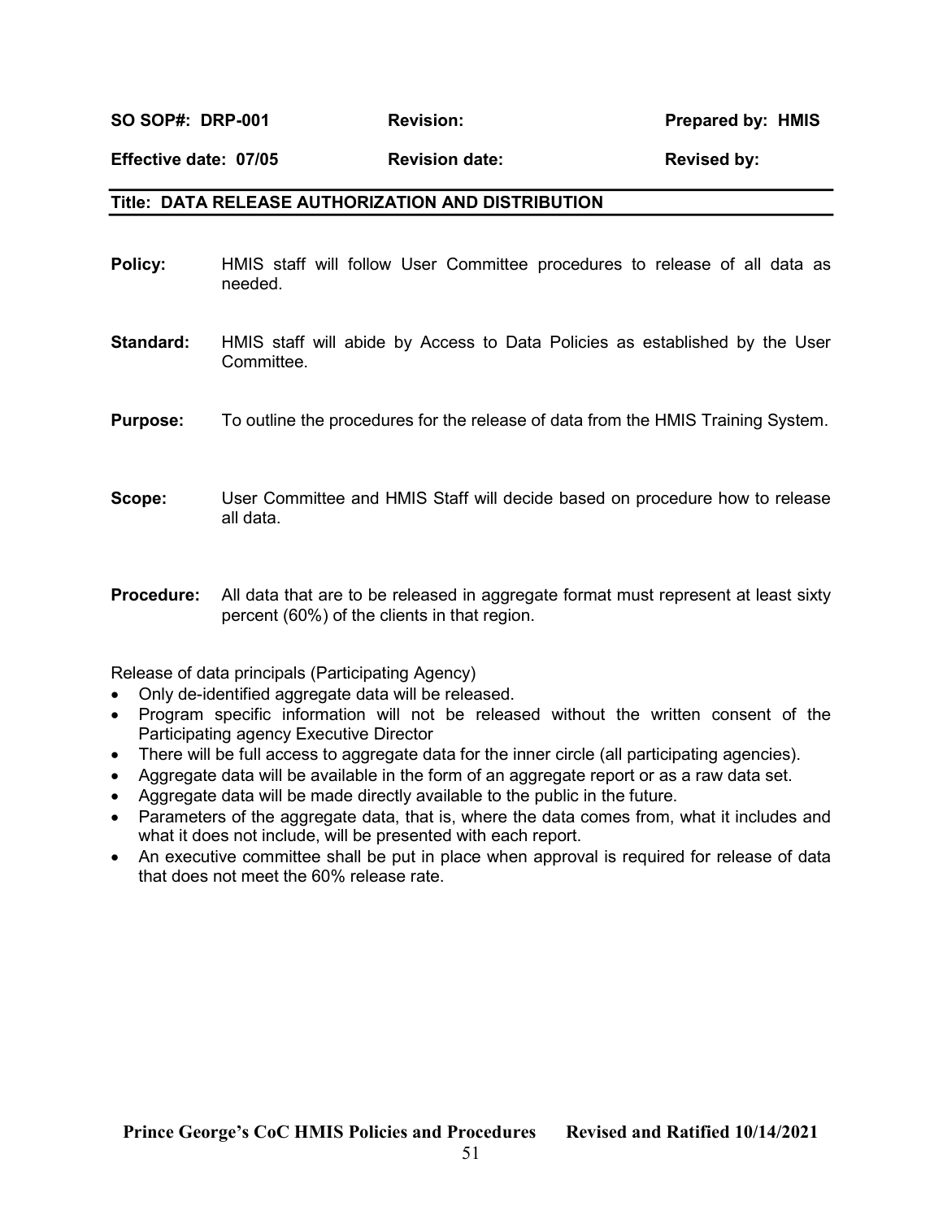| **SO SOP#: DRP-001** | **Revision:** | **Prepared by: HMIS** |
|---|---|---|
| **Effective date: 07/05** | **Revision date:** | **Revised by:** |

**Title: DATA RELEASE AUTHORIZATION AND DISTRIBUTION**

**Policy:** HMIS staff will follow User Committee procedures to release of all data as needed.

**Standard:** HMIS staff will abide by Access to Data Policies as established by the User Committee.

**Purpose:** To outline the procedures for the release of data from the HMIS Training System.

**Scope:** User Committee and HMIS Staff will decide based on procedure how to release all data.

**Procedure:** All data that are to be released in aggregate format must represent at least sixty percent (60%) of the clients in that region.

Release of data principals (Participating Agency)

- Only de-identified aggregate data will be released.
- Program specific information will not be released without the written consent of the Participating agency Executive Director
- There will be full access to aggregate data for the inner circle (all participating agencies).
- Aggregate data will be available in the form of an aggregate report or as a raw data set.
- Aggregate data will be made directly available to the public in the future.
- Parameters of the aggregate data, that is, where the data comes from, what it includes and what it does not include, will be presented with each report.
- An executive committee shall be put in place when approval is required for release of data that does not meet the 60% release rate.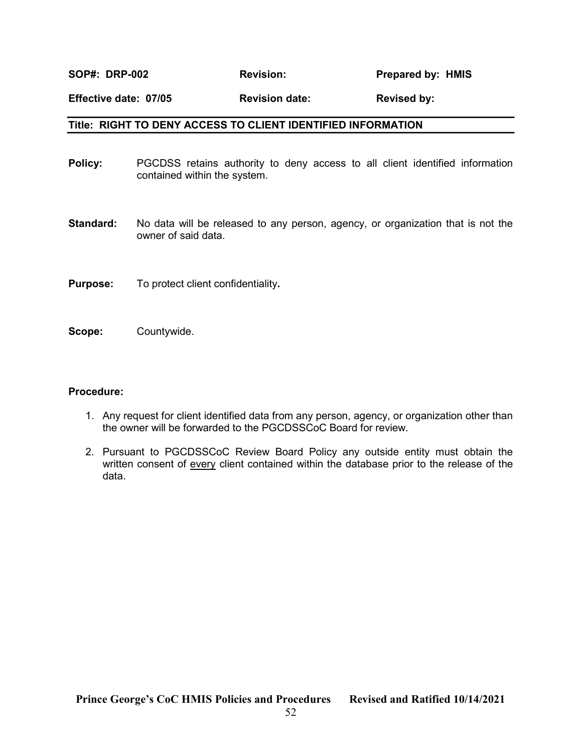| **SOP#: DRP-002** | **Revision:** | **Prepared by: HMIS** |
|---|---|---|
| **Effective date: 07/05** | **Revision date:** | **Revised by:** |

## Title: RIGHT TO DENY ACCESS TO CLIENT IDENTIFIED INFORMATION

**Policy:** PGCDSS retains authority to deny access to all client identified information contained within the system.

**Standard:** No data will be released to any person, agency, or organization that is not the owner of said data.

**Purpose:** To protect client confidentiality**.**

**Scope:** Countywide.

**Procedure:**

1. Any request for client identified data from any person, agency, or organization other than the owner will be forwarded to the PGCDSSCoC Board for review.
2. Pursuant to PGCDSSCoC Review Board Policy any outside entity must obtain the written consent of <u>every</u> client contained within the database prior to the release of the data.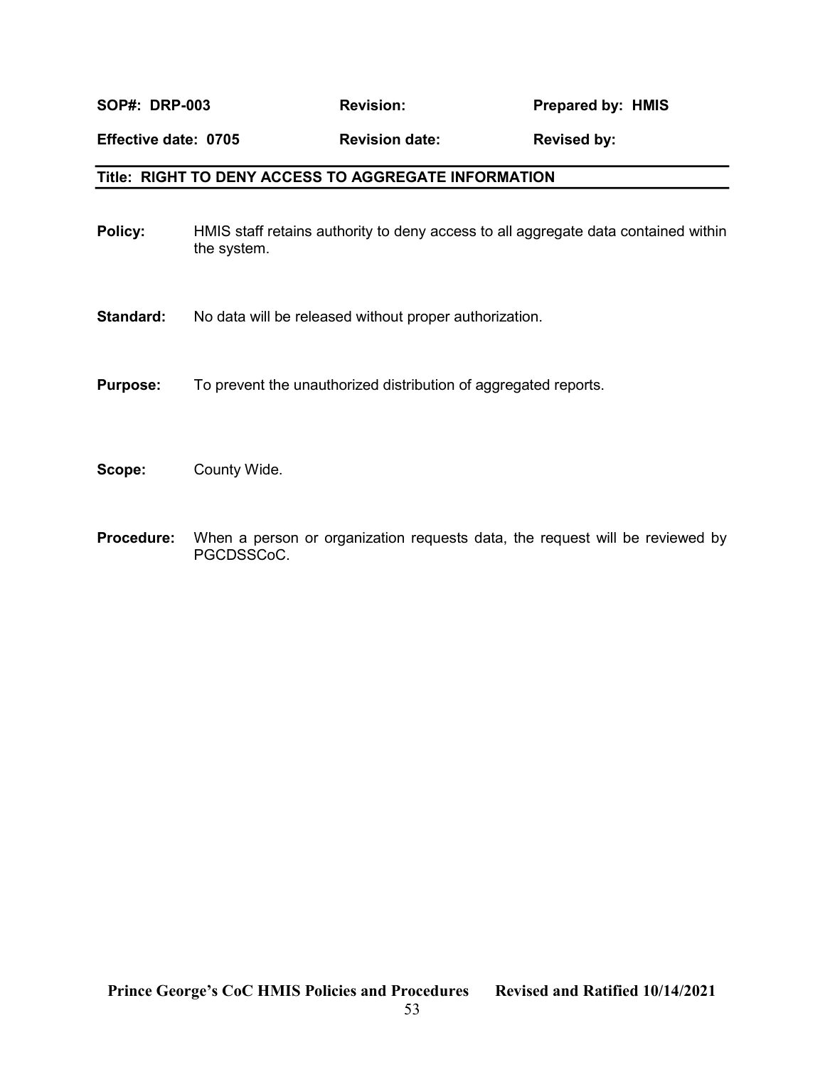| **SOP#: DRP-003** | **Revision:** | **Prepared by: HMIS** |
| --- | --- | --- |
| **Effective date: 0705** | **Revision date:** | **Revised by:** |

## Title: RIGHT TO DENY ACCESS TO AGGREGATE INFORMATION

**Policy:** HMIS staff retains authority to deny access to all aggregate data contained within the system.

**Standard:** No data will be released without proper authorization.

**Purpose:** To prevent the unauthorized distribution of aggregated reports.

**Scope:** County Wide.

**Procedure:** When a person or organization requests data, the request will be reviewed by PGCDSSCoC.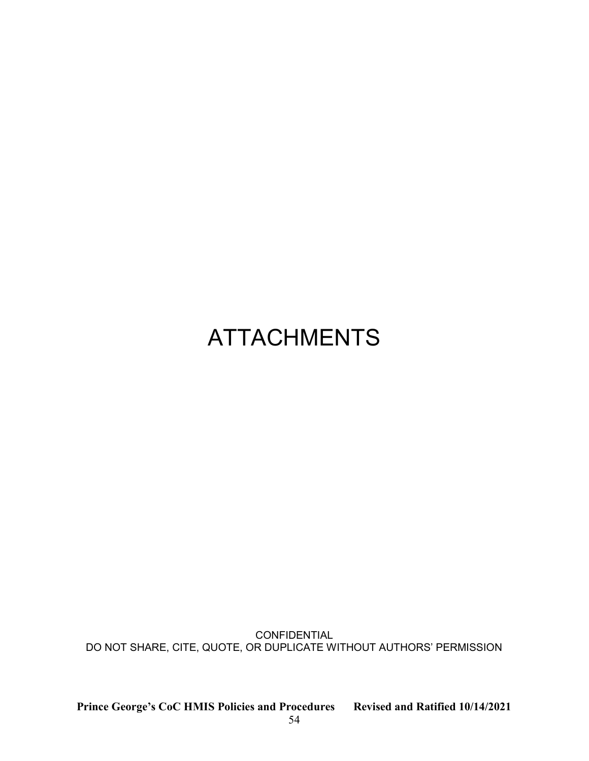# ATTACHMENTS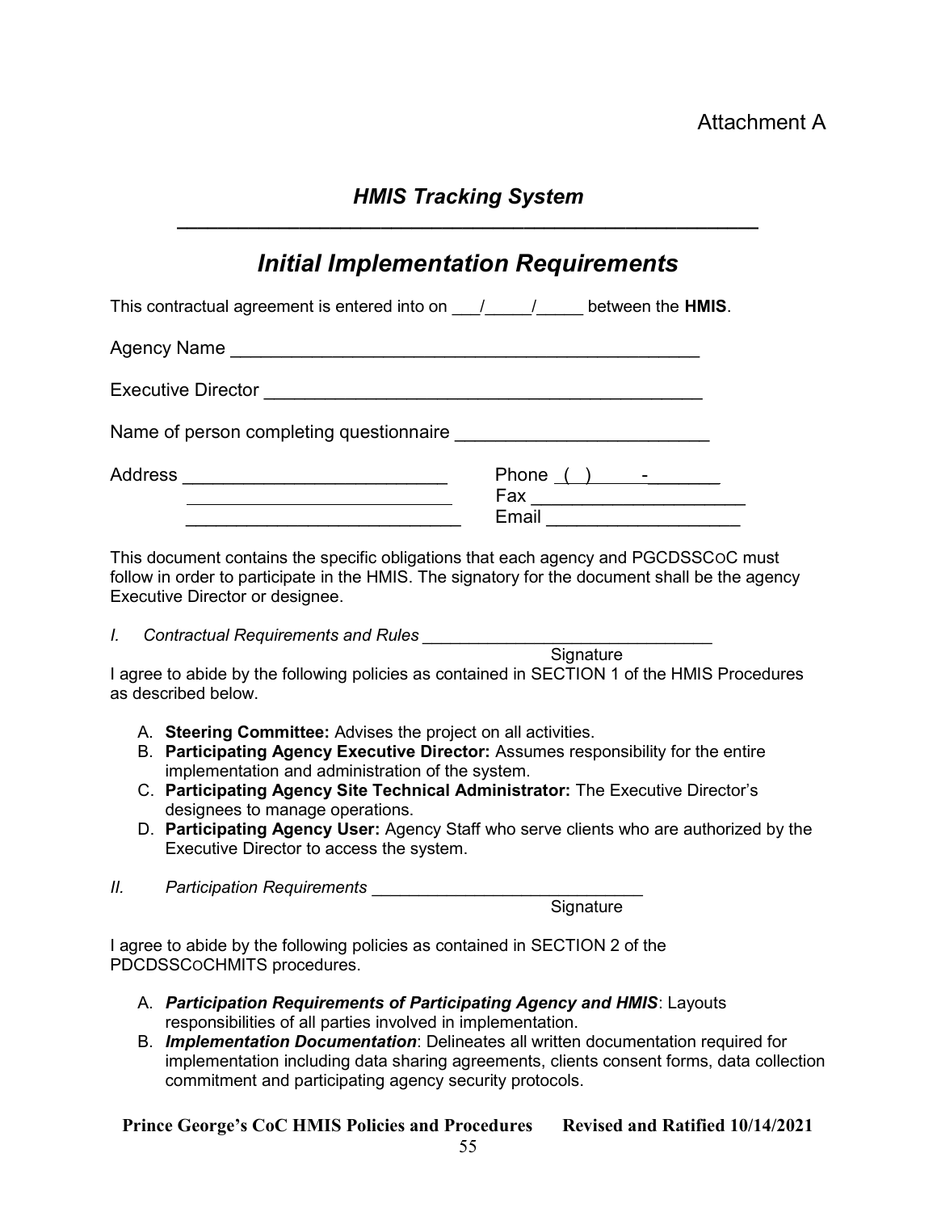Attachment A

## *HMIS Tracking System*

# *Initial Implementation Requirements*

This contractual agreement is entered into on ___/_____/_____ between the **HMIS**.

Agency Name _______________________________________________

Executive Director ____________________________________________

Name of person completing questionnaire ________________________

Address _________________________ Phone ( ) -_______
_________________________ Fax _____________________
_________________________ Email ___________________

This document contains the specific obligations that each agency and PGCDSSCOC must follow in order to participate in the HMIS. The signatory for the document shall be the agency Executive Director or designee.

*I. Contractual Requirements and Rules* ______________________________
Signature

I agree to abide by the following policies as contained in SECTION 1 of the HMIS Procedures as described below.

A. **Steering Committee:** Advises the project on all activities.
B. **Participating Agency Executive Director:** Assumes responsibility for the entire implementation and administration of the system.
C. **Participating Agency Site Technical Administrator:** The Executive Director's designees to manage operations.
D. **Participating Agency User:** Agency Staff who serve clients who are authorized by the Executive Director to access the system.

*II. Participation Requirements* ____________________________
Signature

I agree to abide by the following policies as contained in SECTION 2 of the PDCDSSCOCHMITS procedures.

A. ***Participation Requirements of Participating Agency and HMIS***: Layouts responsibilities of all parties involved in implementation.
B. ***Implementation Documentation***: Delineates all written documentation required for implementation including data sharing agreements, clients consent forms, data collection commitment and participating agency security protocols.

**Prince George's CoC HMIS Policies and Procedures Revised and Ratified 10/14/2021**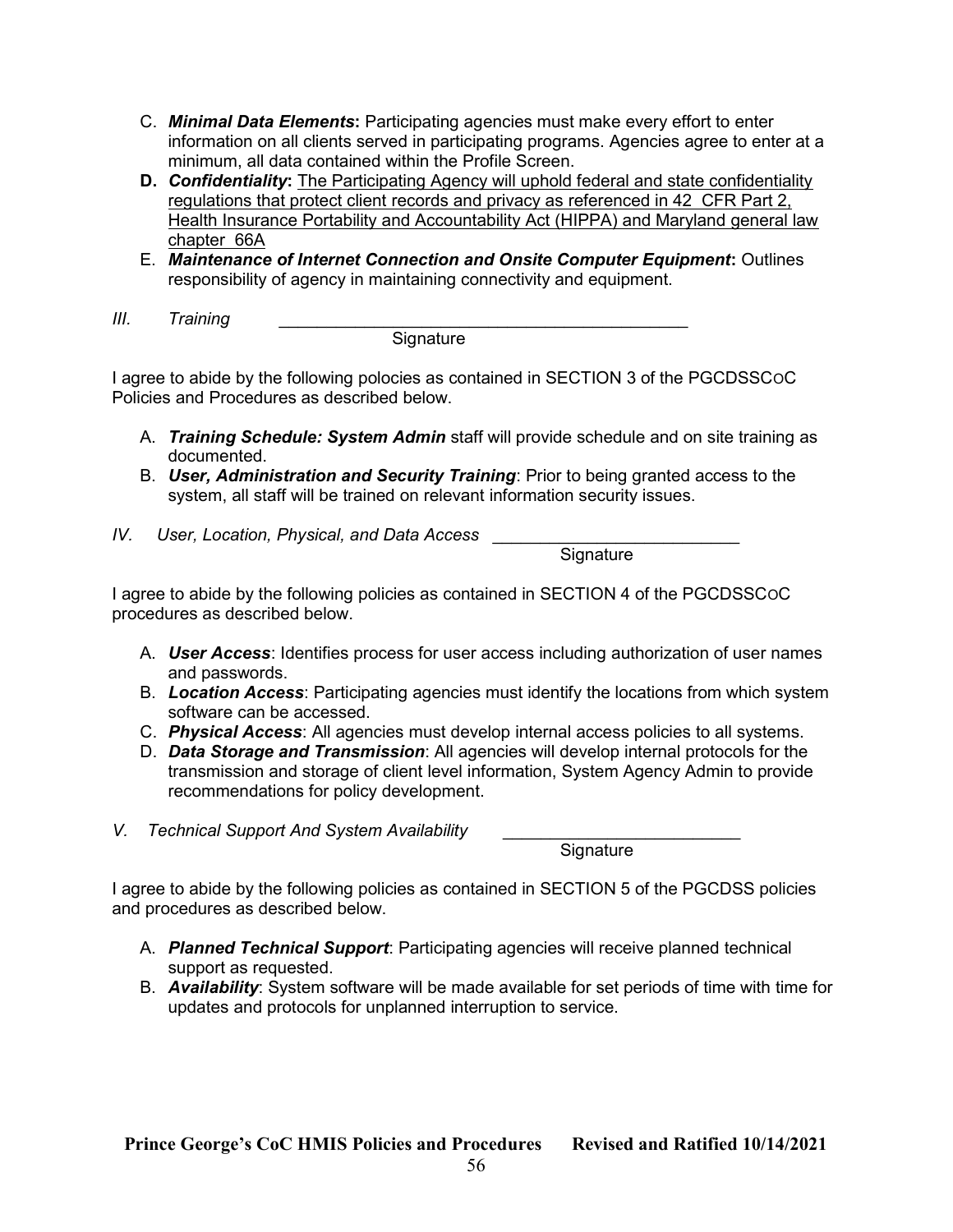C. ***Minimal Data Elements*****:** Participating agencies must make every effort to enter information on all clients served in participating programs. Agencies agree to enter at a minimum, all data contained within the Profile Screen.

**D.** ***Confidentiality*****:** <u>The Participating Agency will uphold federal and state confidentiality regulations that protect client records and privacy as referenced in 42 CFR Part 2, Health Insurance Portability and Accountability Act (HIPPA) and Maryland general law chapter 66A</u>

E. ***Maintenance of Internet Connection and Onsite Computer Equipment*****:** Outlines responsibility of agency in maintaining connectivity and equipment.

*III. Training* \_\_\_\_\_\_\_\_\_\_\_\_\_\_\_\_\_\_\_\_\_\_\_\_\_\_\_\_\_\_\_\_\_\_\_\_\_\_\_\_\_\_\_\_\_\_\_

Signature

I agree to abide by the following polocies as contained in SECTION 3 of the PGCDSSCOC Policies and Procedures as described below.

A. ***Training Schedule: System Admin*** staff will provide schedule and on site training as documented.
B. ***User, Administration and Security Training***: Prior to being granted access to the system, all staff will be trained on relevant information security issues.

*IV. User, Location, Physical, and Data Access* \_\_\_\_\_\_\_\_\_\_\_\_\_\_\_\_\_\_\_\_\_\_\_\_\_\_\_\_

Signature

I agree to abide by the following policies as contained in SECTION 4 of the PGCDSSCOC procedures as described below.

A. ***User Access***: Identifies process for user access including authorization of user names and passwords.
B. ***Location Access***: Participating agencies must identify the locations from which system software can be accessed.
C. ***Physical Access***: All agencies must develop internal access policies to all systems.
D. ***Data Storage and Transmission***: All agencies will develop internal protocols for the transmission and storage of client level information, System Agency Admin to provide recommendations for policy development.

*V. Technical Support And System Availability* \_\_\_\_\_\_\_\_\_\_\_\_\_\_\_\_\_\_\_\_\_\_\_\_\_\_\_

Signature

I agree to abide by the following policies as contained in SECTION 5 of the PGCDSS policies and procedures as described below.

A. ***Planned Technical Support***: Participating agencies will receive planned technical support as requested.
B. ***Availability***: System software will be made available for set periods of time with time for updates and protocols for unplanned interruption to service.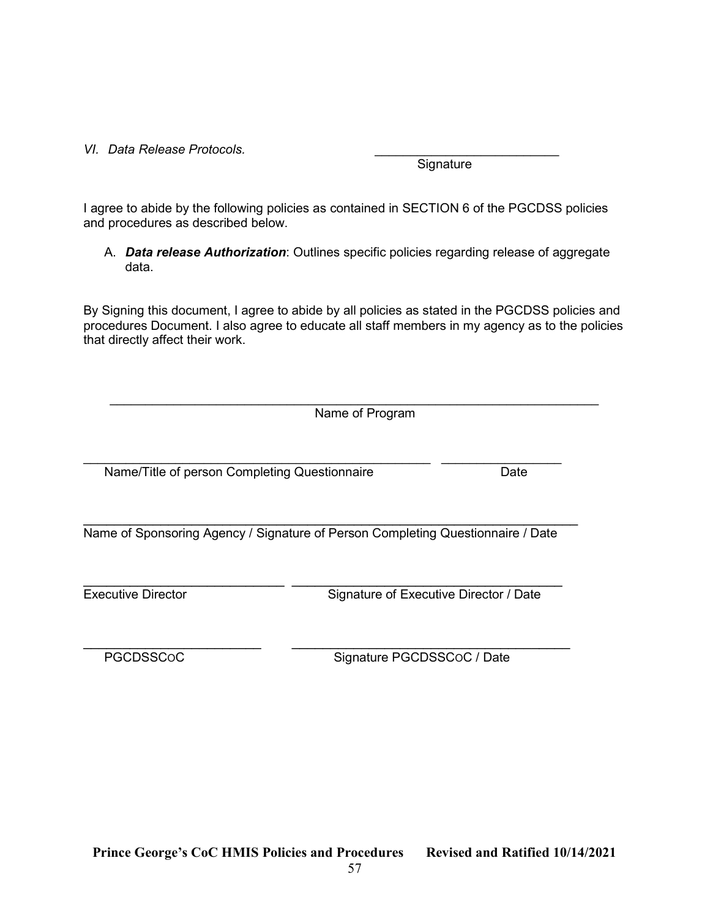*VI. Data Release Protocols.* \_\_\_\_\_\_\_\_\_\_\_\_\_\_\_\_\_\_\_\_\_\_\_\_\_
Signature

I agree to abide by the following policies as contained in SECTION 6 of the PGCDSS policies and procedures as described below.

A. ***Data release Authorization***: Outlines specific policies regarding release of aggregate data.

By Signing this document, I agree to abide by all policies as stated in the PGCDSS policies and procedures Document. I also agree to educate all staff members in my agency as to the policies that directly affect their work.

\_\_\_\_\_\_\_\_\_\_\_\_\_\_\_\_\_\_\_\_\_\_\_\_\_\_\_\_\_\_\_\_\_\_\_\_\_\_\_\_\_\_\_\_\_\_\_\_\_\_\_\_\_\_\_\_\_\_\_\_\_\_
Name of Program

\_\_\_\_\_\_\_\_\_\_\_\_\_\_\_\_\_\_\_\_\_\_\_\_\_\_\_\_\_\_\_\_\_\_\_\_\_\_\_\_\_\_\_\_\_ \_\_\_\_\_\_\_\_\_\_\_\_\_\_\_\_
Name/Title of person Completing Questionnaire Date

\_\_\_\_\_\_\_\_\_\_\_\_\_\_\_\_\_\_\_\_\_\_\_\_\_\_\_\_\_\_\_\_\_\_\_\_\_\_\_\_\_\_\_\_\_\_\_\_\_\_\_\_\_\_\_\_\_\_\_\_\_\_\_\_
Name of Sponsoring Agency / Signature of Person Completing Questionnaire / Date

\_\_\_\_\_\_\_\_\_\_\_\_\_\_\_\_\_\_\_\_\_\_\_\_\_\_\_ \_\_\_\_\_\_\_\_\_\_\_\_\_\_\_\_\_\_\_\_\_\_\_\_\_\_\_\_\_\_\_\_\_\_\_\_\_
Executive Director Signature of Executive Director / Date

\_\_\_\_\_\_\_\_\_\_\_\_\_\_\_\_\_\_\_\_\_\_\_\_ \_\_\_\_\_\_\_\_\_\_\_\_\_\_\_\_\_\_\_\_\_\_\_\_\_\_\_\_\_\_\_\_\_\_\_\_\_\_
PGCDSSCoC Signature PGCDSSCoC / Date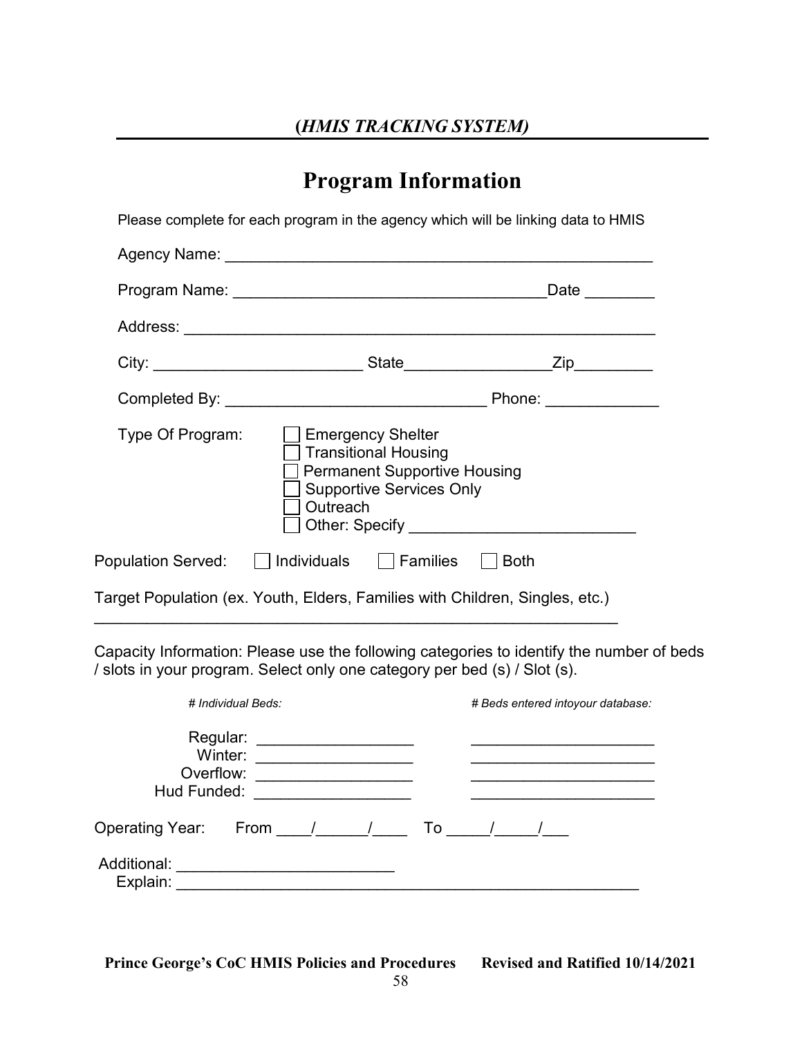***(HMIS TRACKING SYSTEM)***

# Program Information

Please complete for each program in the agency which will be linking data to HMIS

Agency Name: ___________________________________________________

Program Name: ____________________________________Date ________

Address: _______________________________________________________

City: ________________________ State________________Zip_________

Completed By: _____________________________ Phone: _____________

Type Of Program:
- ☐ Emergency Shelter
- ☐ Transitional Housing
- ☐ Permanent Supportive Housing
- ☐ Supportive Services Only
- ☐ Outreach
- ☐ Other: Specify _________________________

Population Served: ☐ Individuals ☐ Families ☐ Both

Target Population (ex. Youth, Elders, Families with Children, Singles, etc.)

____________________________________________________________

Capacity Information: Please use the following categories to identify the number of beds / slots in your program. Select only one category per bed (s) / Slot (s).

| | *# Individual Beds:* | *# Beds entered intoyour database:* |
|---|---|---|
| Regular: | __________________ | _____________________ |
| Winter: | __________________ | _____________________ |
| Overflow: | __________________ | _____________________ |
| Hud Funded: | __________________ | _____________________ |

Operating Year: From ____/______/____ To _____/_____/___

Additional: ________________________

Explain: ______________________________________________________

**Prince George's CoC HMIS Policies and Procedures Revised and Ratified 10/14/2021**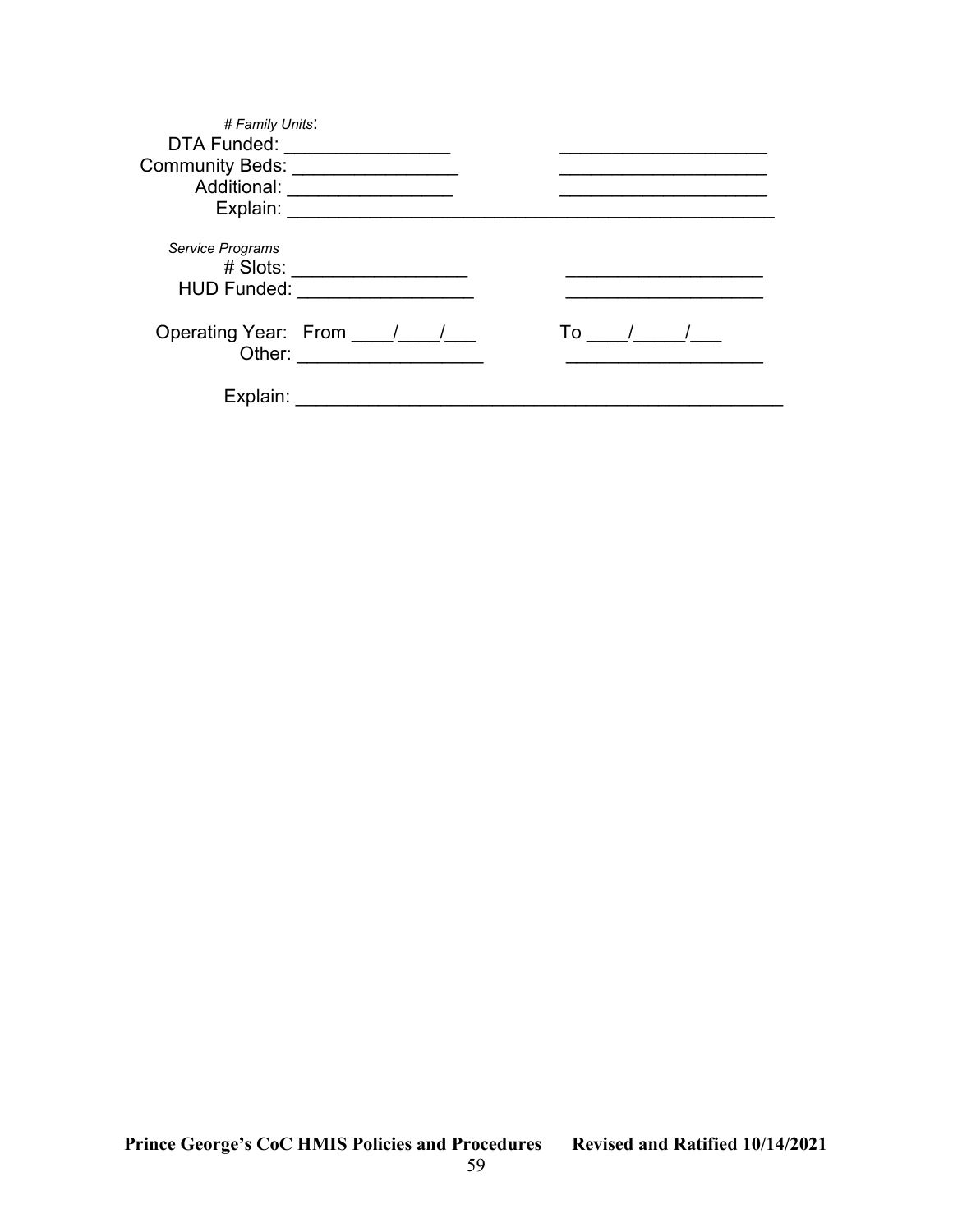*# Family Units*:

DTA Funded: ________________ ____________________

Community Beds: ________________ ____________________

Additional: ________________ ____________________

Explain: ______________________________________________

*Service Programs*

\# Slots: _________________ ___________________

HUD Funded: _________________ ___________________

Operating Year: From ____/____/___ To ____/_____/___

Other: __________________ ___________________

Explain: ______________________________________________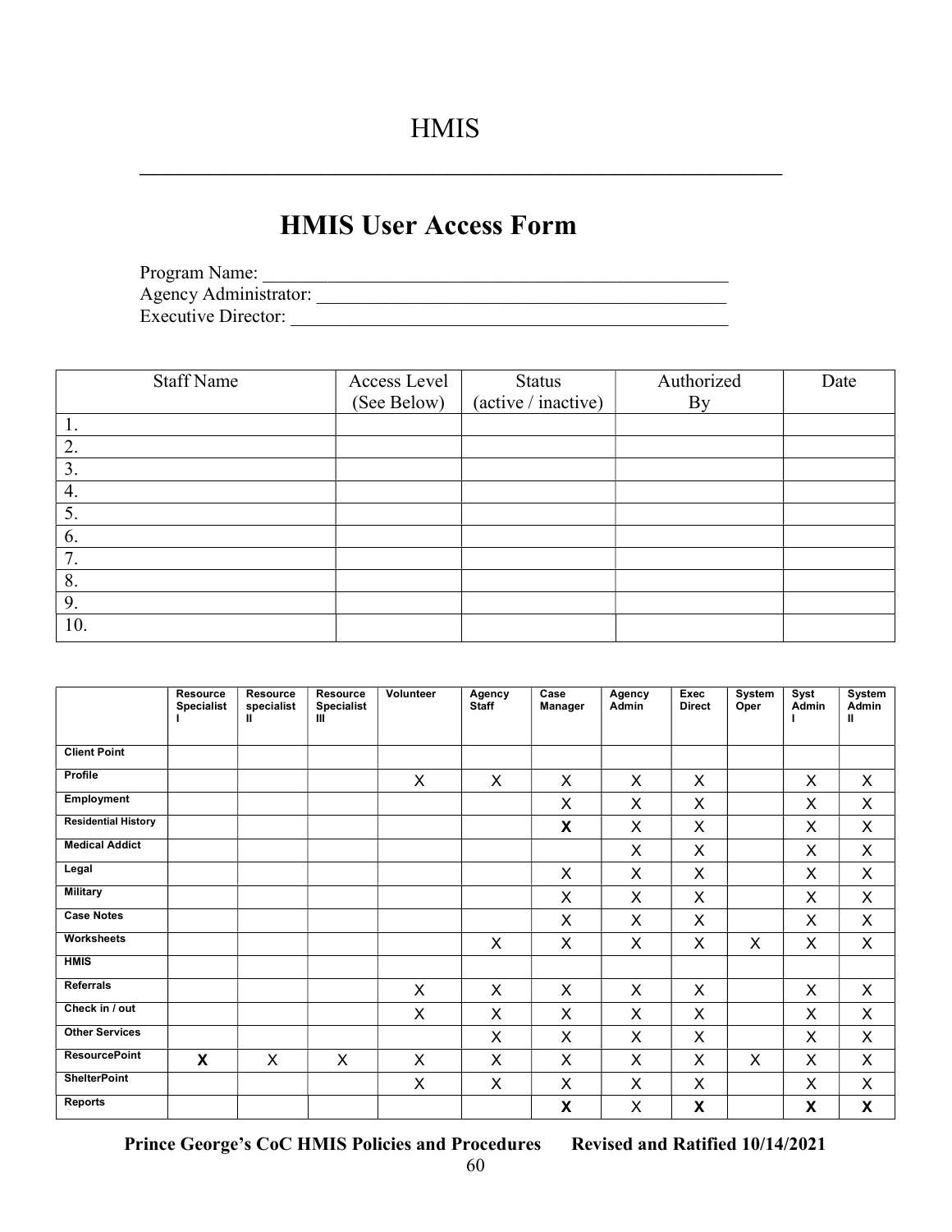# HMIS

## HMIS User Access Form

Program Name: ______________________________________________

Agency Administrator: ________________________________________

Executive Director: ___________________________________________

| Staff Name | Access Level (See Below) | Status (active / inactive) | Authorized By | Date |
|---|---|---|---|---|
| 1. | | | | |
| 2. | | | | |
| 3. | | | | |
| 4. | | | | |
| 5. | | | | |
| 6. | | | | |
| 7. | | | | |
| 8. | | | | |
| 9. | | | | |
| 10. | | | | |

| | Resource Specialist I | Resource specialist II | Resource Specialist III | Volunteer | Agency Staff | Case Manager | Agency Admin | Exec Direct | System Oper | Syst Admin I | System Admin II |
|---|---|---|---|---|---|---|---|---|---|---|---|
| **Client Point** | | | | | | | | | | | |
| **Profile** | | | | X | X | X | X | X | | X | X |
| **Employment** | | | | | | X | X | X | | X | X |
| **Residential History** | | | | | | **X** | X | X | | X | X |
| **Medical Addict** | | | | | | | X | X | | X | X |
| **Legal** | | | | | | X | X | X | | X | X |
| **Military** | | | | | | X | X | X | | X | X |
| **Case Notes** | | | | | | X | X | X | | X | X |
| **Worksheets** | | | | | X | X | X | X | X | X | X |
| **HMIS** | | | | | | | | | | | |
| **Referrals** | | | | X | X | X | X | X | | X | X |
| **Check in / out** | | | | X | X | X | X | X | | X | X |
| **Other Services** | | | | | X | X | X | X | | X | X |
| **ResourcePoint** | **X** | X | X | X | X | X | X | X | X | X | X |
| **ShelterPoint** | | | | X | X | X | X | X | | X | X |
| **Reports** | | | | | | **X** | X | **X** | | **X** | **X** |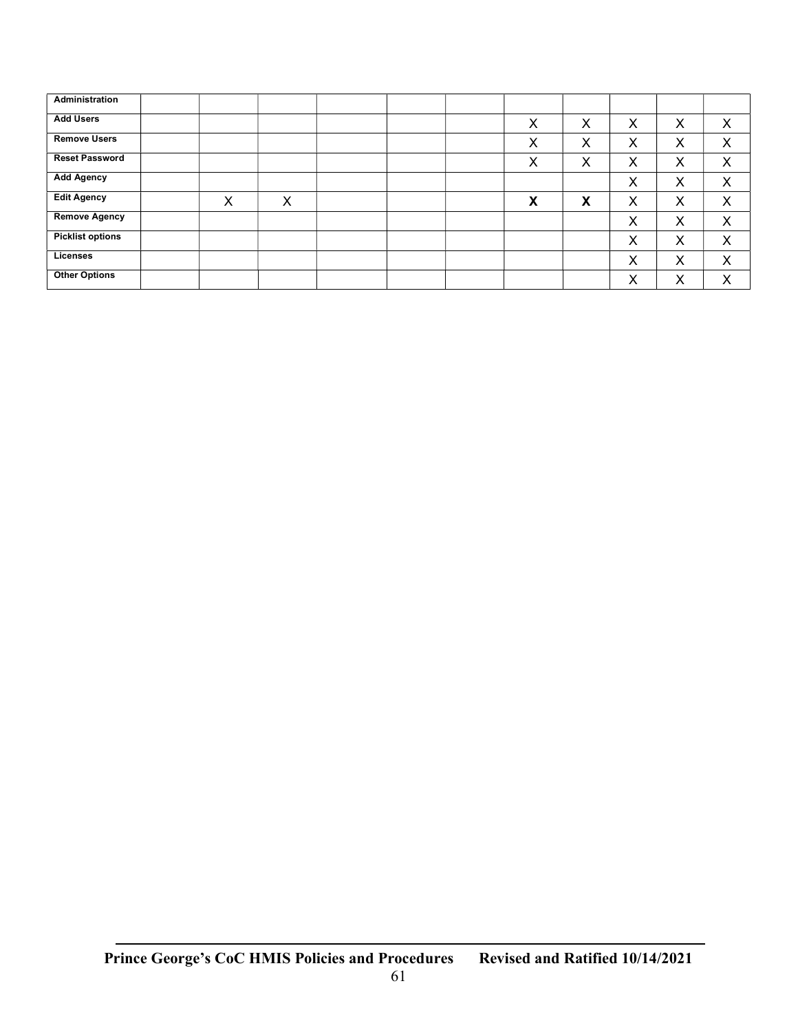| Administration | | | | | | | | | | |
|---|---|---|---|---|---|---|---|---|---|---|
| Add Users | | | | | | X | X | X | X | X |
| Remove Users | | | | | | X | X | X | X | X |
| Reset Password | | | | | | X | X | X | X | X |
| Add Agency | | | | | | | | X | X | X |
| Edit Agency | X | X | | | | **X** | **X** | X | X | X |
| Remove Agency | | | | | | | | X | X | X |
| Picklist options | | | | | | | | X | X | X |
| Licenses | | | | | | | | X | X | X |
| Other Options | | | | | | | | X | X | X |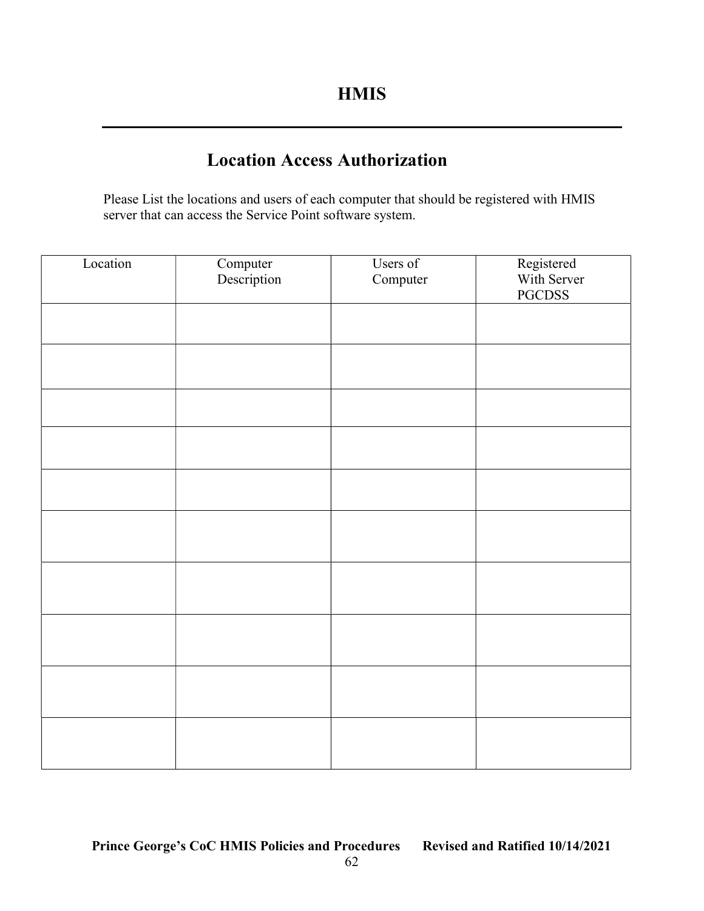# HMIS

## Location Access Authorization

Please List the locations and users of each computer that should be registered with HMIS server that can access the Service Point software system.

| Location | Computer Description | Users of Computer | Registered With Server PGCDSS |
|---|---|---|---|
| | | | |
| | | | |
| | | | |
| | | | |
| | | | |
| | | | |
| | | | |
| | | | |
| | | | |
| | | | |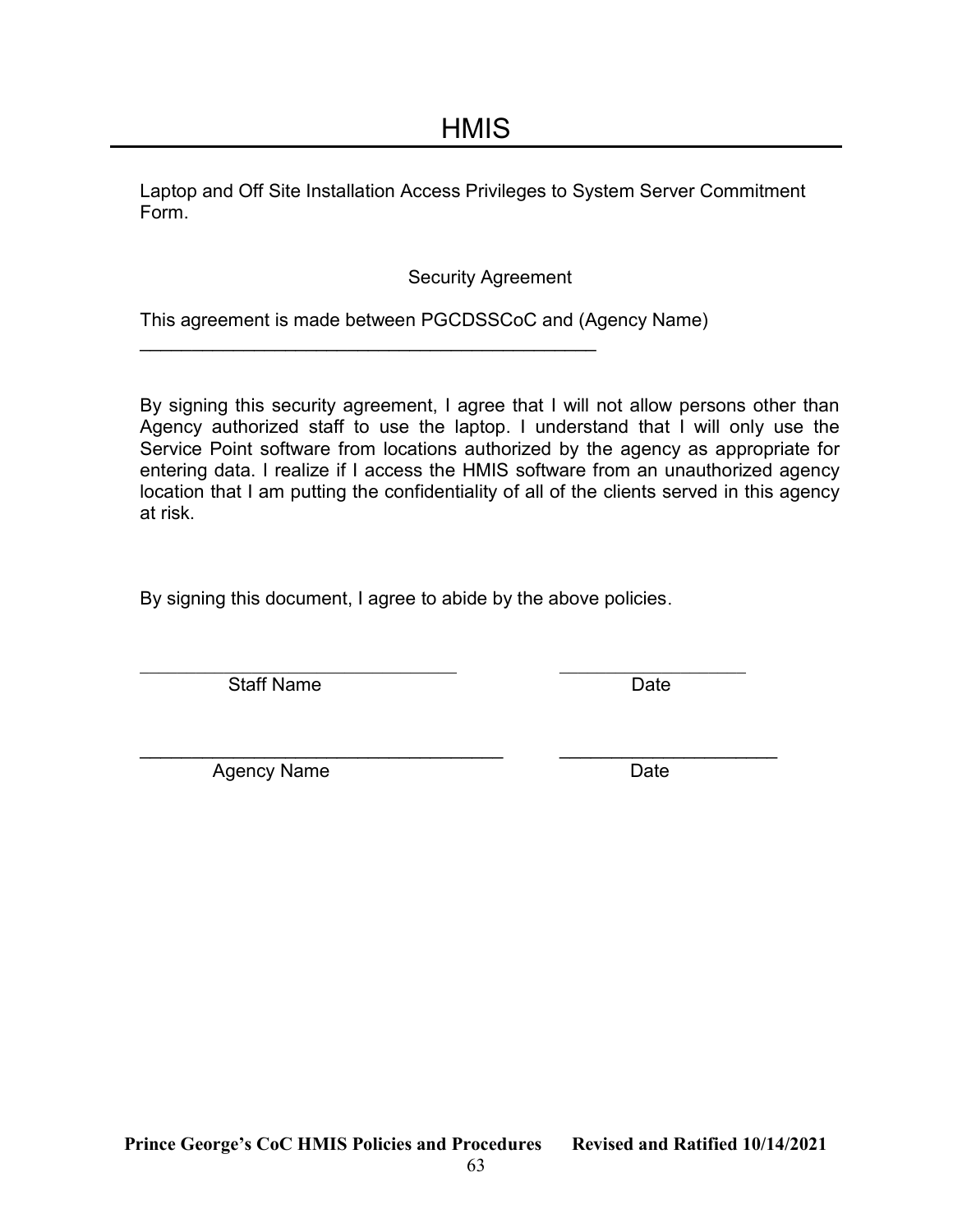# HMIS

Laptop and Off Site Installation Access Privileges to System Server Commitment Form.

Security Agreement

This agreement is made between PGCDSSCoC and (Agency Name) _______________________________________________

By signing this security agreement, I agree that I will not allow persons other than Agency authorized staff to use the laptop. I understand that I will only use the Service Point software from locations authorized by the agency as appropriate for entering data. I realize if I access the HMIS software from an unauthorized agency location that I am putting the confidentiality of all of the clients served in this agency at risk.

By signing this document, I agree to abide by the above policies.

________________________________ ___________________

Staff Name Date

_____________________________________ ______________________

Agency Name Date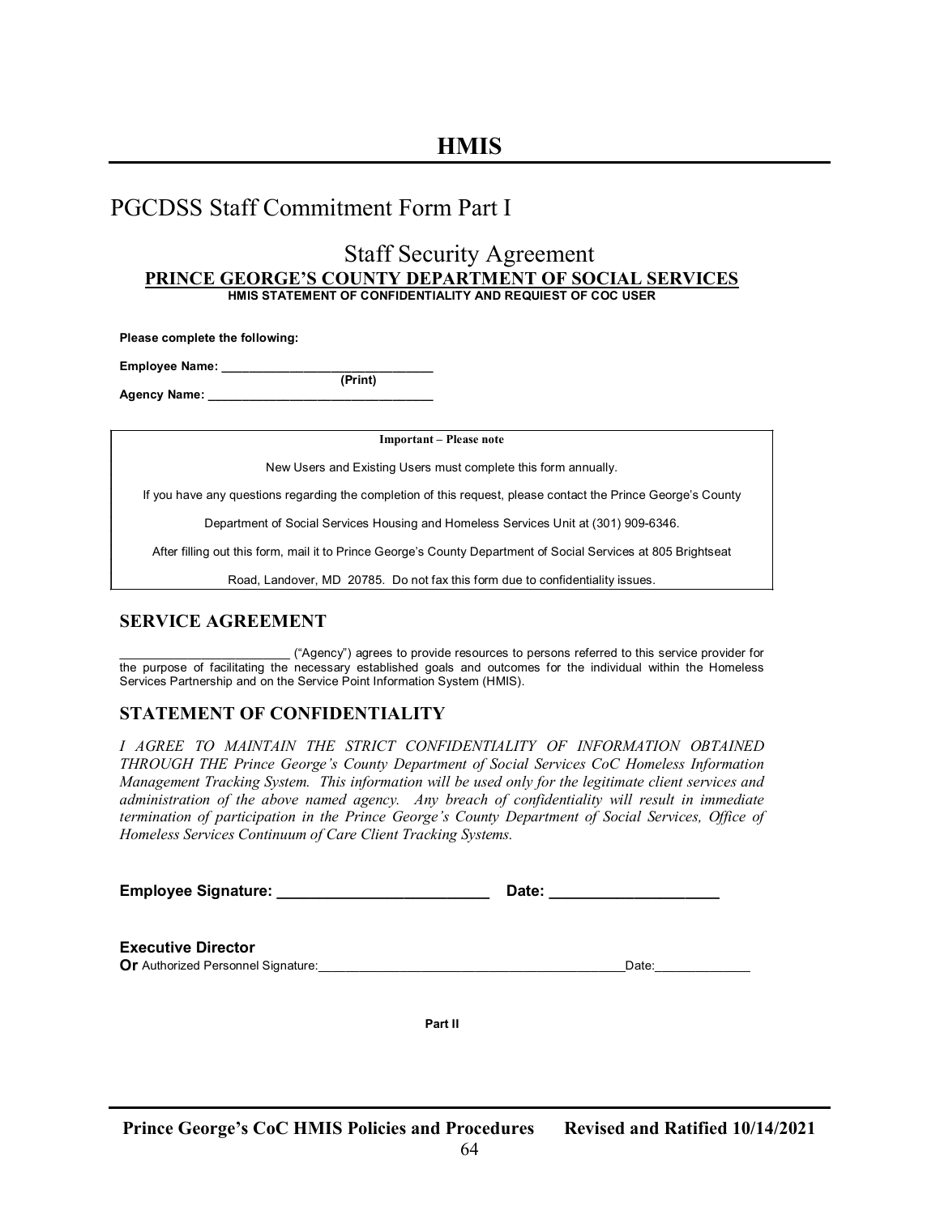# HMIS

## PGCDSS Staff Commitment Form Part I

### Staff Security Agreement

**PRINCE GEORGE'S COUNTY DEPARTMENT OF SOCIAL SERVICES**

**HMIS STATEMENT OF CONFIDENTIALITY AND REQUIEST OF COC USER**

**Please complete the following:**

**Employee Name: ______________________________**
**(Print)**

**Agency Name: ________________________________**

| **Important – Please note** |
|---|
| New Users and Existing Users must complete this form annually. |
| If you have any questions regarding the completion of this request, please contact the Prince George's County Department of Social Services Housing and Homeless Services Unit at (301) 909-6346. |
| After filling out this form, mail it to Prince George's County Department of Social Services at 805 Brightseat Road, Landover, MD 20785. Do not fax this form due to confidentiality issues. |

## SERVICE AGREEMENT

________________________ ("Agency") agrees to provide resources to persons referred to this service provider for the purpose of facilitating the necessary established goals and outcomes for the individual within the Homeless Services Partnership and on the Service Point Information System (HMIS).

## STATEMENT OF CONFIDENTIALITY

*I AGREE TO MAINTAIN THE STRICT CONFIDENTIALITY OF INFORMATION OBTAINED THROUGH THE Prince George's County Department of Social Services CoC Homeless Information Management Tracking System. This information will be used only for the legitimate client services and administration of the above named agency. Any breach of confidentiality will result in immediate termination of participation in the Prince George's County Department of Social Services, Office of Homeless Services Continuum of Care Client Tracking Systems.*

**Employee Signature: _________________________ Date: ____________________**

**Executive Director**
**Or** Authorized Personnel Signature:____________________________________________Date:_____________

**Part II**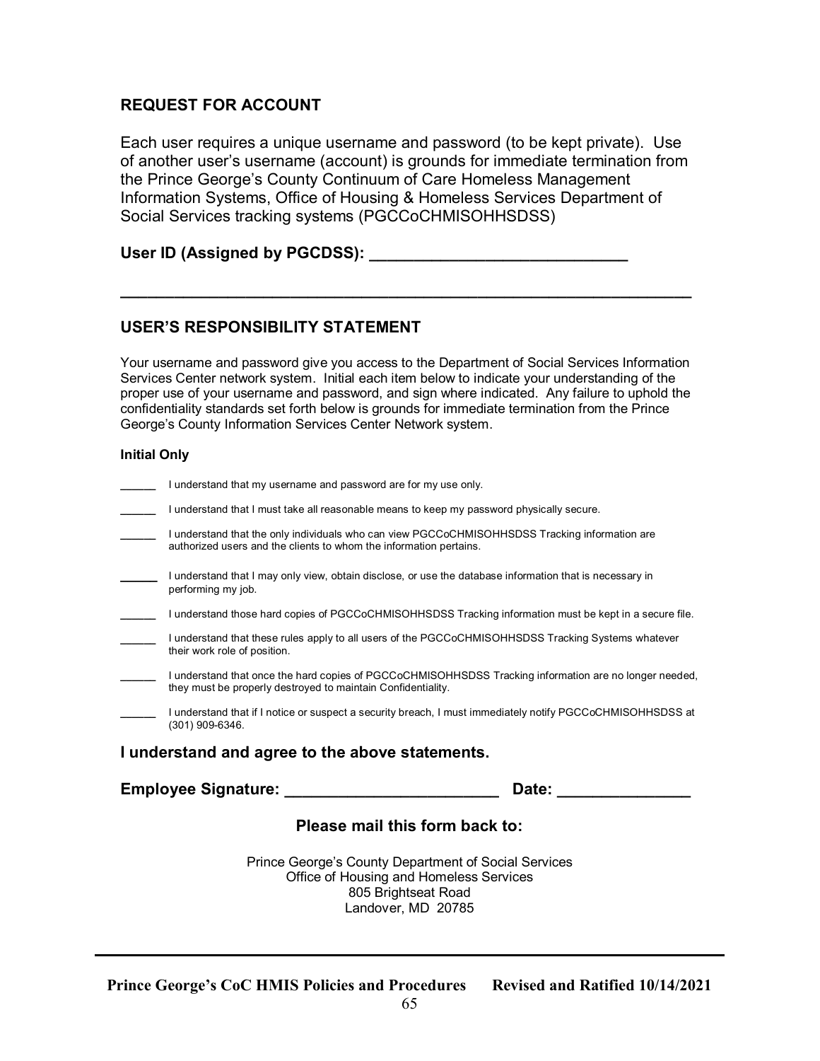## REQUEST FOR ACCOUNT

Each user requires a unique username and password (to be kept private). Use of another user's username (account) is grounds for immediate termination from the Prince George's County Continuum of Care Homeless Management Information Systems, Office of Housing & Homeless Services Department of Social Services tracking systems (PGCCoCHMISOHHSDSS)

**User ID (Assigned by PGCDSS): ______________________________**

---

## USER'S RESPONSIBILITY STATEMENT

Your username and password give you access to the Department of Social Services Information Services Center network system. Initial each item below to indicate your understanding of the proper use of your username and password, and sign where indicated. Any failure to uphold the confidentiality standards set forth below is grounds for immediate termination from the Prince George's County Information Services Center Network system.

**Initial Only**

_____ I understand that my username and password are for my use only.

_____ I understand that I must take all reasonable means to keep my password physically secure.

_____ I understand that the only individuals who can view PGCCoCHMISOHHSDSS Tracking information are authorized users and the clients to whom the information pertains.

_____ I understand that I may only view, obtain disclose, or use the database information that is necessary in performing my job.

_____ I understand those hard copies of PGCCoCHMISOHHSDSS Tracking information must be kept in a secure file.

_____ I understand that these rules apply to all users of the PGCCoCHMISOHHSDSS Tracking Systems whatever their work role of position.

_____ I understand that once the hard copies of PGCCoCHMISOHHSDSS Tracking information are no longer needed, they must be properly destroyed to maintain Confidentiality.

_____ I understand that if I notice or suspect a security breach, I must immediately notify PGCCoCHMISOHHSDSS at (301) 909-6346.

**I understand and agree to the above statements.**

**Employee Signature: _________________________ Date: _______________**

**Please mail this form back to:**

Prince George's County Department of Social Services
Office of Housing and Homeless Services
805 Brightseat Road
Landover, MD 20785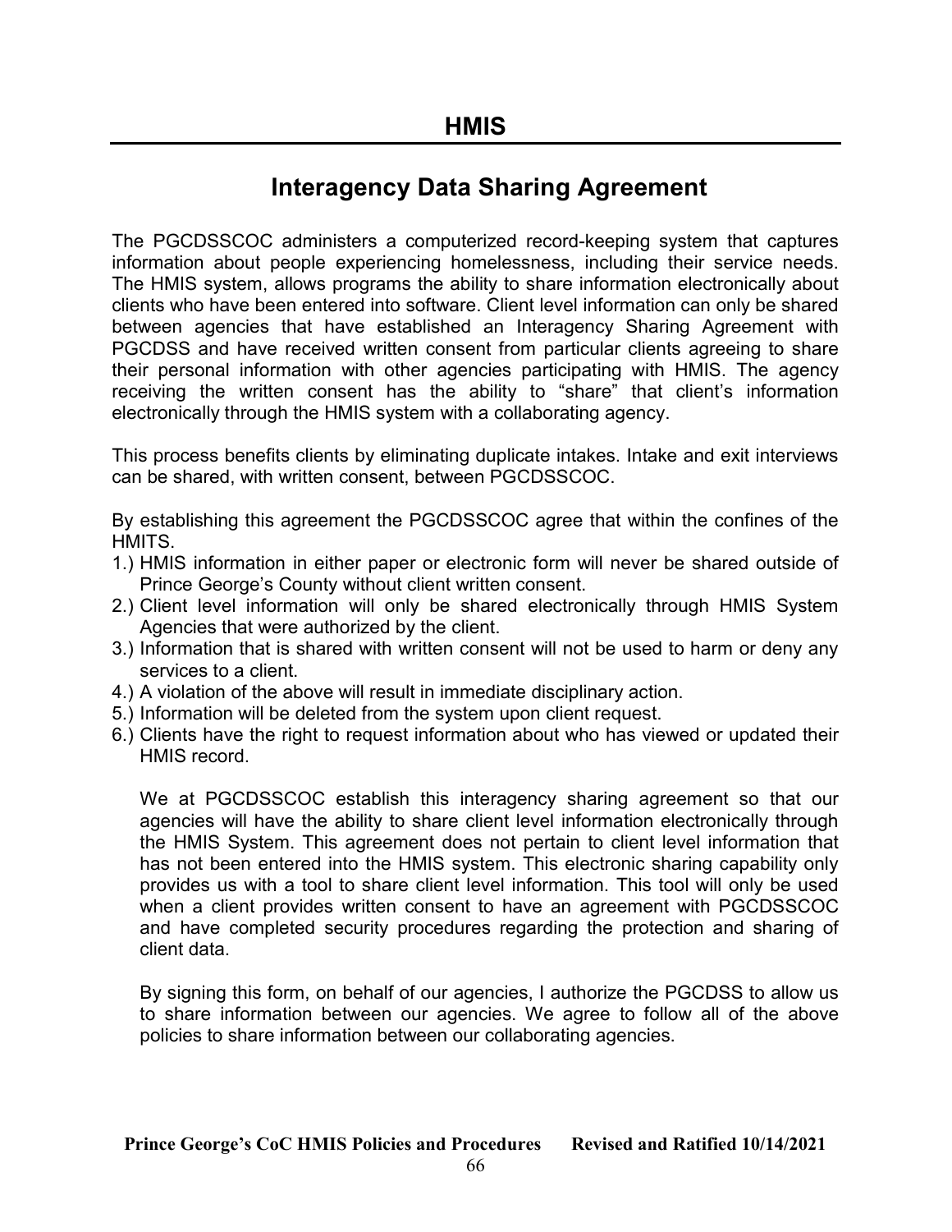# HMIS

## Interagency Data Sharing Agreement

The PGCDSSCOC administers a computerized record-keeping system that captures information about people experiencing homelessness, including their service needs. The HMIS system, allows programs the ability to share information electronically about clients who have been entered into software. Client level information can only be shared between agencies that have established an Interagency Sharing Agreement with PGCDSS and have received written consent from particular clients agreeing to share their personal information with other agencies participating with HMIS. The agency receiving the written consent has the ability to "share" that client's information electronically through the HMIS system with a collaborating agency.

This process benefits clients by eliminating duplicate intakes. Intake and exit interviews can be shared, with written consent, between PGCDSSCOC.

By establishing this agreement the PGCDSSCOC agree that within the confines of the HMITS.

1.) HMIS information in either paper or electronic form will never be shared outside of Prince George's County without client written consent.
2.) Client level information will only be shared electronically through HMIS System Agencies that were authorized by the client.
3.) Information that is shared with written consent will not be used to harm or deny any services to a client.
4.) A violation of the above will result in immediate disciplinary action.
5.) Information will be deleted from the system upon client request.
6.) Clients have the right to request information about who has viewed or updated their HMIS record.

We at PGCDSSCOC establish this interagency sharing agreement so that our agencies will have the ability to share client level information electronically through the HMIS System. This agreement does not pertain to client level information that has not been entered into the HMIS system. This electronic sharing capability only provides us with a tool to share client level information. This tool will only be used when a client provides written consent to have an agreement with PGCDSSCOC and have completed security procedures regarding the protection and sharing of client data.

By signing this form, on behalf of our agencies, I authorize the PGCDSS to allow us to share information between our agencies. We agree to follow all of the above policies to share information between our collaborating agencies.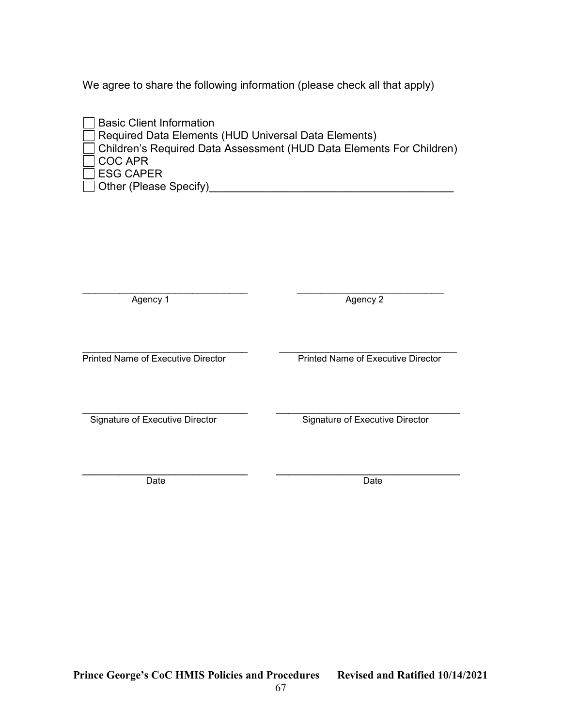We agree to share the following information (please check all that apply)

- ☐ Basic Client Information
- ☐ Required Data Elements (HUD Universal Data Elements)
- ☐ Children's Required Data Assessment (HUD Data Elements For Children)
- ☐ COC APR
- ☐ ESG CAPER
- ☐ Other (Please Specify)________________________________________

| | |
|---|---|
| ______________________________ | ______________________________ |
| Agency 1 | Agency 2 |
| ______________________________ | ______________________________ |
| Printed Name of Executive Director | Printed Name of Executive Director |
| ______________________________ | ______________________________ |
| Signature of Executive Director | Signature of Executive Director |
| ______________________________ | ______________________________ |
| Date | Date |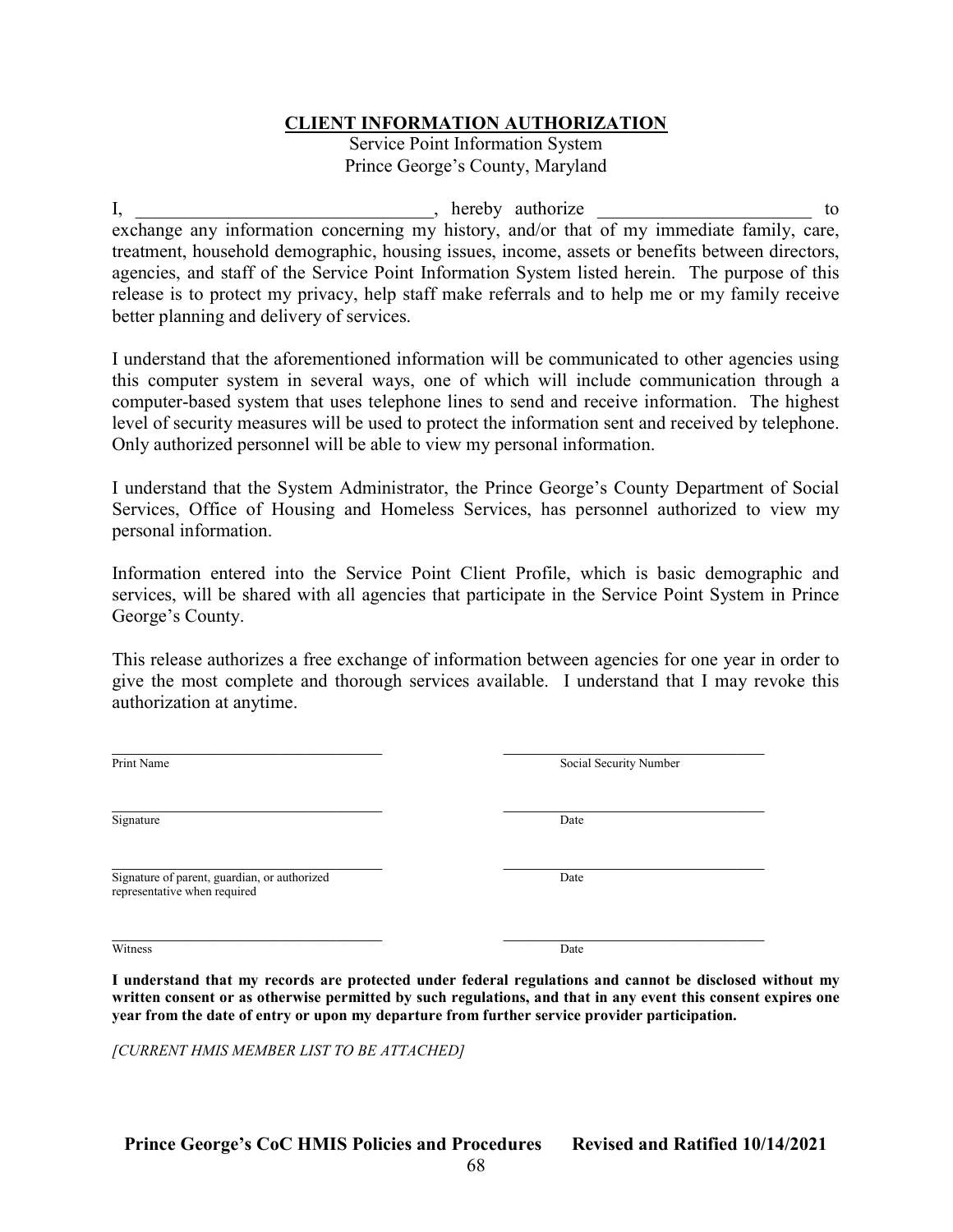## CLIENT INFORMATION AUTHORIZATION

Service Point Information System
Prince George's County, Maryland

I, _______________________________, hereby authorize _______________________ to exchange any information concerning my history, and/or that of my immediate family, care, treatment, household demographic, housing issues, income, assets or benefits between directors, agencies, and staff of the Service Point Information System listed herein. The purpose of this release is to protect my privacy, help staff make referrals and to help me or my family receive better planning and delivery of services.

I understand that the aforementioned information will be communicated to other agencies using this computer system in several ways, one of which will include communication through a computer-based system that uses telephone lines to send and receive information. The highest level of security measures will be used to protect the information sent and received by telephone. Only authorized personnel will be able to view my personal information.

I understand that the System Administrator, the Prince George's County Department of Social Services, Office of Housing and Homeless Services, has personnel authorized to view my personal information.

Information entered into the Service Point Client Profile, which is basic demographic and services, will be shared with all agencies that participate in the Service Point System in Prince George's County.

This release authorizes a free exchange of information between agencies for one year in order to give the most complete and thorough services available. I understand that I may revoke this authorization at anytime.

___________________________________ ___________________________________
Print Name Social Security Number

___________________________________ ___________________________________
Signature Date

___________________________________ ___________________________________
Signature of parent, guardian, or authorized representative when required Date

___________________________________ ___________________________________
Witness Date

**I understand that my records are protected under federal regulations and cannot be disclosed without my written consent or as otherwise permitted by such regulations, and that in any event this consent expires one year from the date of entry or upon my departure from further service provider participation.**

*[CURRENT HMIS MEMBER LIST TO BE ATTACHED]*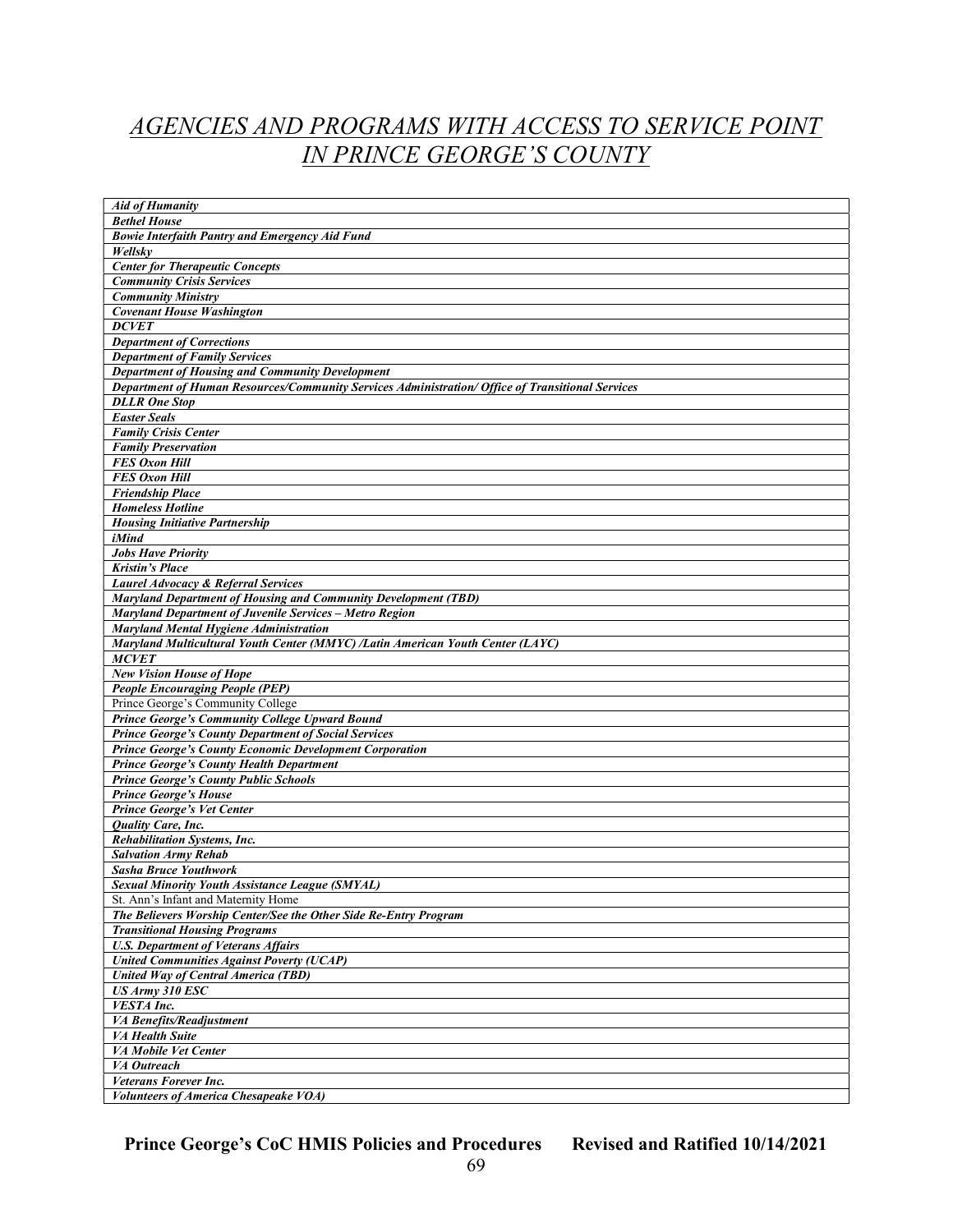# *AGENCIES AND PROGRAMS WITH ACCESS TO SERVICE POINT IN PRINCE GEORGE'S COUNTY*

| |
|---|
| ***Aid of Humanity*** |
| ***Bethel House*** |
| ***Bowie Interfaith Pantry and Emergency Aid Fund*** |
| ***Wellsky*** |
| ***Center for Therapeutic Concepts*** |
| ***Community Crisis Services*** |
| ***Community Ministry*** |
| ***Covenant House Washington*** |
| ***DCVET*** |
| ***Department of Corrections*** |
| ***Department of Family Services*** |
| ***Department of Housing and Community Development*** |
| ***Department of Human Resources/Community Services Administration/ Office of Transitional Services*** |
| ***DLLR One Stop*** |
| ***Easter Seals*** |
| ***Family Crisis Center*** |
| ***Family Preservation*** |
| ***FES Oxon Hill*** |
| ***FES Oxon Hill*** |
| ***Friendship Place*** |
| ***Homeless Hotline*** |
| ***Housing Initiative Partnership*** |
| ***iMind*** |
| ***Jobs Have Priority*** |
| ***Kristin's Place*** |
| ***Laurel Advocacy & Referral Services*** |
| ***Maryland Department of Housing and Community Development (TBD)*** |
| ***Maryland Department of Juvenile Services – Metro Region*** |
| ***Maryland Mental Hygiene Administration*** |
| ***Maryland Multicultural Youth Center (MMYC) /Latin American Youth Center (LAYC)*** |
| ***MCVET*** |
| ***New Vision House of Hope*** |
| ***People Encouraging People (PEP)*** |
| Prince George's Community College |
| ***Prince George's Community College Upward Bound*** |
| ***Prince George's County Department of Social Services*** |
| ***Prince George's County Economic Development Corporation*** |
| ***Prince George's County Health Department*** |
| ***Prince George's County Public Schools*** |
| ***Prince George's House*** |
| ***Prince George's Vet Center*** |
| ***Quality Care, Inc.*** |
| ***Rehabilitation Systems, Inc.*** |
| ***Salvation Army Rehab*** |
| ***Sasha Bruce Youthwork*** |
| ***Sexual Minority Youth Assistance League (SMYAL)*** |
| St. Ann's Infant and Maternity Home |
| ***The Believers Worship Center/See the Other Side Re-Entry Program*** |
| ***Transitional Housing Programs*** |
| ***U.S. Department of Veterans Affairs*** |
| ***United Communities Against Poverty (UCAP)*** |
| ***United Way of Central America (TBD)*** |
| ***US Army 310 ESC*** |
| ***VESTA Inc.*** |
| ***VA Benefits/Readjustment*** |
| ***VA Health Suite*** |
| ***VA Mobile Vet Center*** |
| ***VA Outreach*** |
| ***Veterans Forever Inc.*** |
| ***Volunteers of America Chesapeake VOA)*** |